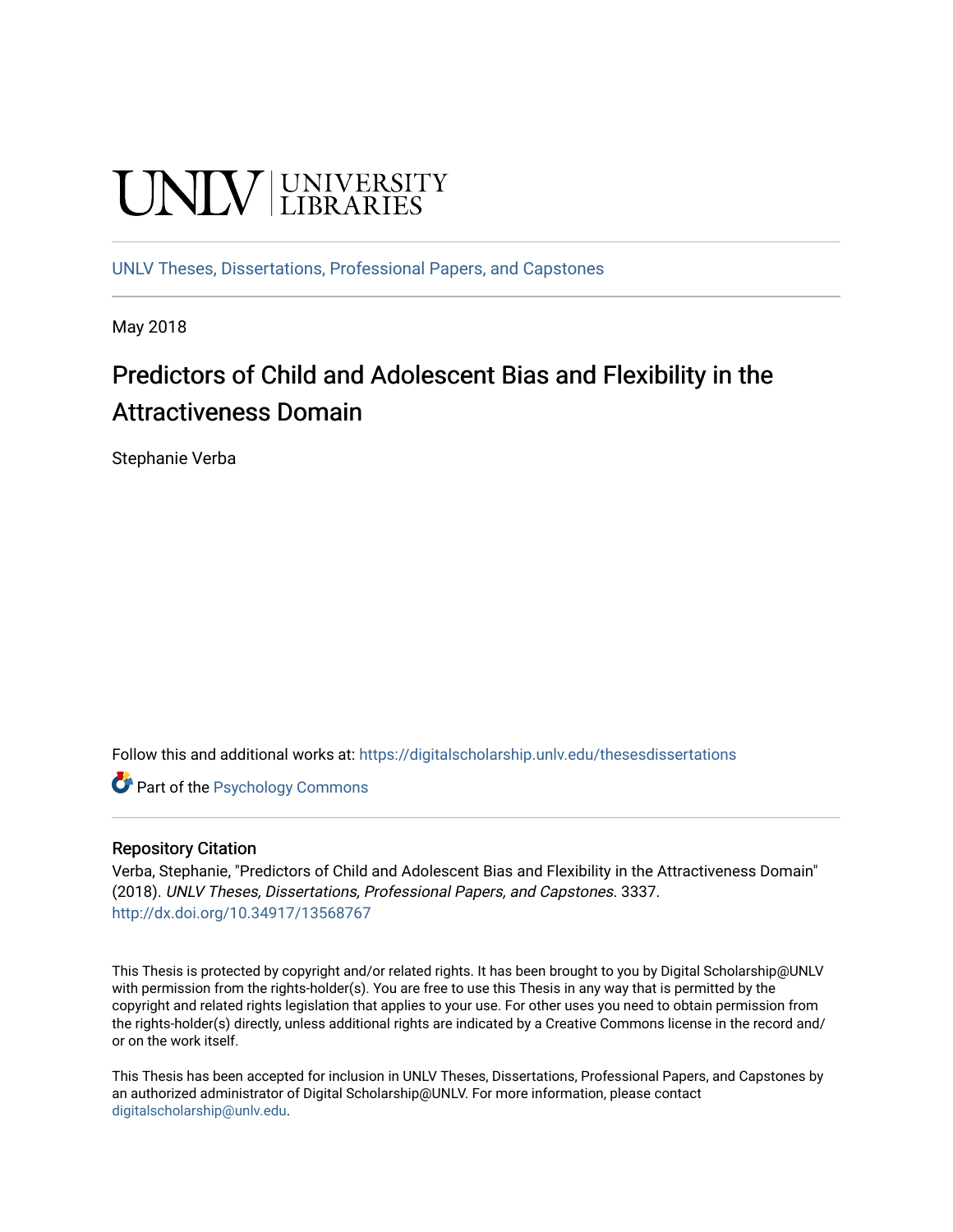UNLV | UNIVERSITY LIBRARIES

UNLV Theses, Dissertations, Professional Papers, and Capstones

May 2018

# Predictors of Child and Adolescent Bias and Flexibility in the Attractiveness Domain

Stephanie Verba

Follow this and additional works at: https://digitalscholarship.unlv.edu/thesesdissertations

Part of the Psychology Commons

## Repository Citation

Verba, Stephanie, "Predictors of Child and Adolescent Bias and Flexibility in the Attractiveness Domain" (2018). *UNLV Theses, Dissertations, Professional Papers, and Capstones*. 3337.
http://dx.doi.org/10.34917/13568767

This Thesis is protected by copyright and/or related rights. It has been brought to you by Digital Scholarship@UNLV with permission from the rights-holder(s). You are free to use this Thesis in any way that is permitted by the copyright and related rights legislation that applies to your use. For other uses you need to obtain permission from the rights-holder(s) directly, unless additional rights are indicated by a Creative Commons license in the record and/or on the work itself.

This Thesis has been accepted for inclusion in UNLV Theses, Dissertations, Professional Papers, and Capstones by an authorized administrator of Digital Scholarship@UNLV. For more information, please contact digitalscholarship@unlv.edu.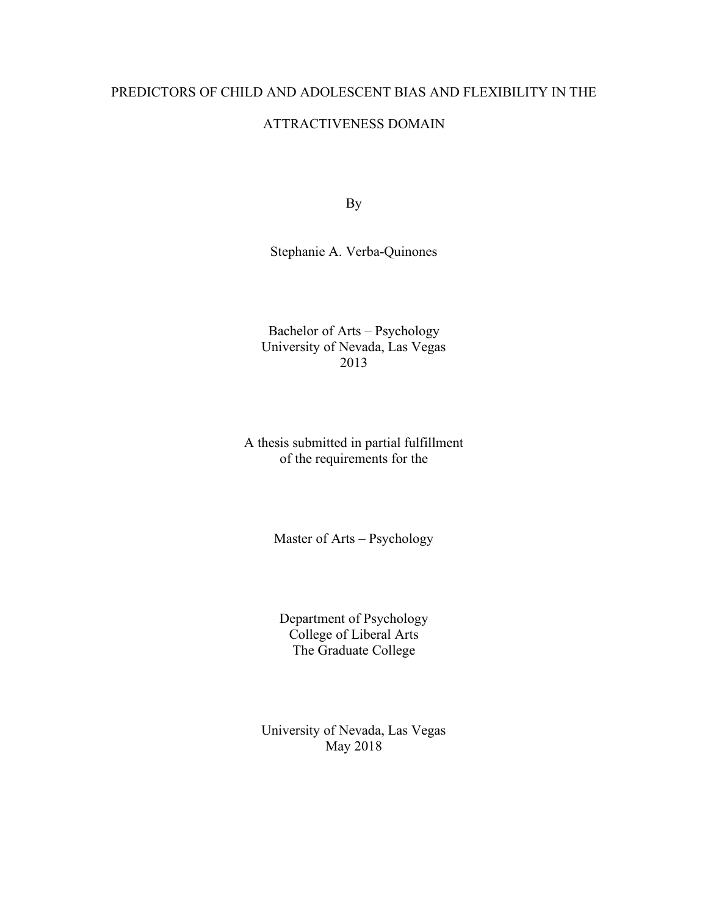# PREDICTORS OF CHILD AND ADOLESCENT BIAS AND FLEXIBILITY IN THE ATTRACTIVENESS DOMAIN

By

Stephanie A. Verba-Quinones

Bachelor of Arts – Psychology
University of Nevada, Las Vegas
2013

A thesis submitted in partial fulfillment
of the requirements for the

Master of Arts – Psychology

Department of Psychology
College of Liberal Arts
The Graduate College

University of Nevada, Las Vegas
May 2018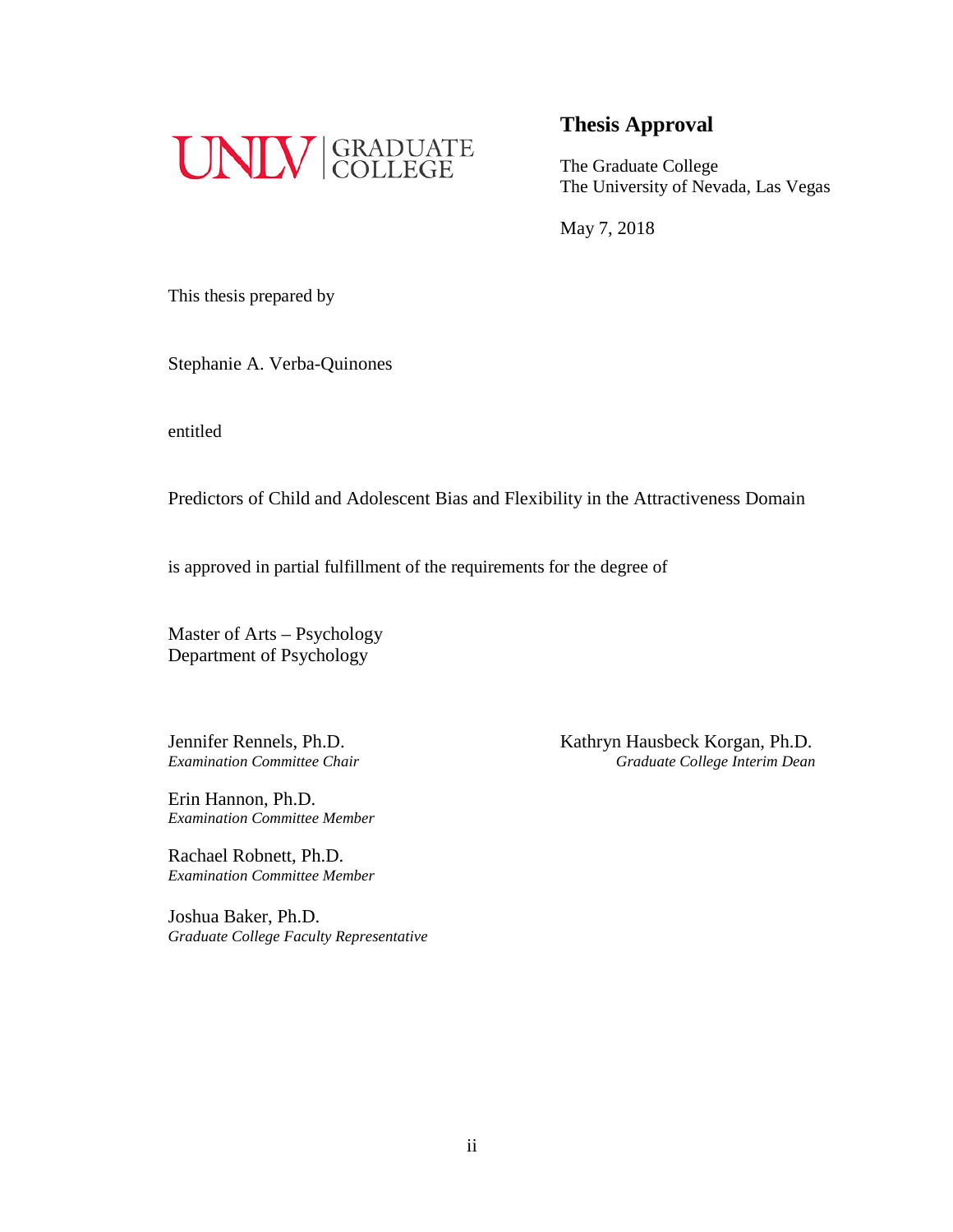UNLV | GRADUATE COLLEGE

## Thesis Approval

The Graduate College
The University of Nevada, Las Vegas

May 7, 2018

This thesis prepared by

Stephanie A. Verba-Quinones

entitled

Predictors of Child and Adolescent Bias and Flexibility in the Attractiveness Domain

is approved in partial fulfillment of the requirements for the degree of

Master of Arts – Psychology
Department of Psychology

Jennifer Rennels, Ph.D.
*Examination Committee Chair*

Erin Hannon, Ph.D.
*Examination Committee Member*

Rachael Robnett, Ph.D.
*Examination Committee Member*

Joshua Baker, Ph.D.
*Graduate College Faculty Representative*

Kathryn Hausbeck Korgan, Ph.D.
*Graduate College Interim Dean*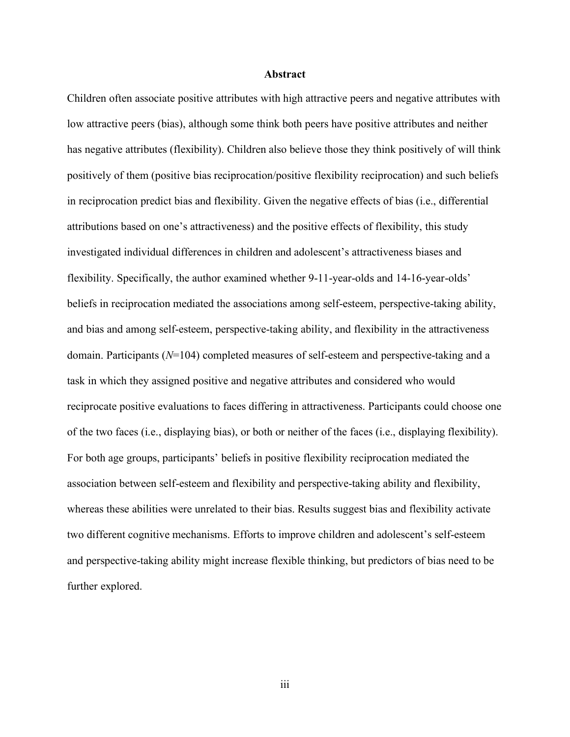## Abstract

Children often associate positive attributes with high attractive peers and negative attributes with low attractive peers (bias), although some think both peers have positive attributes and neither has negative attributes (flexibility). Children also believe those they think positively of will think positively of them (positive bias reciprocation/positive flexibility reciprocation) and such beliefs in reciprocation predict bias and flexibility. Given the negative effects of bias (i.e., differential attributions based on one's attractiveness) and the positive effects of flexibility, this study investigated individual differences in children and adolescent's attractiveness biases and flexibility. Specifically, the author examined whether 9-11-year-olds and 14-16-year-olds' beliefs in reciprocation mediated the associations among self-esteem, perspective-taking ability, and bias and among self-esteem, perspective-taking ability, and flexibility in the attractiveness domain. Participants (*N*=104) completed measures of self-esteem and perspective-taking and a task in which they assigned positive and negative attributes and considered who would reciprocate positive evaluations to faces differing in attractiveness. Participants could choose one of the two faces (i.e., displaying bias), or both or neither of the faces (i.e., displaying flexibility). For both age groups, participants' beliefs in positive flexibility reciprocation mediated the association between self-esteem and flexibility and perspective-taking ability and flexibility, whereas these abilities were unrelated to their bias. Results suggest bias and flexibility activate two different cognitive mechanisms. Efforts to improve children and adolescent's self-esteem and perspective-taking ability might increase flexible thinking, but predictors of bias need to be further explored.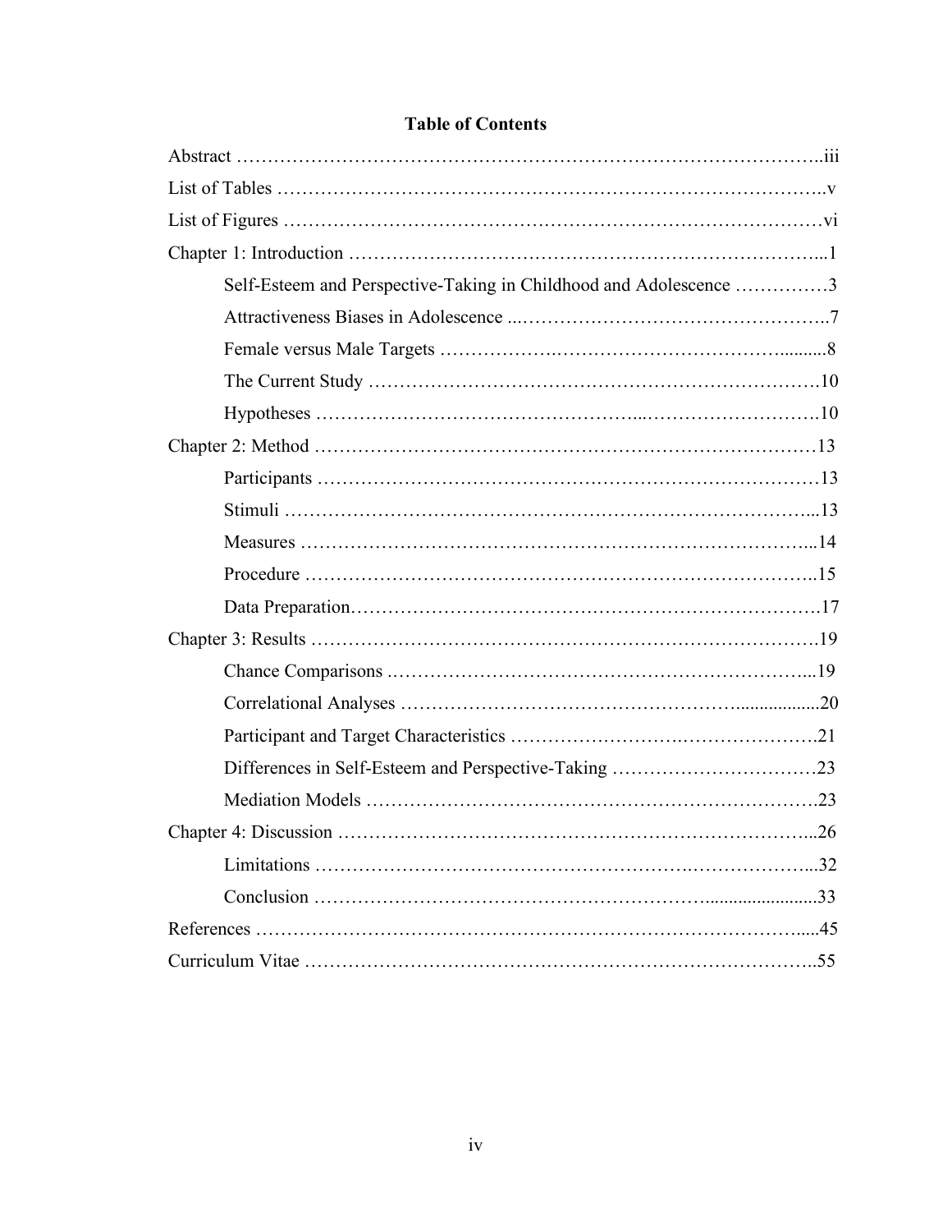# Table of Contents

Abstract ……………………………………………………………………………..iii

List of Tables ………………………………………………………………………..v

List of Figures ………………………………………………………………………vi

Chapter 1: Introduction …………………………………………………………………...1

Self-Esteem and Perspective-Taking in Childhood and Adolescence ……………3

Attractiveness Biases in Adolescence ...…………………………………………..7

Female versus Male Targets ……………….……………………………….........8

The Current Study ……………………………………………………………….10

Hypotheses ……………………………………...……………………….10

Chapter 2: Method ……………………………………………………………………13

Participants ………………………………………………………………………13

Stimuli ………………………………………………………………………...13

Measures ……………………………………………………………………...14

Procedure ……………………………………………………………………..15

Data Preparation…………………………………………………………………17

Chapter 3: Results …………………………………………………………………….19

Chance Comparisons .………………………………………………………...19

Correlational Analyses ………………………………………….................20

Participant and Target Characteristics ……………………….………………….21

Differences in Self-Esteem and Perspective-Taking ……………………………23

Mediation Models ……………………………………………………………….23

Chapter 4: Discussion …………………………………………………………………...26

Limitations ………………………………………………….………………...32

Conclusion ……………………………………………………….........................33

References …………………………………………………………………………….....45

Curriculum Vitae ………………………………………………………………………..55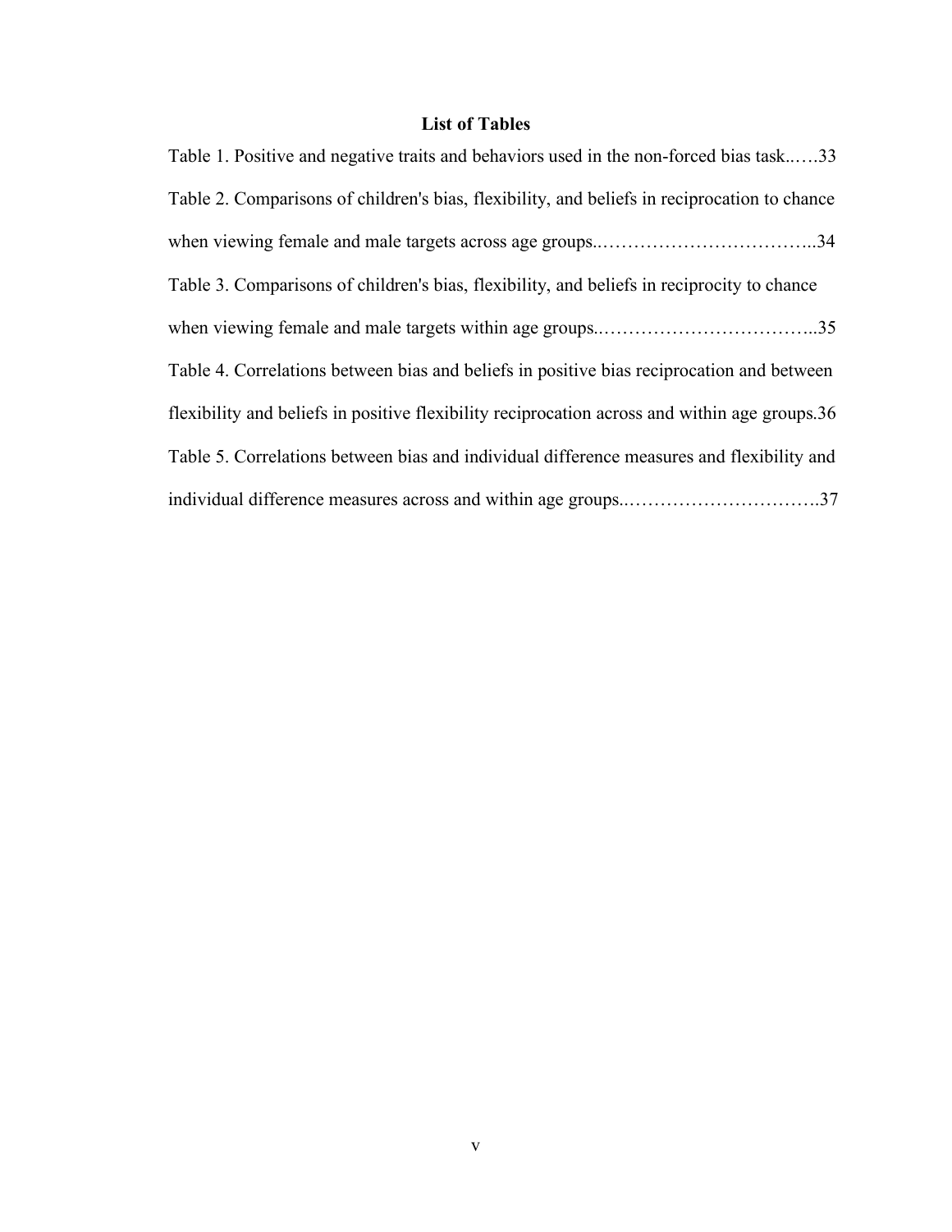## List of Tables

Table 1. Positive and negative traits and behaviors used in the non-forced bias task..….33

Table 2. Comparisons of children's bias, flexibility, and beliefs in reciprocation to chance when viewing female and male targets across age groups..……………………………..34

Table 3. Comparisons of children's bias, flexibility, and beliefs in reciprocity to chance when viewing female and male targets within age groups..……………………………..35

Table 4. Correlations between bias and beliefs in positive bias reciprocation and between flexibility and beliefs in positive flexibility reciprocation across and within age groups.36

Table 5. Correlations between bias and individual difference measures and flexibility and individual difference measures across and within age groups..………………………….37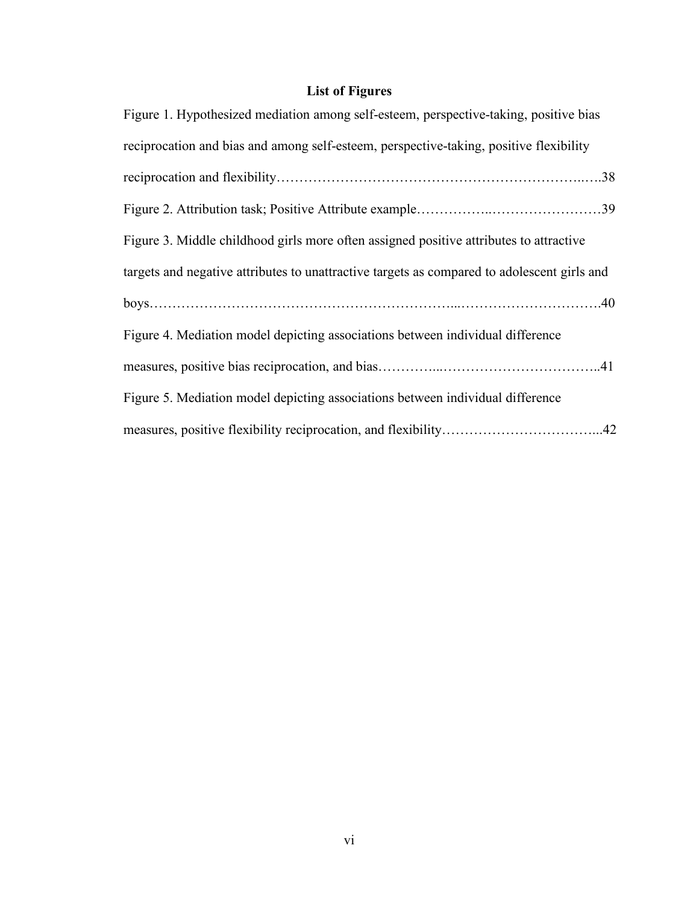## List of Figures

Figure 1. Hypothesized mediation among self-esteem, perspective-taking, positive bias reciprocation and bias and among self-esteem, perspective-taking, positive flexibility reciprocation and flexibility……………………………………………………………..….38

Figure 2. Attribution task; Positive Attribute example……………..……………………39

Figure 3. Middle childhood girls more often assigned positive attributes to attractive targets and negative attributes to unattractive targets as compared to adolescent girls and boys………………………………………………………...………………………….40

Figure 4. Mediation model depicting associations between individual difference measures, positive bias reciprocation, and bias…………...……………………………..41

Figure 5. Mediation model depicting associations between individual difference measures, positive flexibility reciprocation, and flexibility……………………………...42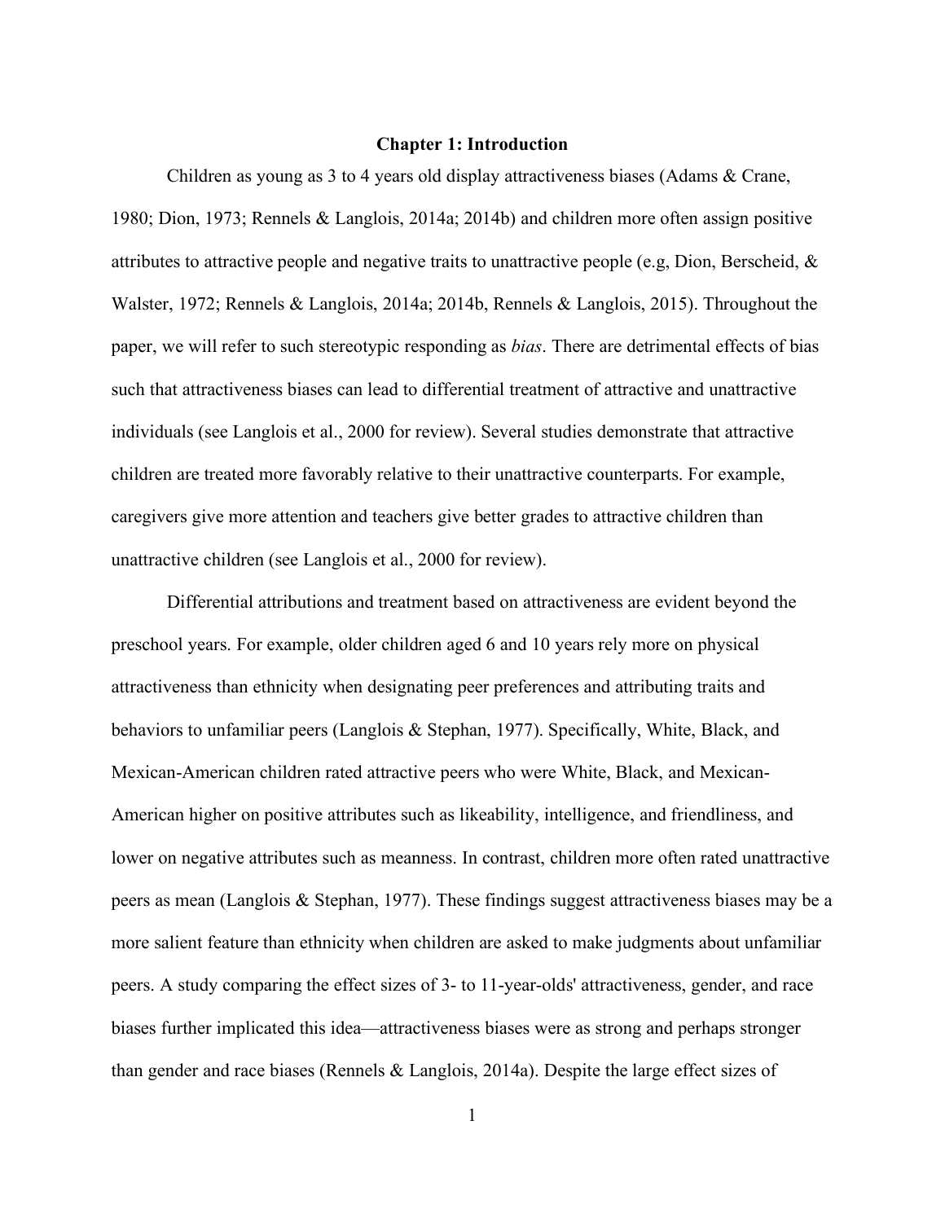# Chapter 1: Introduction

Children as young as 3 to 4 years old display attractiveness biases (Adams & Crane, 1980; Dion, 1973; Rennels & Langlois, 2014a; 2014b) and children more often assign positive attributes to attractive people and negative traits to unattractive people (e.g, Dion, Berscheid, & Walster, 1972; Rennels & Langlois, 2014a; 2014b, Rennels & Langlois, 2015). Throughout the paper, we will refer to such stereotypic responding as *bias*. There are detrimental effects of bias such that attractiveness biases can lead to differential treatment of attractive and unattractive individuals (see Langlois et al., 2000 for review). Several studies demonstrate that attractive children are treated more favorably relative to their unattractive counterparts. For example, caregivers give more attention and teachers give better grades to attractive children than unattractive children (see Langlois et al., 2000 for review).

Differential attributions and treatment based on attractiveness are evident beyond the preschool years. For example, older children aged 6 and 10 years rely more on physical attractiveness than ethnicity when designating peer preferences and attributing traits and behaviors to unfamiliar peers (Langlois & Stephan, 1977). Specifically, White, Black, and Mexican-American children rated attractive peers who were White, Black, and Mexican-American higher on positive attributes such as likeability, intelligence, and friendliness, and lower on negative attributes such as meanness. In contrast, children more often rated unattractive peers as mean (Langlois & Stephan, 1977). These findings suggest attractiveness biases may be a more salient feature than ethnicity when children are asked to make judgments about unfamiliar peers. A study comparing the effect sizes of 3- to 11-year-olds' attractiveness, gender, and race biases further implicated this idea—attractiveness biases were as strong and perhaps stronger than gender and race biases (Rennels & Langlois, 2014a). Despite the large effect sizes of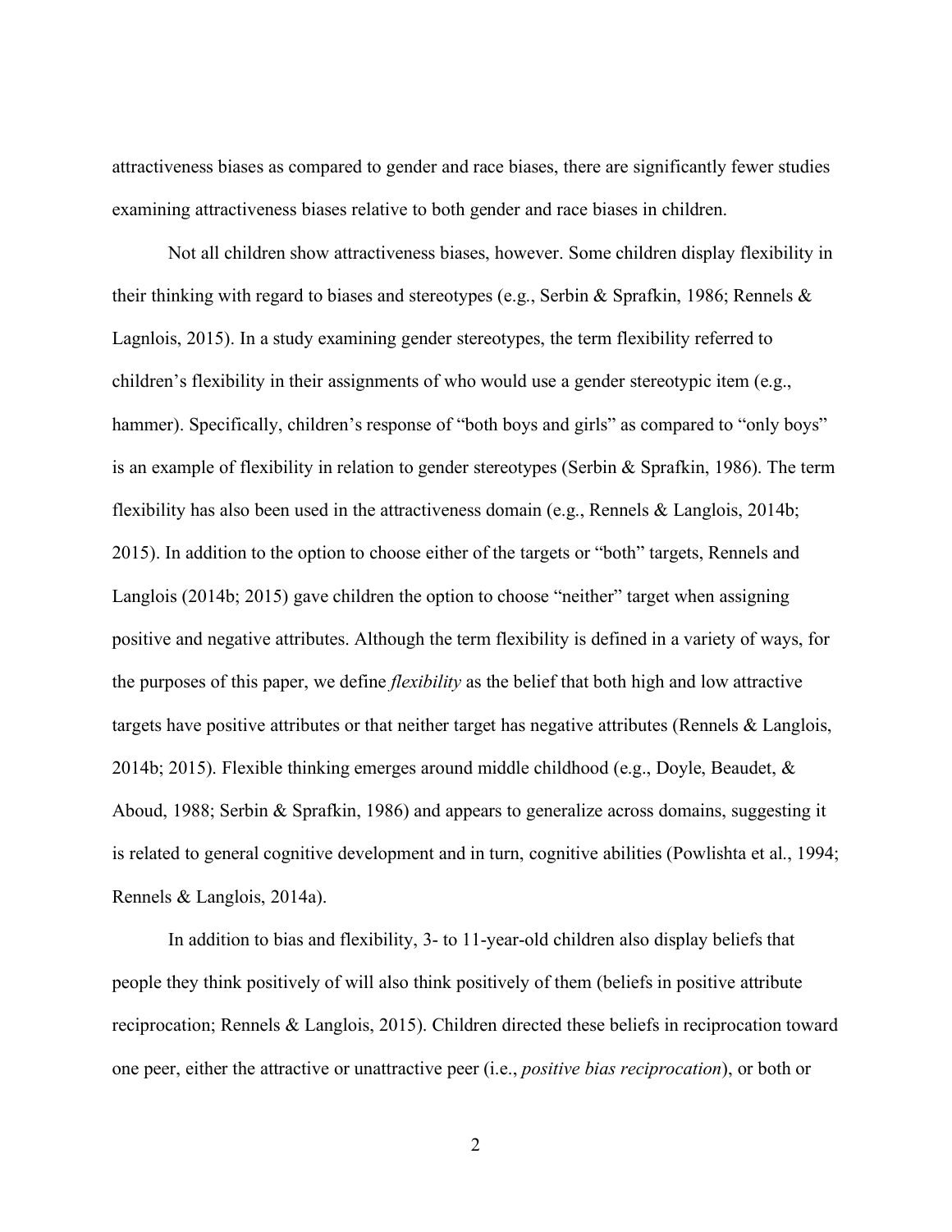attractiveness biases as compared to gender and race biases, there are significantly fewer studies examining attractiveness biases relative to both gender and race biases in children.

Not all children show attractiveness biases, however. Some children display flexibility in their thinking with regard to biases and stereotypes (e.g., Serbin & Sprafkin, 1986; Rennels & Lagnlois, 2015). In a study examining gender stereotypes, the term flexibility referred to children's flexibility in their assignments of who would use a gender stereotypic item (e.g., hammer). Specifically, children's response of "both boys and girls" as compared to "only boys" is an example of flexibility in relation to gender stereotypes (Serbin & Sprafkin, 1986). The term flexibility has also been used in the attractiveness domain (e.g., Rennels & Langlois, 2014b; 2015). In addition to the option to choose either of the targets or "both" targets, Rennels and Langlois (2014b; 2015) gave children the option to choose "neither" target when assigning positive and negative attributes. Although the term flexibility is defined in a variety of ways, for the purposes of this paper, we define *flexibility* as the belief that both high and low attractive targets have positive attributes or that neither target has negative attributes (Rennels & Langlois, 2014b; 2015). Flexible thinking emerges around middle childhood (e.g., Doyle, Beaudet, & Aboud, 1988; Serbin & Sprafkin, 1986) and appears to generalize across domains, suggesting it is related to general cognitive development and in turn, cognitive abilities (Powlishta et al., 1994; Rennels & Langlois, 2014a).

In addition to bias and flexibility, 3- to 11-year-old children also display beliefs that people they think positively of will also think positively of them (beliefs in positive attribute reciprocation; Rennels & Langlois, 2015). Children directed these beliefs in reciprocation toward one peer, either the attractive or unattractive peer (i.e., *positive bias reciprocation*), or both or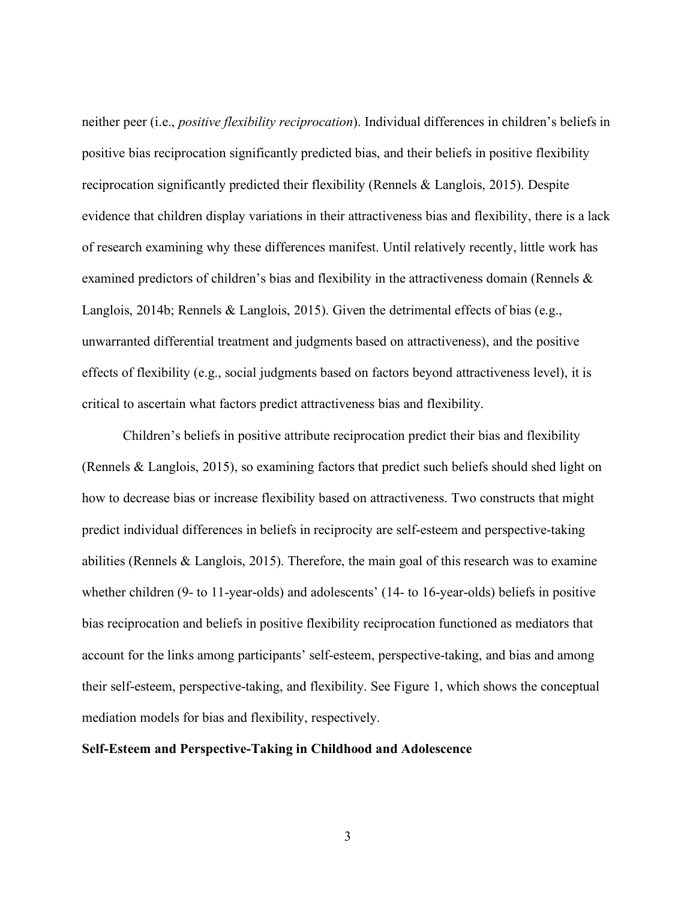neither peer (i.e., *positive flexibility reciprocation*). Individual differences in children's beliefs in positive bias reciprocation significantly predicted bias, and their beliefs in positive flexibility reciprocation significantly predicted their flexibility (Rennels & Langlois, 2015). Despite evidence that children display variations in their attractiveness bias and flexibility, there is a lack of research examining why these differences manifest. Until relatively recently, little work has examined predictors of children's bias and flexibility in the attractiveness domain (Rennels & Langlois, 2014b; Rennels & Langlois, 2015). Given the detrimental effects of bias (e.g., unwarranted differential treatment and judgments based on attractiveness), and the positive effects of flexibility (e.g., social judgments based on factors beyond attractiveness level), it is critical to ascertain what factors predict attractiveness bias and flexibility.

Children's beliefs in positive attribute reciprocation predict their bias and flexibility (Rennels & Langlois, 2015), so examining factors that predict such beliefs should shed light on how to decrease bias or increase flexibility based on attractiveness. Two constructs that might predict individual differences in beliefs in reciprocity are self-esteem and perspective-taking abilities (Rennels & Langlois, 2015). Therefore, the main goal of this research was to examine whether children (9- to 11-year-olds) and adolescents' (14- to 16-year-olds) beliefs in positive bias reciprocation and beliefs in positive flexibility reciprocation functioned as mediators that account for the links among participants' self-esteem, perspective-taking, and bias and among their self-esteem, perspective-taking, and flexibility. See Figure 1, which shows the conceptual mediation models for bias and flexibility, respectively.

**Self-Esteem and Perspective-Taking in Childhood and Adolescence**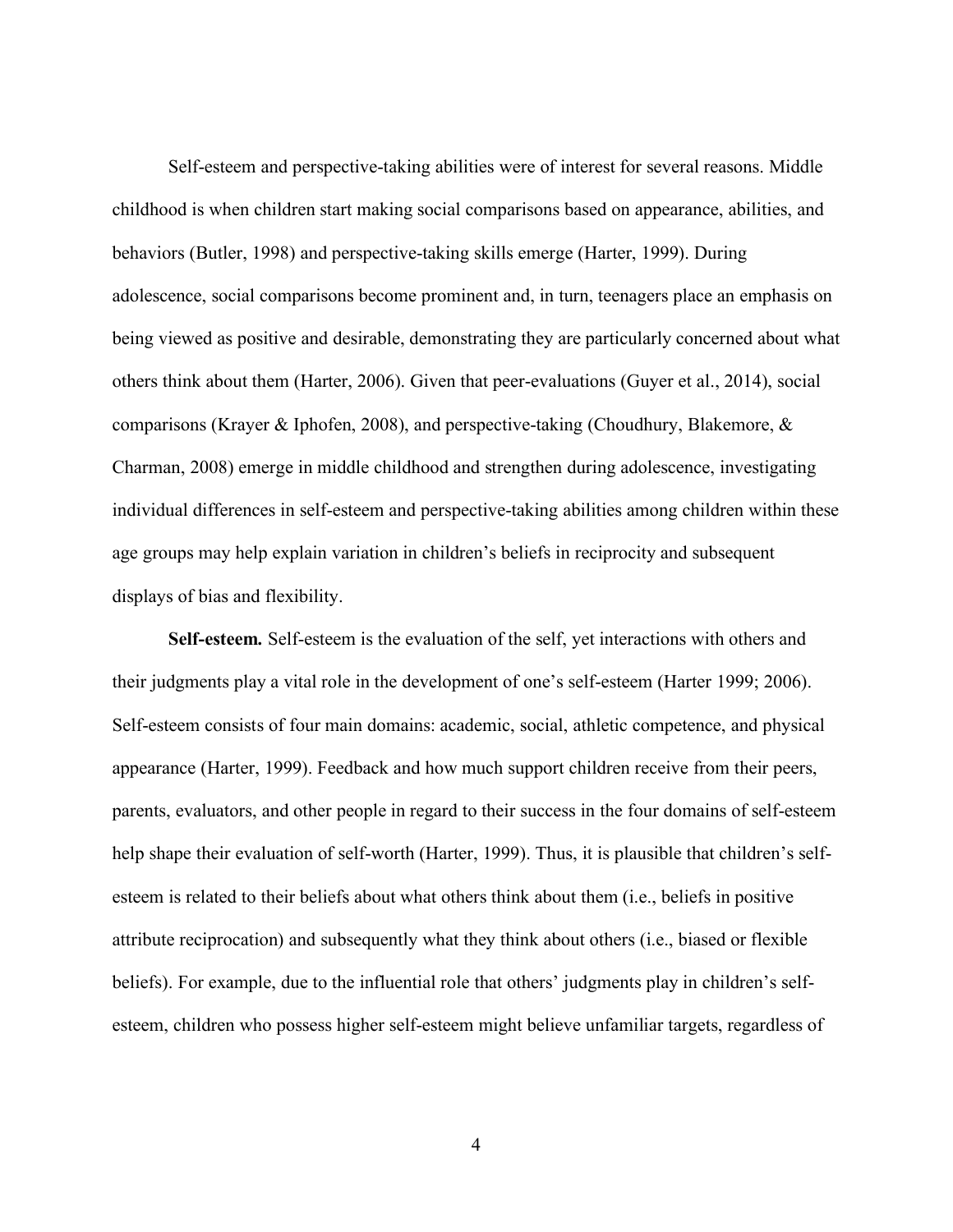Self-esteem and perspective-taking abilities were of interest for several reasons. Middle childhood is when children start making social comparisons based on appearance, abilities, and behaviors (Butler, 1998) and perspective-taking skills emerge (Harter, 1999). During adolescence, social comparisons become prominent and, in turn, teenagers place an emphasis on being viewed as positive and desirable, demonstrating they are particularly concerned about what others think about them (Harter, 2006). Given that peer-evaluations (Guyer et al., 2014), social comparisons (Krayer & Iphofen, 2008), and perspective-taking (Choudhury, Blakemore, & Charman, 2008) emerge in middle childhood and strengthen during adolescence, investigating individual differences in self-esteem and perspective-taking abilities among children within these age groups may help explain variation in children's beliefs in reciprocity and subsequent displays of bias and flexibility.

**Self-esteem.** Self-esteem is the evaluation of the self, yet interactions with others and their judgments play a vital role in the development of one's self-esteem (Harter 1999; 2006). Self-esteem consists of four main domains: academic, social, athletic competence, and physical appearance (Harter, 1999). Feedback and how much support children receive from their peers, parents, evaluators, and other people in regard to their success in the four domains of self-esteem help shape their evaluation of self-worth (Harter, 1999). Thus, it is plausible that children's self-esteem is related to their beliefs about what others think about them (i.e., beliefs in positive attribute reciprocation) and subsequently what they think about others (i.e., biased or flexible beliefs). For example, due to the influential role that others' judgments play in children's self-esteem, children who possess higher self-esteem might believe unfamiliar targets, regardless of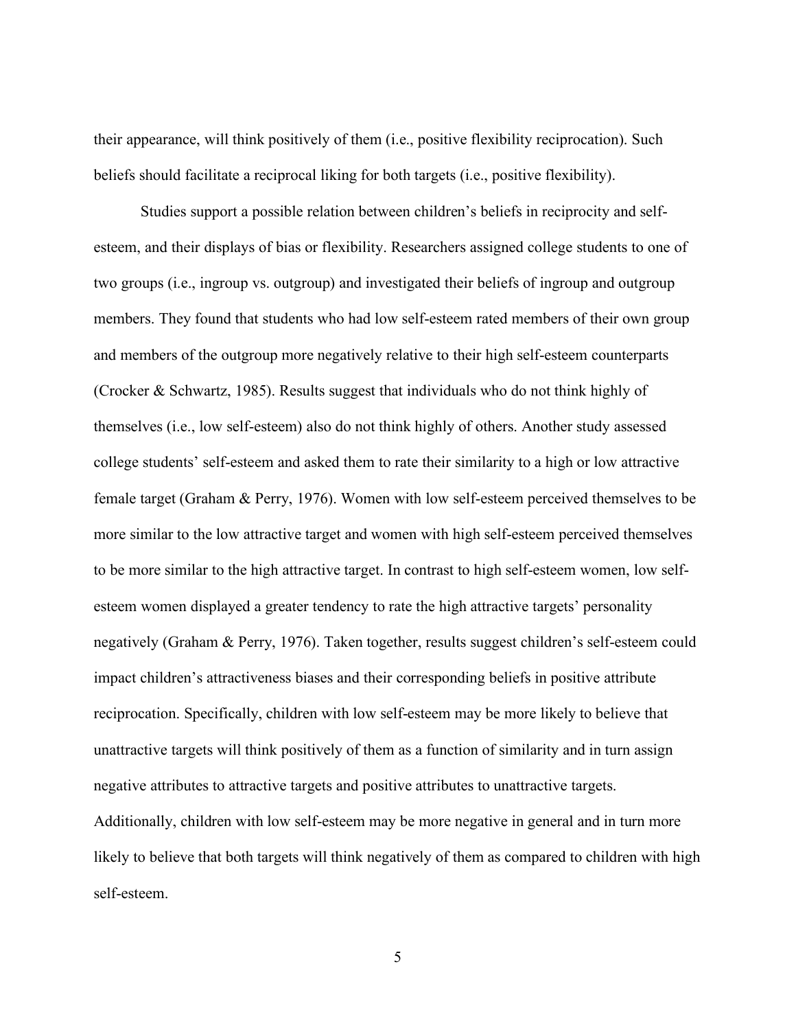their appearance, will think positively of them (i.e., positive flexibility reciprocation). Such beliefs should facilitate a reciprocal liking for both targets (i.e., positive flexibility).

Studies support a possible relation between children's beliefs in reciprocity and self-esteem, and their displays of bias or flexibility. Researchers assigned college students to one of two groups (i.e., ingroup vs. outgroup) and investigated their beliefs of ingroup and outgroup members. They found that students who had low self-esteem rated members of their own group and members of the outgroup more negatively relative to their high self-esteem counterparts (Crocker & Schwartz, 1985). Results suggest that individuals who do not think highly of themselves (i.e., low self-esteem) also do not think highly of others. Another study assessed college students' self-esteem and asked them to rate their similarity to a high or low attractive female target (Graham & Perry, 1976). Women with low self-esteem perceived themselves to be more similar to the low attractive target and women with high self-esteem perceived themselves to be more similar to the high attractive target. In contrast to high self-esteem women, low self-esteem women displayed a greater tendency to rate the high attractive targets' personality negatively (Graham & Perry, 1976). Taken together, results suggest children's self-esteem could impact children's attractiveness biases and their corresponding beliefs in positive attribute reciprocation. Specifically, children with low self-esteem may be more likely to believe that unattractive targets will think positively of them as a function of similarity and in turn assign negative attributes to attractive targets and positive attributes to unattractive targets. Additionally, children with low self-esteem may be more negative in general and in turn more likely to believe that both targets will think negatively of them as compared to children with high self-esteem.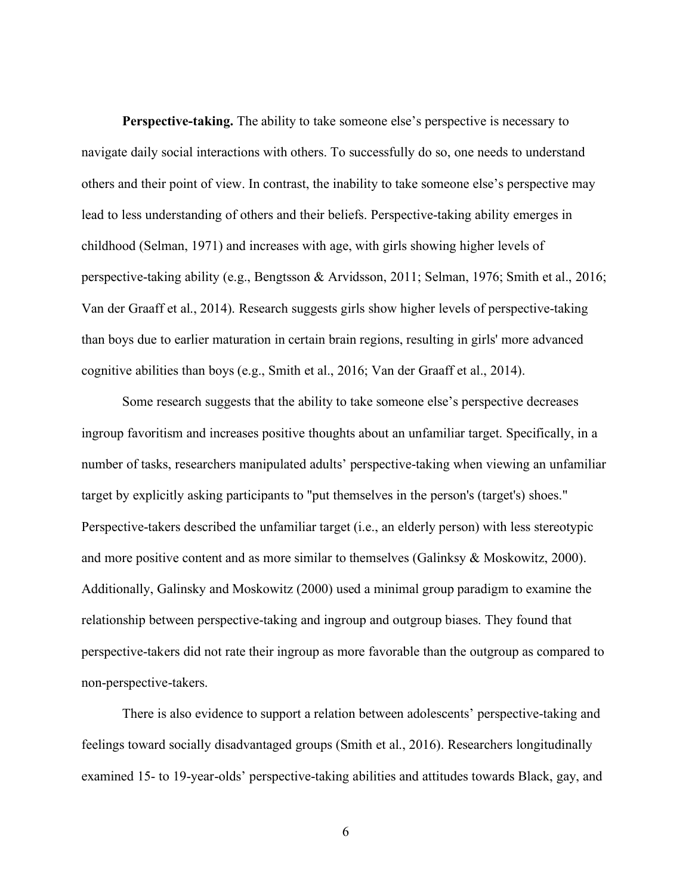**Perspective-taking.** The ability to take someone else's perspective is necessary to navigate daily social interactions with others. To successfully do so, one needs to understand others and their point of view. In contrast, the inability to take someone else's perspective may lead to less understanding of others and their beliefs. Perspective-taking ability emerges in childhood (Selman, 1971) and increases with age, with girls showing higher levels of perspective-taking ability (e.g., Bengtsson & Arvidsson, 2011; Selman, 1976; Smith et al., 2016; Van der Graaff et al., 2014). Research suggests girls show higher levels of perspective-taking than boys due to earlier maturation in certain brain regions, resulting in girls' more advanced cognitive abilities than boys (e.g., Smith et al., 2016; Van der Graaff et al., 2014).

Some research suggests that the ability to take someone else's perspective decreases ingroup favoritism and increases positive thoughts about an unfamiliar target. Specifically, in a number of tasks, researchers manipulated adults' perspective-taking when viewing an unfamiliar target by explicitly asking participants to "put themselves in the person's (target's) shoes." Perspective-takers described the unfamiliar target (i.e., an elderly person) with less stereotypic and more positive content and as more similar to themselves (Galinksy & Moskowitz, 2000). Additionally, Galinsky and Moskowitz (2000) used a minimal group paradigm to examine the relationship between perspective-taking and ingroup and outgroup biases. They found that perspective-takers did not rate their ingroup as more favorable than the outgroup as compared to non-perspective-takers.

There is also evidence to support a relation between adolescents' perspective-taking and feelings toward socially disadvantaged groups (Smith et al., 2016). Researchers longitudinally examined 15- to 19-year-olds' perspective-taking abilities and attitudes towards Black, gay, and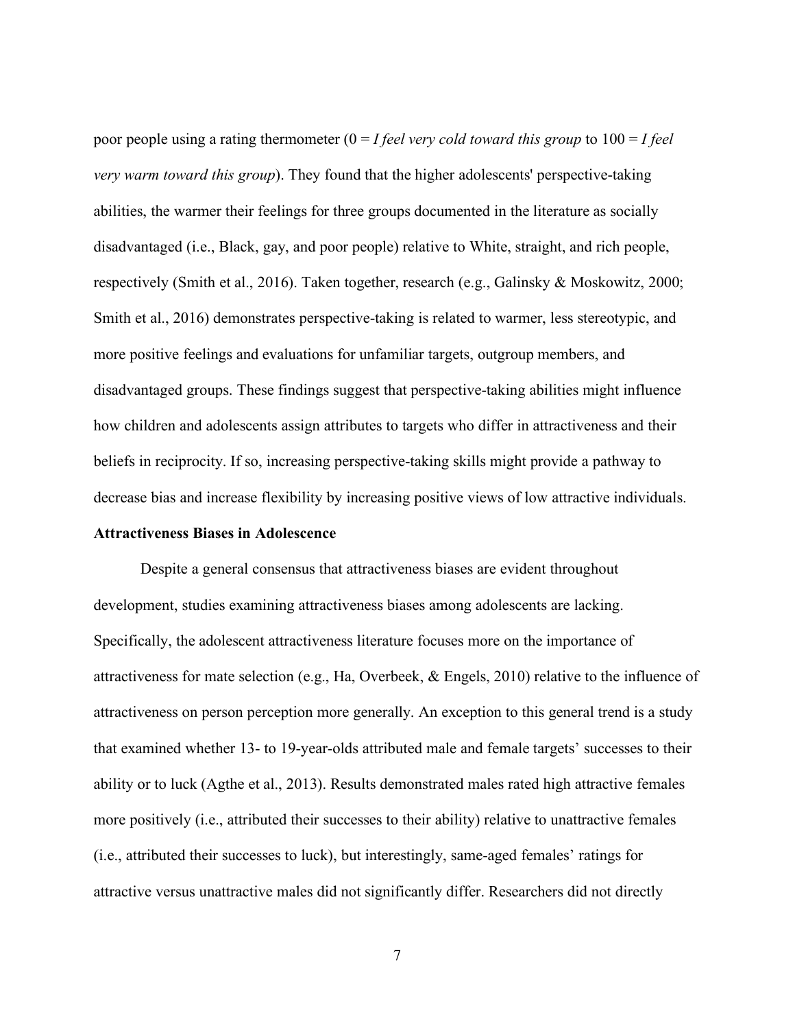poor people using a rating thermometer (0 = *I feel very cold toward this group* to 100 = *I feel very warm toward this group*). They found that the higher adolescents' perspective-taking abilities, the warmer their feelings for three groups documented in the literature as socially disadvantaged (i.e., Black, gay, and poor people) relative to White, straight, and rich people, respectively (Smith et al., 2016). Taken together, research (e.g., Galinsky & Moskowitz, 2000; Smith et al., 2016) demonstrates perspective-taking is related to warmer, less stereotypic, and more positive feelings and evaluations for unfamiliar targets, outgroup members, and disadvantaged groups. These findings suggest that perspective-taking abilities might influence how children and adolescents assign attributes to targets who differ in attractiveness and their beliefs in reciprocity. If so, increasing perspective-taking skills might provide a pathway to decrease bias and increase flexibility by increasing positive views of low attractive individuals.

**Attractiveness Biases in Adolescence**

Despite a general consensus that attractiveness biases are evident throughout development, studies examining attractiveness biases among adolescents are lacking. Specifically, the adolescent attractiveness literature focuses more on the importance of attractiveness for mate selection (e.g., Ha, Overbeek, & Engels, 2010) relative to the influence of attractiveness on person perception more generally. An exception to this general trend is a study that examined whether 13- to 19-year-olds attributed male and female targets' successes to their ability or to luck (Agthe et al., 2013). Results demonstrated males rated high attractive females more positively (i.e., attributed their successes to their ability) relative to unattractive females (i.e., attributed their successes to luck), but interestingly, same-aged females' ratings for attractive versus unattractive males did not significantly differ. Researchers did not directly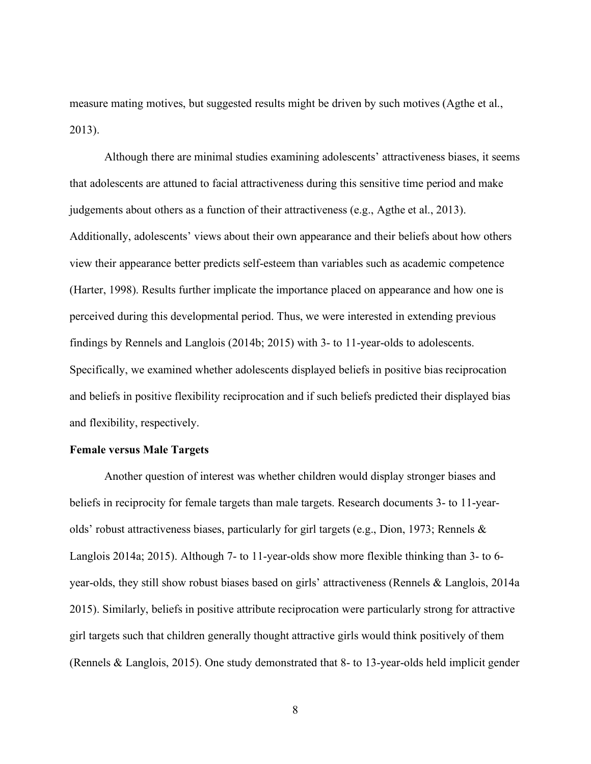measure mating motives, but suggested results might be driven by such motives (Agthe et al., 2013).

Although there are minimal studies examining adolescents' attractiveness biases, it seems that adolescents are attuned to facial attractiveness during this sensitive time period and make judgements about others as a function of their attractiveness (e.g., Agthe et al., 2013). Additionally, adolescents' views about their own appearance and their beliefs about how others view their appearance better predicts self-esteem than variables such as academic competence (Harter, 1998). Results further implicate the importance placed on appearance and how one is perceived during this developmental period. Thus, we were interested in extending previous findings by Rennels and Langlois (2014b; 2015) with 3- to 11-year-olds to adolescents. Specifically, we examined whether adolescents displayed beliefs in positive bias reciprocation and beliefs in positive flexibility reciprocation and if such beliefs predicted their displayed bias and flexibility, respectively.

**Female versus Male Targets**

Another question of interest was whether children would display stronger biases and beliefs in reciprocity for female targets than male targets. Research documents 3- to 11-year-olds' robust attractiveness biases, particularly for girl targets (e.g., Dion, 1973; Rennels & Langlois 2014a; 2015). Although 7- to 11-year-olds show more flexible thinking than 3- to 6-year-olds, they still show robust biases based on girls' attractiveness (Rennels & Langlois, 2014a 2015). Similarly, beliefs in positive attribute reciprocation were particularly strong for attractive girl targets such that children generally thought attractive girls would think positively of them (Rennels & Langlois, 2015). One study demonstrated that 8- to 13-year-olds held implicit gender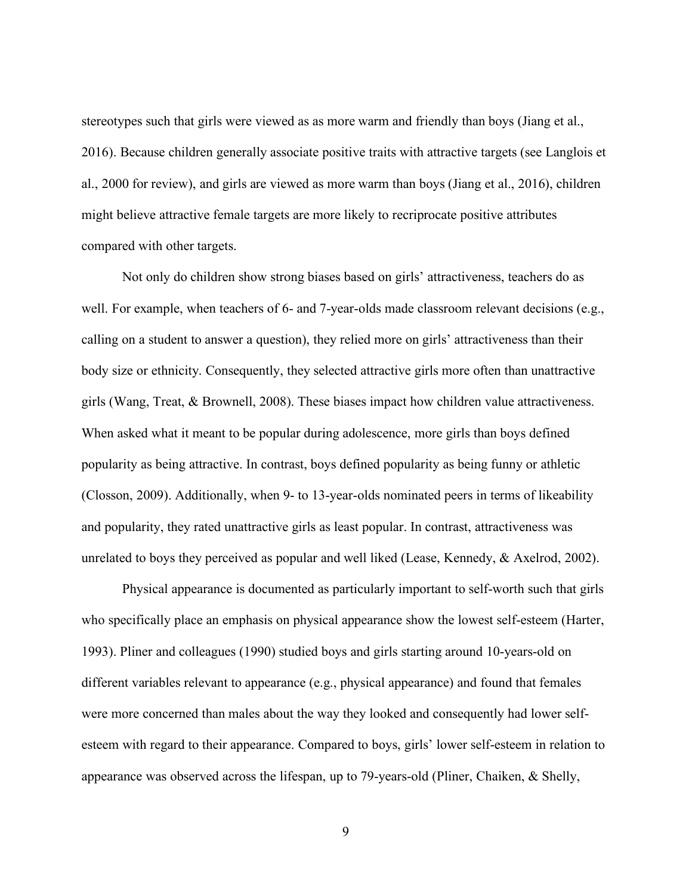stereotypes such that girls were viewed as as more warm and friendly than boys (Jiang et al., 2016). Because children generally associate positive traits with attractive targets (see Langlois et al., 2000 for review), and girls are viewed as more warm than boys (Jiang et al., 2016), children might believe attractive female targets are more likely to recriprocate positive attributes compared with other targets.

Not only do children show strong biases based on girls' attractiveness, teachers do as well. For example, when teachers of 6- and 7-year-olds made classroom relevant decisions (e.g., calling on a student to answer a question), they relied more on girls' attractiveness than their body size or ethnicity. Consequently, they selected attractive girls more often than unattractive girls (Wang, Treat, & Brownell, 2008). These biases impact how children value attractiveness. When asked what it meant to be popular during adolescence, more girls than boys defined popularity as being attractive. In contrast, boys defined popularity as being funny or athletic (Closson, 2009). Additionally, when 9- to 13-year-olds nominated peers in terms of likeability and popularity, they rated unattractive girls as least popular. In contrast, attractiveness was unrelated to boys they perceived as popular and well liked (Lease, Kennedy, & Axelrod, 2002).

Physical appearance is documented as particularly important to self-worth such that girls who specifically place an emphasis on physical appearance show the lowest self-esteem (Harter, 1993). Pliner and colleagues (1990) studied boys and girls starting around 10-years-old on different variables relevant to appearance (e.g., physical appearance) and found that females were more concerned than males about the way they looked and consequently had lower self-esteem with regard to their appearance. Compared to boys, girls' lower self-esteem in relation to appearance was observed across the lifespan, up to 79-years-old (Pliner, Chaiken, & Shelly,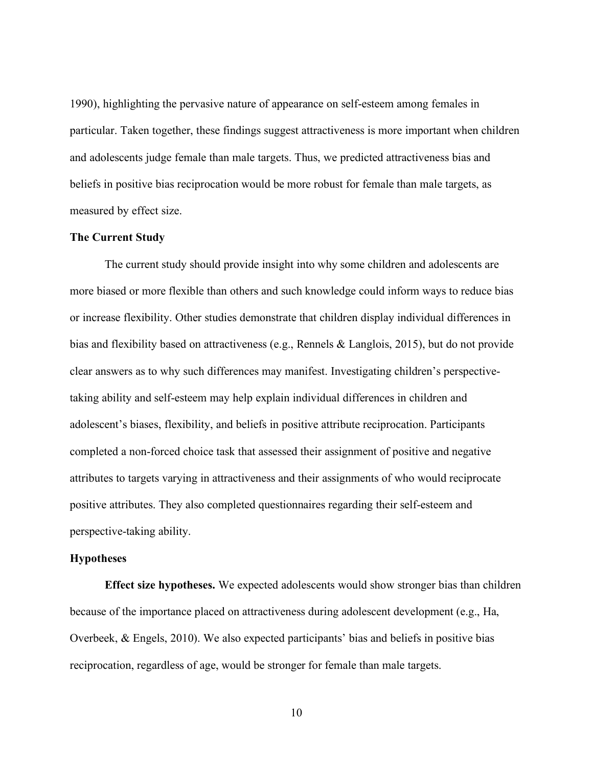1990), highlighting the pervasive nature of appearance on self-esteem among females in particular. Taken together, these findings suggest attractiveness is more important when children and adolescents judge female than male targets. Thus, we predicted attractiveness bias and beliefs in positive bias reciprocation would be more robust for female than male targets, as measured by effect size.

## The Current Study

The current study should provide insight into why some children and adolescents are more biased or more flexible than others and such knowledge could inform ways to reduce bias or increase flexibility. Other studies demonstrate that children display individual differences in bias and flexibility based on attractiveness (e.g., Rennels & Langlois, 2015), but do not provide clear answers as to why such differences may manifest. Investigating children's perspective-taking ability and self-esteem may help explain individual differences in children and adolescent's biases, flexibility, and beliefs in positive attribute reciprocation. Participants completed a non-forced choice task that assessed their assignment of positive and negative attributes to targets varying in attractiveness and their assignments of who would reciprocate positive attributes. They also completed questionnaires regarding their self-esteem and perspective-taking ability.

## Hypotheses

**Effect size hypotheses.** We expected adolescents would show stronger bias than children because of the importance placed on attractiveness during adolescent development (e.g., Ha, Overbeek, & Engels, 2010). We also expected participants' bias and beliefs in positive bias reciprocation, regardless of age, would be stronger for female than male targets.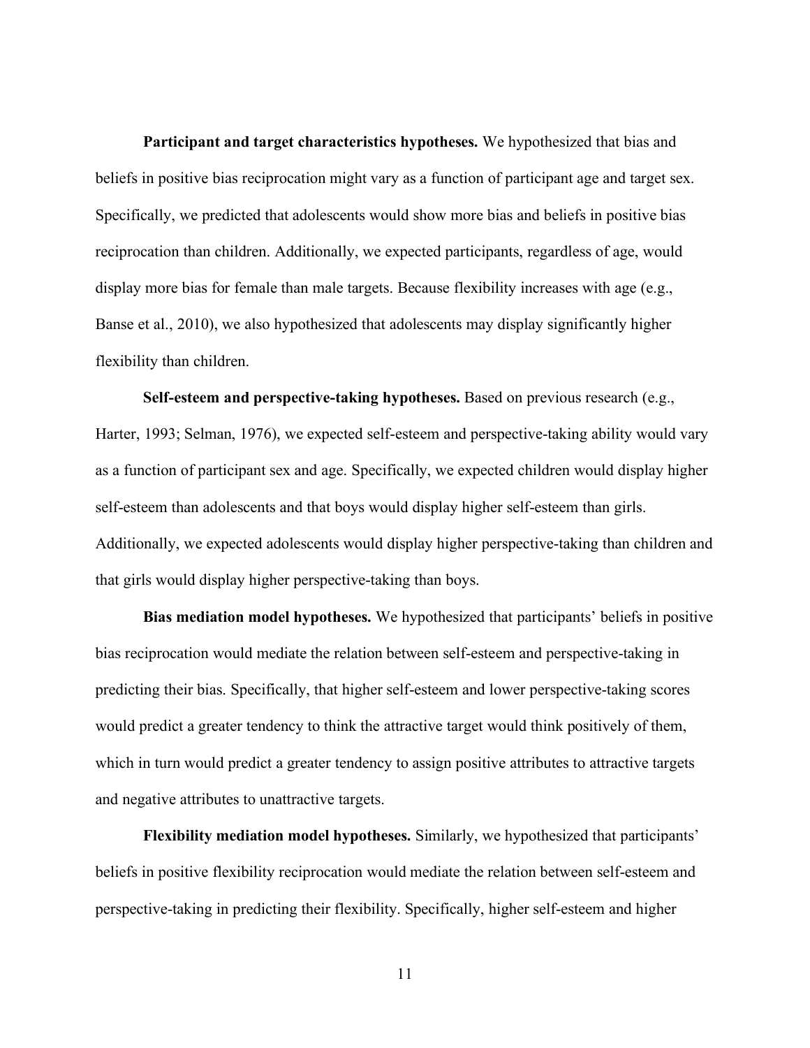**Participant and target characteristics hypotheses.** We hypothesized that bias and beliefs in positive bias reciprocation might vary as a function of participant age and target sex. Specifically, we predicted that adolescents would show more bias and beliefs in positive bias reciprocation than children. Additionally, we expected participants, regardless of age, would display more bias for female than male targets. Because flexibility increases with age (e.g., Banse et al., 2010), we also hypothesized that adolescents may display significantly higher flexibility than children.

**Self-esteem and perspective-taking hypotheses.** Based on previous research (e.g., Harter, 1993; Selman, 1976), we expected self-esteem and perspective-taking ability would vary as a function of participant sex and age. Specifically, we expected children would display higher self-esteem than adolescents and that boys would display higher self-esteem than girls. Additionally, we expected adolescents would display higher perspective-taking than children and that girls would display higher perspective-taking than boys.

**Bias mediation model hypotheses.** We hypothesized that participants' beliefs in positive bias reciprocation would mediate the relation between self-esteem and perspective-taking in predicting their bias. Specifically, that higher self-esteem and lower perspective-taking scores would predict a greater tendency to think the attractive target would think positively of them, which in turn would predict a greater tendency to assign positive attributes to attractive targets and negative attributes to unattractive targets.

**Flexibility mediation model hypotheses.** Similarly, we hypothesized that participants' beliefs in positive flexibility reciprocation would mediate the relation between self-esteem and perspective-taking in predicting their flexibility. Specifically, higher self-esteem and higher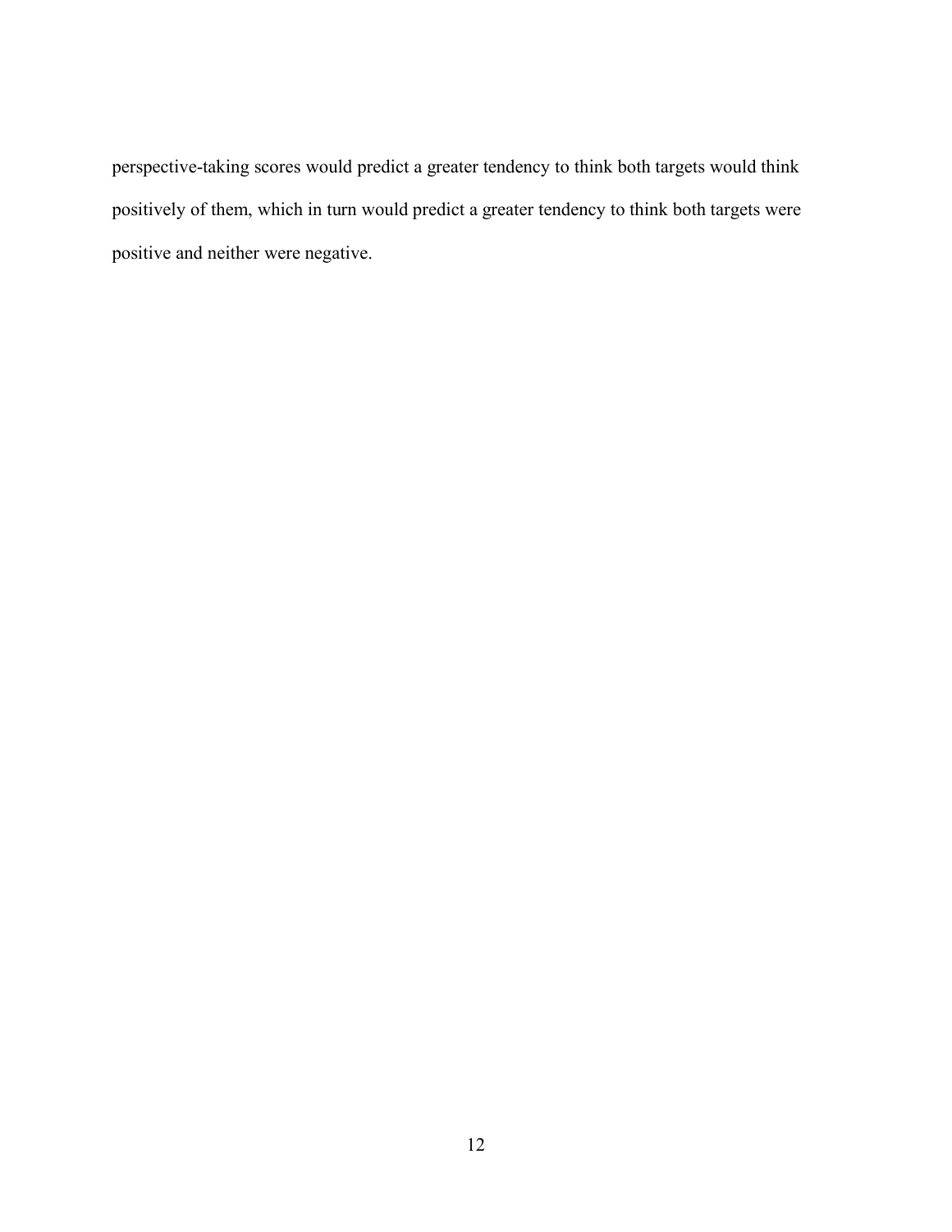perspective-taking scores would predict a greater tendency to think both targets would think positively of them, which in turn would predict a greater tendency to think both targets were positive and neither were negative.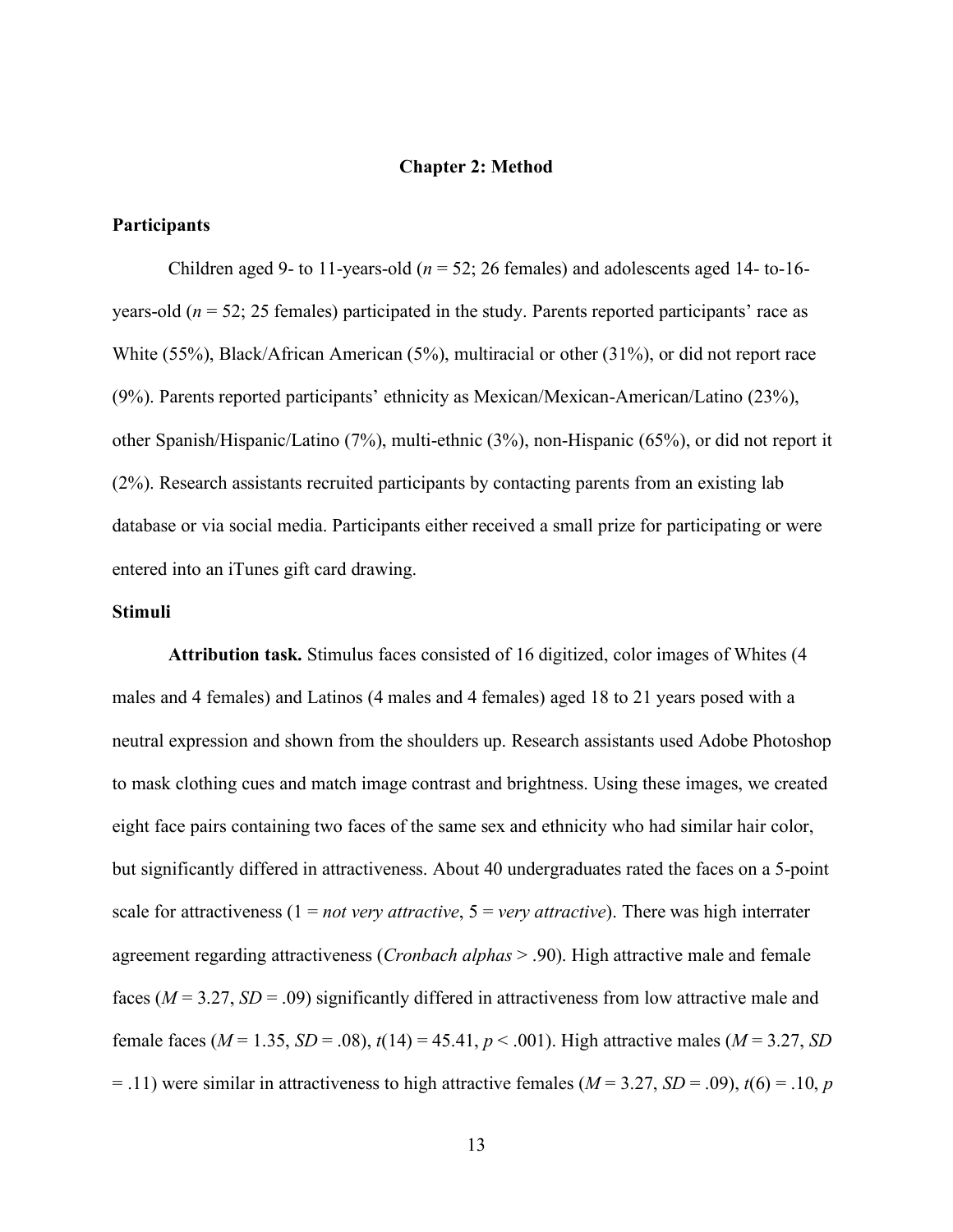# Chapter 2: Method

## Participants

Children aged 9- to 11-years-old ($n = 52$; 26 females) and adolescents aged 14- to-16-years-old ($n = 52$; 25 females) participated in the study. Parents reported participants' race as White (55%), Black/African American (5%), multiracial or other (31%), or did not report race (9%). Parents reported participants' ethnicity as Mexican/Mexican-American/Latino (23%), other Spanish/Hispanic/Latino (7%), multi-ethnic (3%), non-Hispanic (65%), or did not report it (2%). Research assistants recruited participants by contacting parents from an existing lab database or via social media. Participants either received a small prize for participating or were entered into an iTunes gift card drawing.

## Stimuli

**Attribution task.** Stimulus faces consisted of 16 digitized, color images of Whites (4 males and 4 females) and Latinos (4 males and 4 females) aged 18 to 21 years posed with a neutral expression and shown from the shoulders up. Research assistants used Adobe Photoshop to mask clothing cues and match image contrast and brightness. Using these images, we created eight face pairs containing two faces of the same sex and ethnicity who had similar hair color, but significantly differed in attractiveness. About 40 undergraduates rated the faces on a 5-point scale for attractiveness (1 = *not very attractive*, 5 = *very attractive*). There was high interrater agreement regarding attractiveness (*Cronbach alphas* > .90). High attractive male and female faces ($M = 3.27$, $SD = .09$) significantly differed in attractiveness from low attractive male and female faces ($M = 1.35$, $SD = .08$), $t(14) = 45.41$, $p < .001$). High attractive males ($M = 3.27$, $SD = .11$) were similar in attractiveness to high attractive females ($M = 3.27$, $SD = .09$), $t(6) = .10$, $p$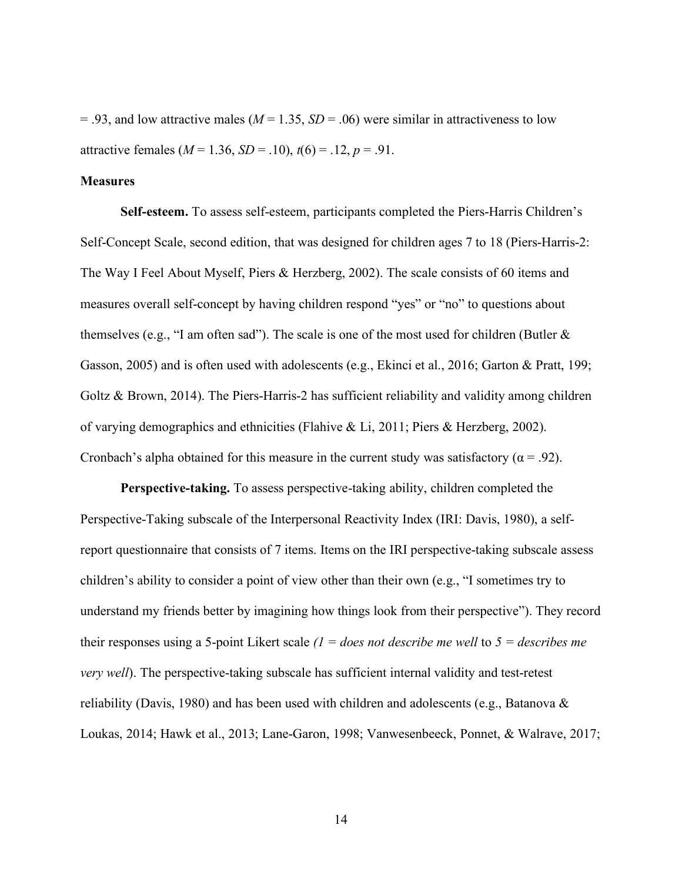= .93, and low attractive males (*M* = 1.35, *SD* = .06) were similar in attractiveness to low attractive females (*M* = 1.36, *SD* = .10), $t(6) = .12$, $p = .91$.

**Measures**

**Self-esteem.** To assess self-esteem, participants completed the Piers-Harris Children's Self-Concept Scale, second edition, that was designed for children ages 7 to 18 (Piers-Harris-2: The Way I Feel About Myself, Piers & Herzberg, 2002). The scale consists of 60 items and measures overall self-concept by having children respond "yes" or "no" to questions about themselves (e.g., "I am often sad"). The scale is one of the most used for children (Butler & Gasson, 2005) and is often used with adolescents (e.g., Ekinci et al., 2016; Garton & Pratt, 199; Goltz & Brown, 2014). The Piers-Harris-2 has sufficient reliability and validity among children of varying demographics and ethnicities (Flahive & Li, 2011; Piers & Herzberg, 2002). Cronbach's alpha obtained for this measure in the current study was satisfactory ($\alpha = .92$).

**Perspective-taking.** To assess perspective-taking ability, children completed the Perspective-Taking subscale of the Interpersonal Reactivity Index (IRI: Davis, 1980), a self-report questionnaire that consists of 7 items. Items on the IRI perspective-taking subscale assess children's ability to consider a point of view other than their own (e.g., "I sometimes try to understand my friends better by imagining how things look from their perspective"). They record their responses using a 5-point Likert scale *(1 = does not describe me well* to *5 = describes me very well*). The perspective-taking subscale has sufficient internal validity and test-retest reliability (Davis, 1980) and has been used with children and adolescents (e.g., Batanova & Loukas, 2014; Hawk et al., 2013; Lane-Garon, 1998; Vanwesenbeeck, Ponnet, & Walrave, 2017;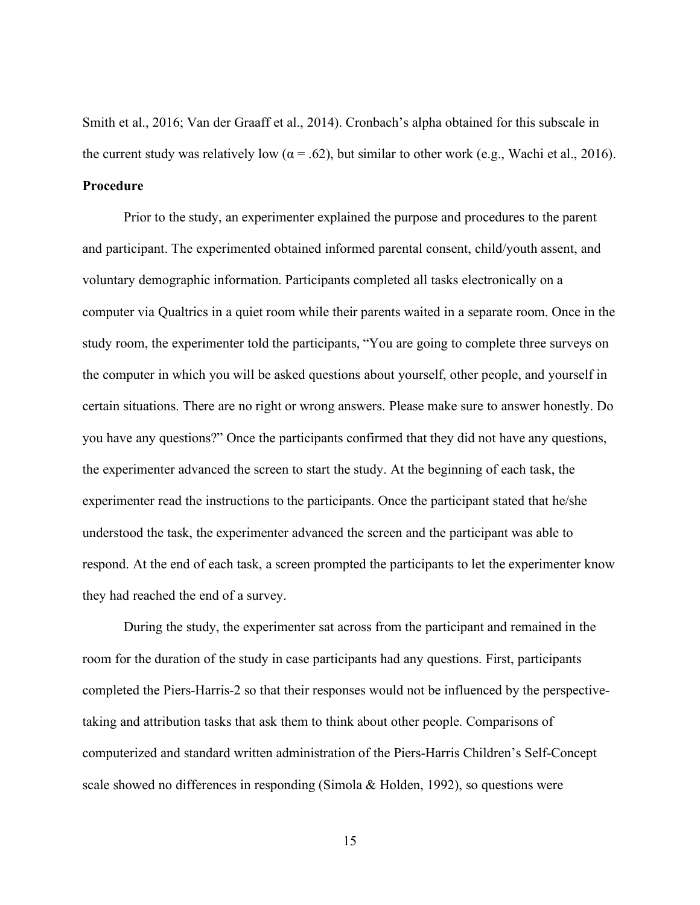Smith et al., 2016; Van der Graaff et al., 2014). Cronbach's alpha obtained for this subscale in the current study was relatively low ($\alpha = .62$), but similar to other work (e.g., Wachi et al., 2016).

**Procedure**

Prior to the study, an experimenter explained the purpose and procedures to the parent and participant. The experimented obtained informed parental consent, child/youth assent, and voluntary demographic information. Participants completed all tasks electronically on a computer via Qualtrics in a quiet room while their parents waited in a separate room. Once in the study room, the experimenter told the participants, "You are going to complete three surveys on the computer in which you will be asked questions about yourself, other people, and yourself in certain situations. There are no right or wrong answers. Please make sure to answer honestly. Do you have any questions?" Once the participants confirmed that they did not have any questions, the experimenter advanced the screen to start the study. At the beginning of each task, the experimenter read the instructions to the participants. Once the participant stated that he/she understood the task, the experimenter advanced the screen and the participant was able to respond. At the end of each task, a screen prompted the participants to let the experimenter know they had reached the end of a survey.

During the study, the experimenter sat across from the participant and remained in the room for the duration of the study in case participants had any questions. First, participants completed the Piers-Harris-2 so that their responses would not be influenced by the perspective-taking and attribution tasks that ask them to think about other people. Comparisons of computerized and standard written administration of the Piers-Harris Children's Self-Concept scale showed no differences in responding (Simola & Holden, 1992), so questions were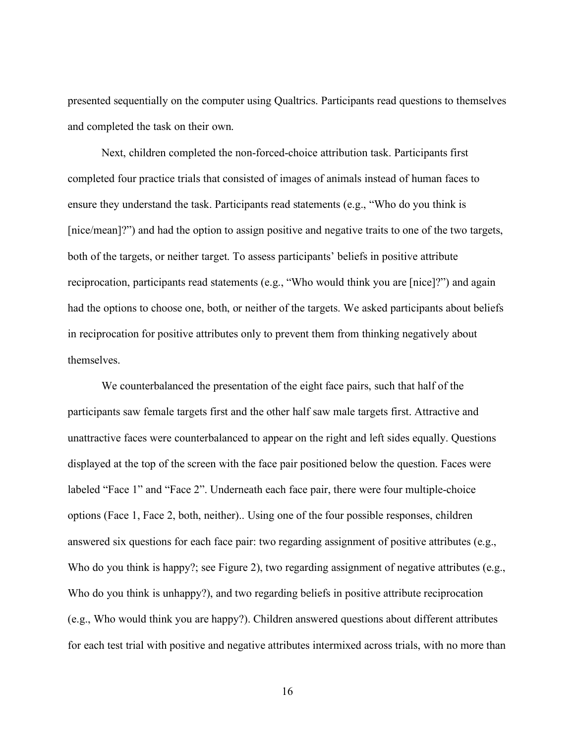presented sequentially on the computer using Qualtrics. Participants read questions to themselves and completed the task on their own.

Next, children completed the non-forced-choice attribution task. Participants first completed four practice trials that consisted of images of animals instead of human faces to ensure they understand the task. Participants read statements (e.g., "Who do you think is [nice/mean]?") and had the option to assign positive and negative traits to one of the two targets, both of the targets, or neither target. To assess participants' beliefs in positive attribute reciprocation, participants read statements (e.g., "Who would think you are [nice]?") and again had the options to choose one, both, or neither of the targets. We asked participants about beliefs in reciprocation for positive attributes only to prevent them from thinking negatively about themselves.

We counterbalanced the presentation of the eight face pairs, such that half of the participants saw female targets first and the other half saw male targets first. Attractive and unattractive faces were counterbalanced to appear on the right and left sides equally. Questions displayed at the top of the screen with the face pair positioned below the question. Faces were labeled "Face 1" and "Face 2". Underneath each face pair, there were four multiple-choice options (Face 1, Face 2, both, neither).. Using one of the four possible responses, children answered six questions for each face pair: two regarding assignment of positive attributes (e.g., Who do you think is happy?; see Figure 2), two regarding assignment of negative attributes (e.g., Who do you think is unhappy?), and two regarding beliefs in positive attribute reciprocation (e.g., Who would think you are happy?). Children answered questions about different attributes for each test trial with positive and negative attributes intermixed across trials, with no more than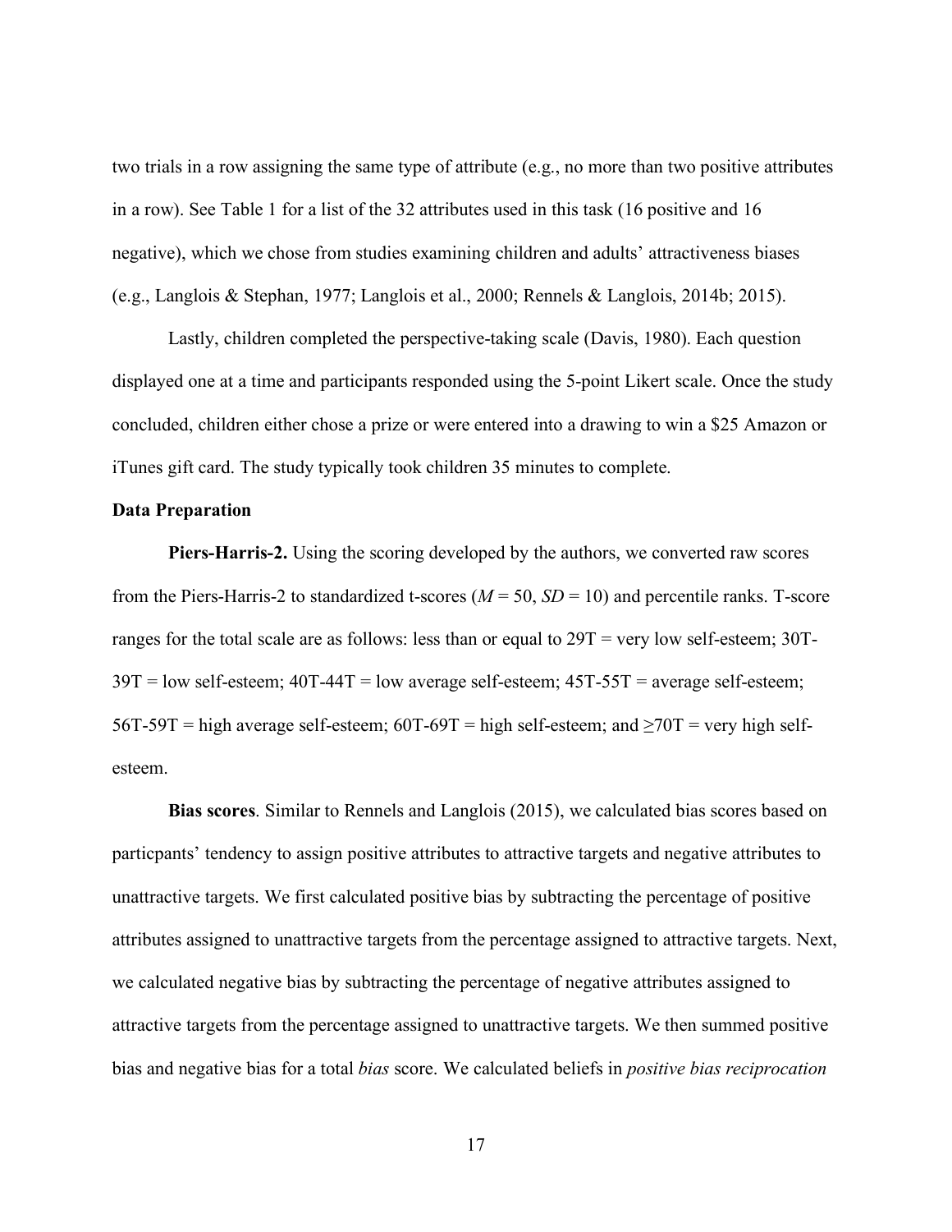two trials in a row assigning the same type of attribute (e.g., no more than two positive attributes in a row). See Table 1 for a list of the 32 attributes used in this task (16 positive and 16 negative), which we chose from studies examining children and adults' attractiveness biases (e.g., Langlois & Stephan, 1977; Langlois et al., 2000; Rennels & Langlois, 2014b; 2015).

Lastly, children completed the perspective-taking scale (Davis, 1980). Each question displayed one at a time and participants responded using the 5-point Likert scale. Once the study concluded, children either chose a prize or were entered into a drawing to win a $25 Amazon or iTunes gift card. The study typically took children 35 minutes to complete.

**Data Preparation**

**Piers-Harris-2.** Using the scoring developed by the authors, we converted raw scores from the Piers-Harris-2 to standardized t-scores ($M = 50$, $SD = 10$) and percentile ranks. T-score ranges for the total scale are as follows: less than or equal to 29T = very low self-esteem; 30T-39T = low self-esteem; 40T-44T = low average self-esteem; 45T-55T = average self-esteem; 56T-59T = high average self-esteem; 60T-69T = high self-esteem; and ≥70T = very high self-esteem.

**Bias scores**. Similar to Rennels and Langlois (2015), we calculated bias scores based on particpants' tendency to assign positive attributes to attractive targets and negative attributes to unattractive targets. We first calculated positive bias by subtracting the percentage of positive attributes assigned to unattractive targets from the percentage assigned to attractive targets. Next, we calculated negative bias by subtracting the percentage of negative attributes assigned to attractive targets from the percentage assigned to unattractive targets. We then summed positive bias and negative bias for a total *bias* score. We calculated beliefs in *positive bias reciprocation*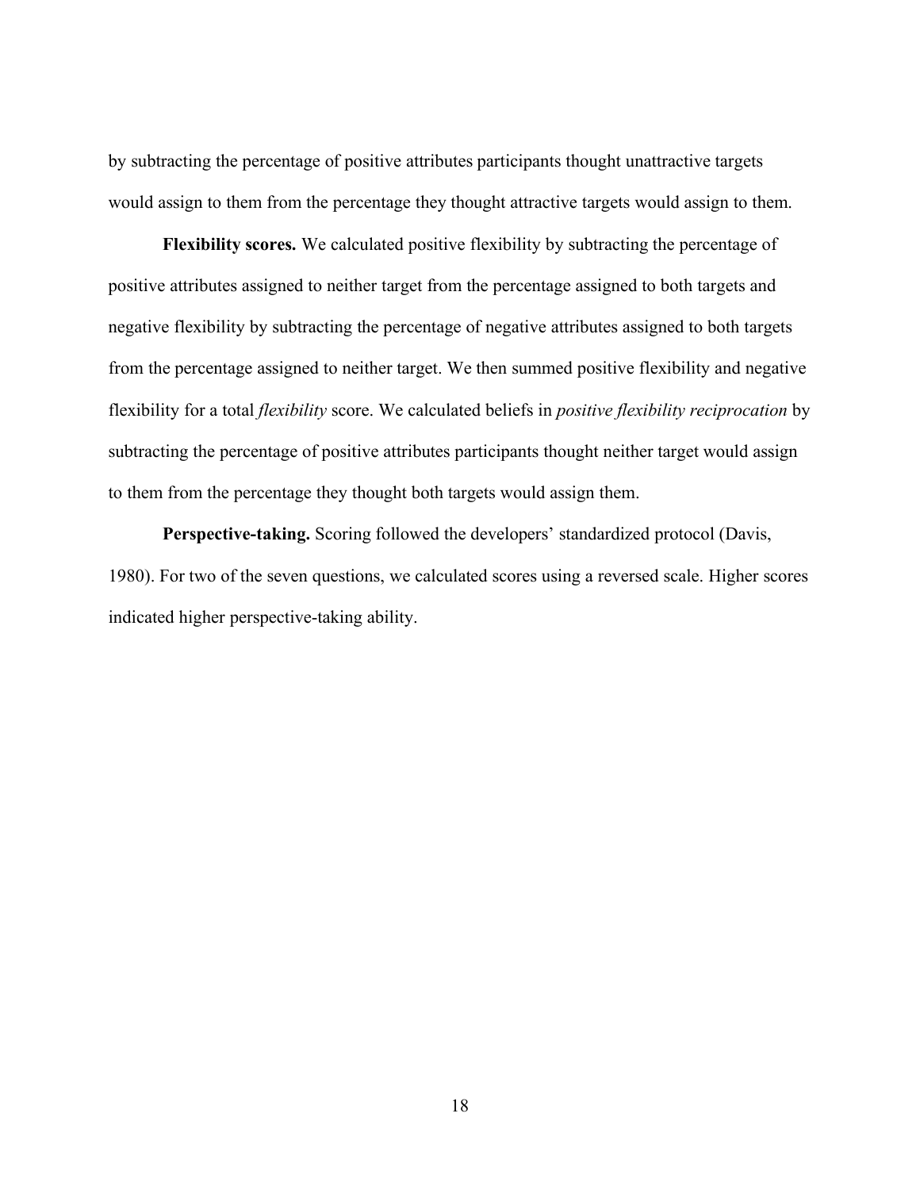by subtracting the percentage of positive attributes participants thought unattractive targets would assign to them from the percentage they thought attractive targets would assign to them.

**Flexibility scores.** We calculated positive flexibility by subtracting the percentage of positive attributes assigned to neither target from the percentage assigned to both targets and negative flexibility by subtracting the percentage of negative attributes assigned to both targets from the percentage assigned to neither target. We then summed positive flexibility and negative flexibility for a total *flexibility* score. We calculated beliefs in *positive flexibility reciprocation* by subtracting the percentage of positive attributes participants thought neither target would assign to them from the percentage they thought both targets would assign them.

**Perspective-taking.** Scoring followed the developers' standardized protocol (Davis, 1980). For two of the seven questions, we calculated scores using a reversed scale. Higher scores indicated higher perspective-taking ability.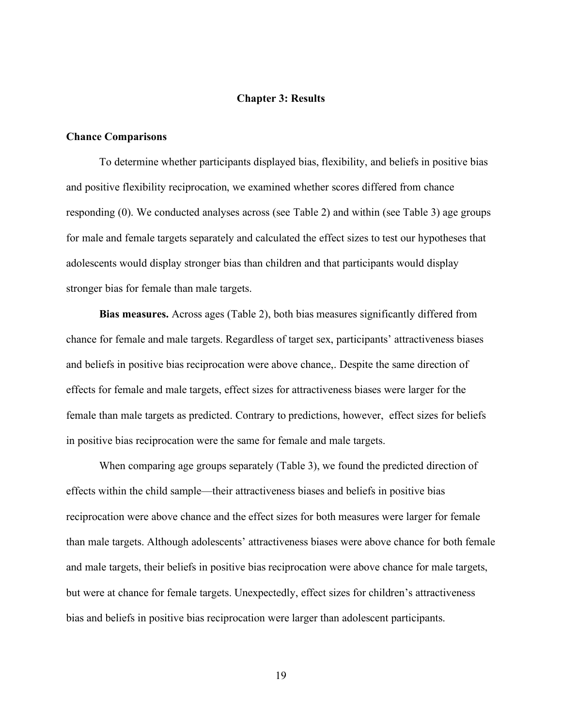# Chapter 3: Results

## Chance Comparisons

To determine whether participants displayed bias, flexibility, and beliefs in positive bias and positive flexibility reciprocation, we examined whether scores differed from chance responding (0). We conducted analyses across (see Table 2) and within (see Table 3) age groups for male and female targets separately and calculated the effect sizes to test our hypotheses that adolescents would display stronger bias than children and that participants would display stronger bias for female than male targets.

**Bias measures.** Across ages (Table 2), both bias measures significantly differed from chance for female and male targets. Regardless of target sex, participants' attractiveness biases and beliefs in positive bias reciprocation were above chance,. Despite the same direction of effects for female and male targets, effect sizes for attractiveness biases were larger for the female than male targets as predicted. Contrary to predictions, however, effect sizes for beliefs in positive bias reciprocation were the same for female and male targets.

When comparing age groups separately (Table 3), we found the predicted direction of effects within the child sample—their attractiveness biases and beliefs in positive bias reciprocation were above chance and the effect sizes for both measures were larger for female than male targets. Although adolescents' attractiveness biases were above chance for both female and male targets, their beliefs in positive bias reciprocation were above chance for male targets, but were at chance for female targets. Unexpectedly, effect sizes for children's attractiveness bias and beliefs in positive bias reciprocation were larger than adolescent participants.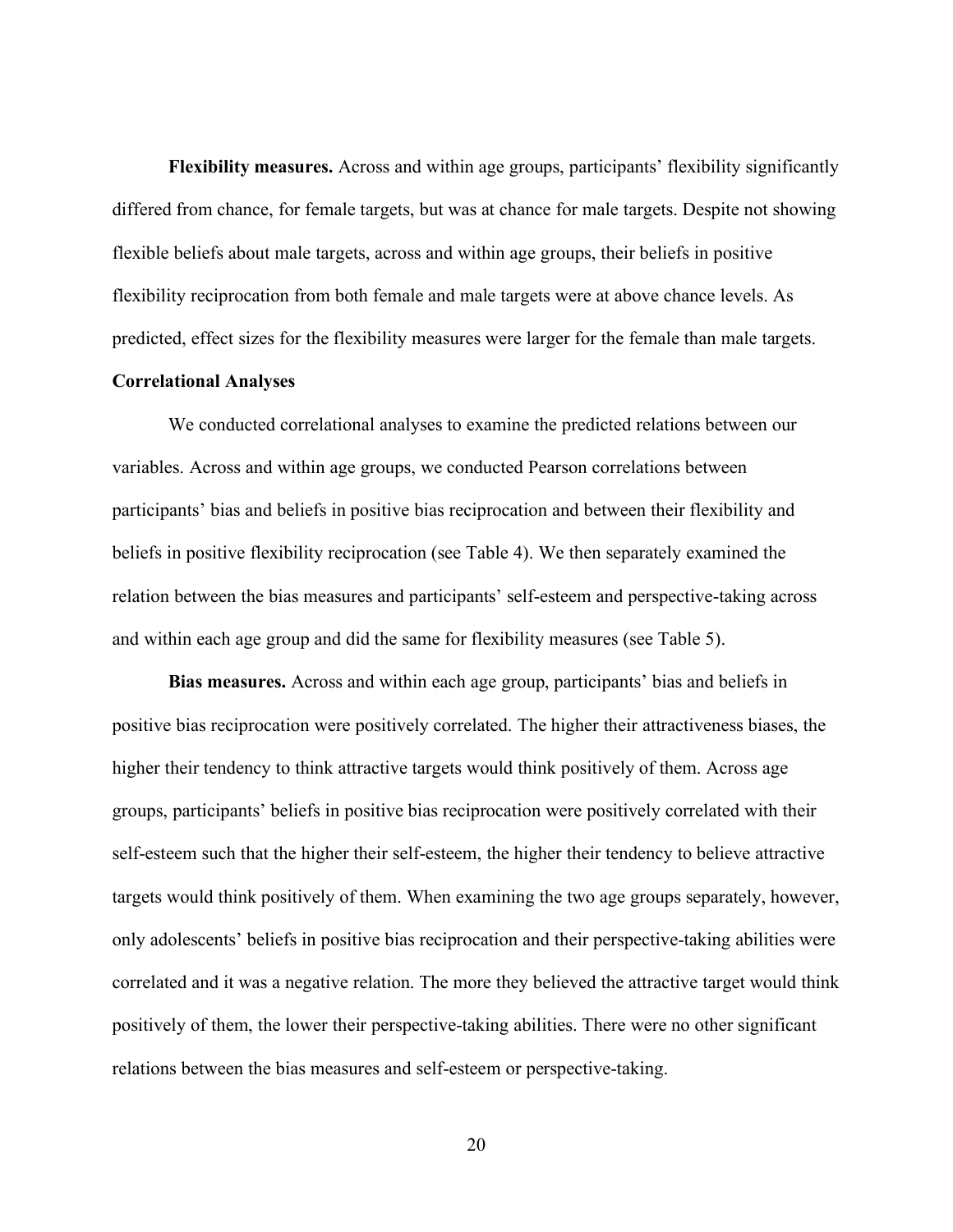**Flexibility measures.** Across and within age groups, participants' flexibility significantly differed from chance, for female targets, but was at chance for male targets. Despite not showing flexible beliefs about male targets, across and within age groups, their beliefs in positive flexibility reciprocation from both female and male targets were at above chance levels. As predicted, effect sizes for the flexibility measures were larger for the female than male targets.

## Correlational Analyses

We conducted correlational analyses to examine the predicted relations between our variables. Across and within age groups, we conducted Pearson correlations between participants' bias and beliefs in positive bias reciprocation and between their flexibility and beliefs in positive flexibility reciprocation (see Table 4). We then separately examined the relation between the bias measures and participants' self-esteem and perspective-taking across and within each age group and did the same for flexibility measures (see Table 5).

**Bias measures.** Across and within each age group, participants' bias and beliefs in positive bias reciprocation were positively correlated. The higher their attractiveness biases, the higher their tendency to think attractive targets would think positively of them. Across age groups, participants' beliefs in positive bias reciprocation were positively correlated with their self-esteem such that the higher their self-esteem, the higher their tendency to believe attractive targets would think positively of them. When examining the two age groups separately, however, only adolescents' beliefs in positive bias reciprocation and their perspective-taking abilities were correlated and it was a negative relation. The more they believed the attractive target would think positively of them, the lower their perspective-taking abilities. There were no other significant relations between the bias measures and self-esteem or perspective-taking.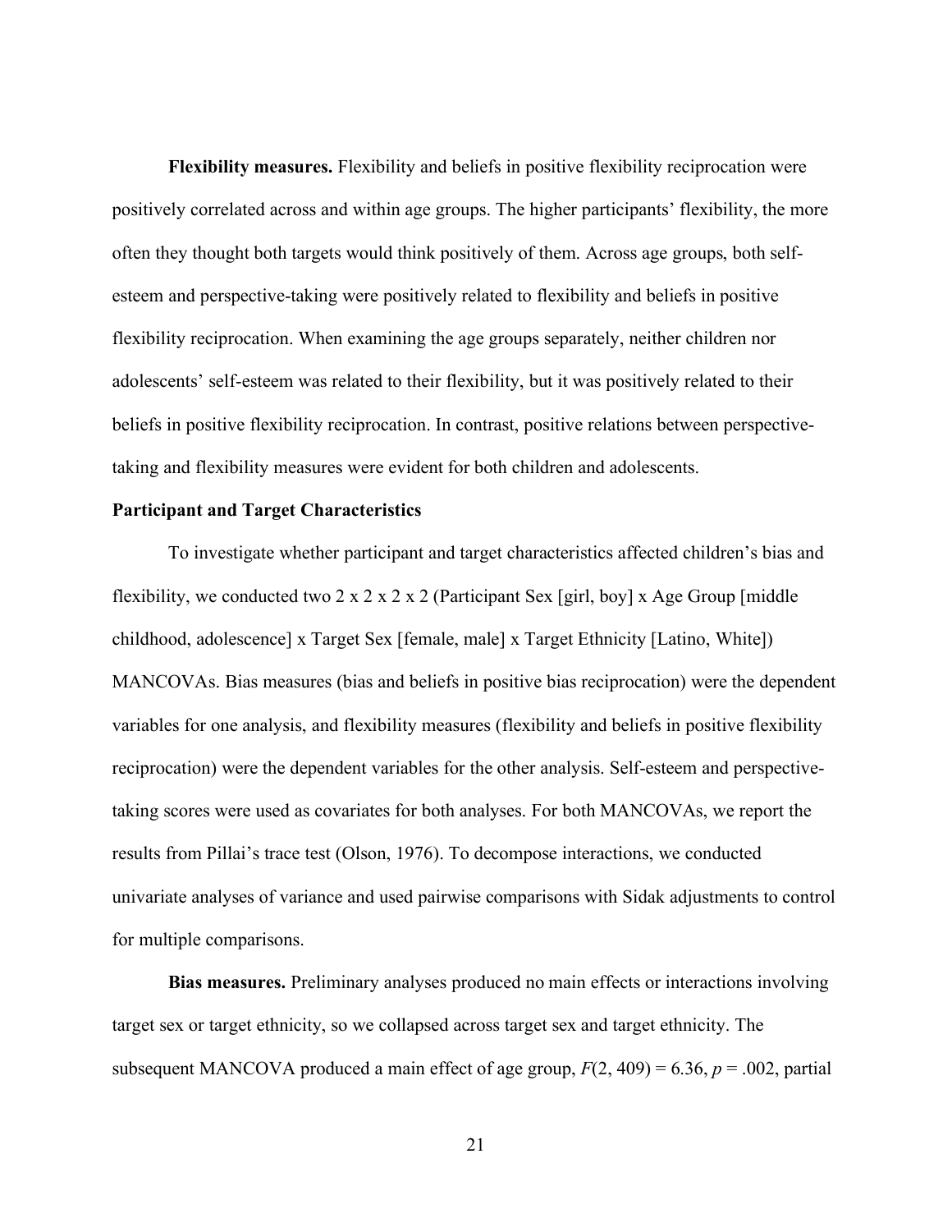**Flexibility measures.** Flexibility and beliefs in positive flexibility reciprocation were positively correlated across and within age groups. The higher participants' flexibility, the more often they thought both targets would think positively of them. Across age groups, both self-esteem and perspective-taking were positively related to flexibility and beliefs in positive flexibility reciprocation. When examining the age groups separately, neither children nor adolescents' self-esteem was related to their flexibility, but it was positively related to their beliefs in positive flexibility reciprocation. In contrast, positive relations between perspective-taking and flexibility measures were evident for both children and adolescents.

## Participant and Target Characteristics

To investigate whether participant and target characteristics affected children's bias and flexibility, we conducted two 2 x 2 x 2 x 2 (Participant Sex [girl, boy] x Age Group [middle childhood, adolescence] x Target Sex [female, male] x Target Ethnicity [Latino, White]) MANCOVAs. Bias measures (bias and beliefs in positive bias reciprocation) were the dependent variables for one analysis, and flexibility measures (flexibility and beliefs in positive flexibility reciprocation) were the dependent variables for the other analysis. Self-esteem and perspective-taking scores were used as covariates for both analyses. For both MANCOVAs, we report the results from Pillai's trace test (Olson, 1976). To decompose interactions, we conducted univariate analyses of variance and used pairwise comparisons with Sidak adjustments to control for multiple comparisons.

**Bias measures.** Preliminary analyses produced no main effects or interactions involving target sex or target ethnicity, so we collapsed across target sex and target ethnicity. The subsequent MANCOVA produced a main effect of age group, $F(2, 409) = 6.36$, $p = .002$, partial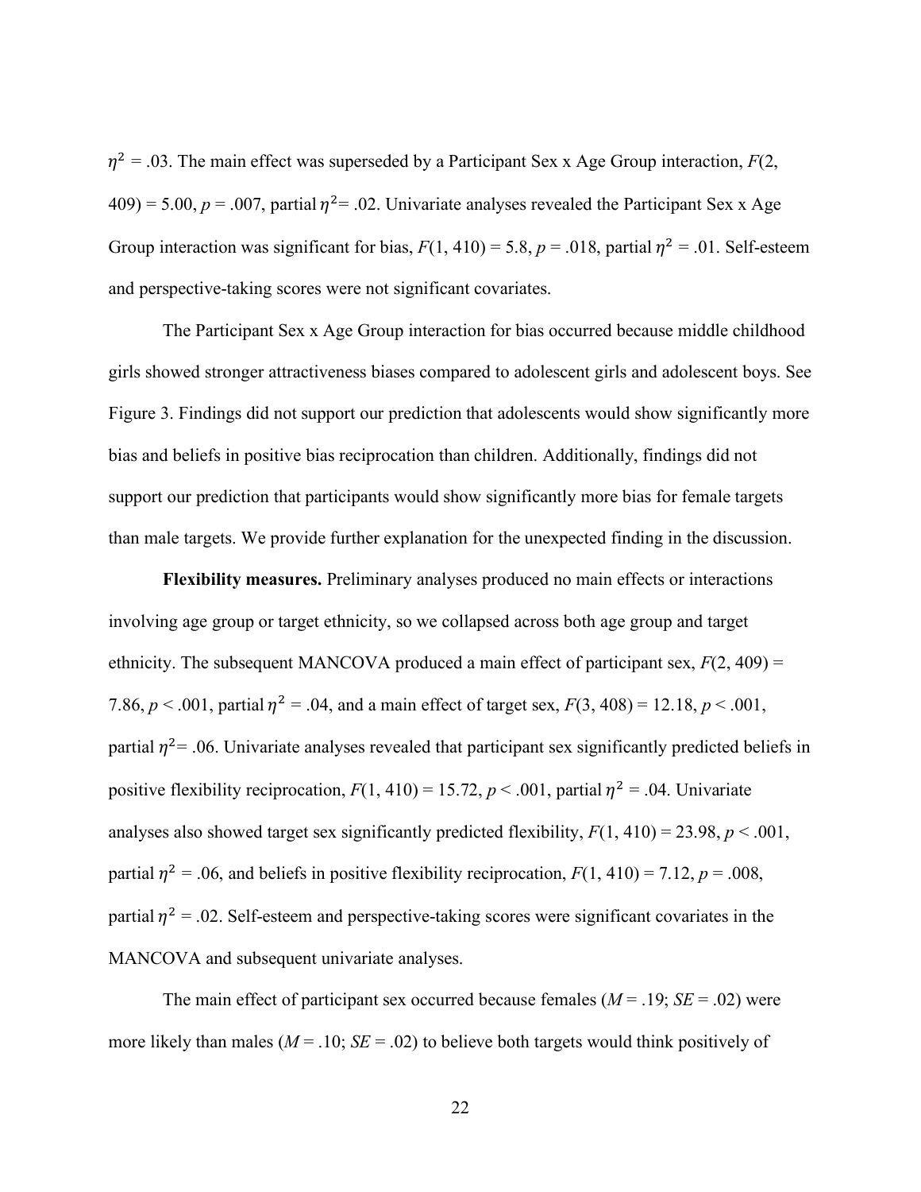$\eta^2$ = .03. The main effect was superseded by a Participant Sex x Age Group interaction, $F(2, 409) = 5.00$, $p = .007$, partial $\eta^2$= .02. Univariate analyses revealed the Participant Sex x Age Group interaction was significant for bias, $F(1, 410) = 5.8$, $p = .018$, partial $\eta^2$ = .01. Self-esteem and perspective-taking scores were not significant covariates.

The Participant Sex x Age Group interaction for bias occurred because middle childhood girls showed stronger attractiveness biases compared to adolescent girls and adolescent boys. See Figure 3. Findings did not support our prediction that adolescents would show significantly more bias and beliefs in positive bias reciprocation than children. Additionally, findings did not support our prediction that participants would show significantly more bias for female targets than male targets. We provide further explanation for the unexpected finding in the discussion.

**Flexibility measures.** Preliminary analyses produced no main effects or interactions involving age group or target ethnicity, so we collapsed across both age group and target ethnicity. The subsequent MANCOVA produced a main effect of participant sex, $F(2, 409) = 7.86$, $p < .001$, partial $\eta^2$ = .04, and a main effect of target sex, $F(3, 408) = 12.18$, $p < .001$, partial $\eta^2$= .06. Univariate analyses revealed that participant sex significantly predicted beliefs in positive flexibility reciprocation, $F(1, 410) = 15.72$, $p < .001$, partial $\eta^2$ = .04. Univariate analyses also showed target sex significantly predicted flexibility, $F(1, 410) = 23.98$, $p < .001$, partial $\eta^2$ = .06, and beliefs in positive flexibility reciprocation, $F(1, 410) = 7.12$, $p = .008$, partial $\eta^2$ = .02. Self-esteem and perspective-taking scores were significant covariates in the MANCOVA and subsequent univariate analyses.

The main effect of participant sex occurred because females ($M$ = .19; $SE$ = .02) were more likely than males ($M$ = .10; $SE$ = .02) to believe both targets would think positively of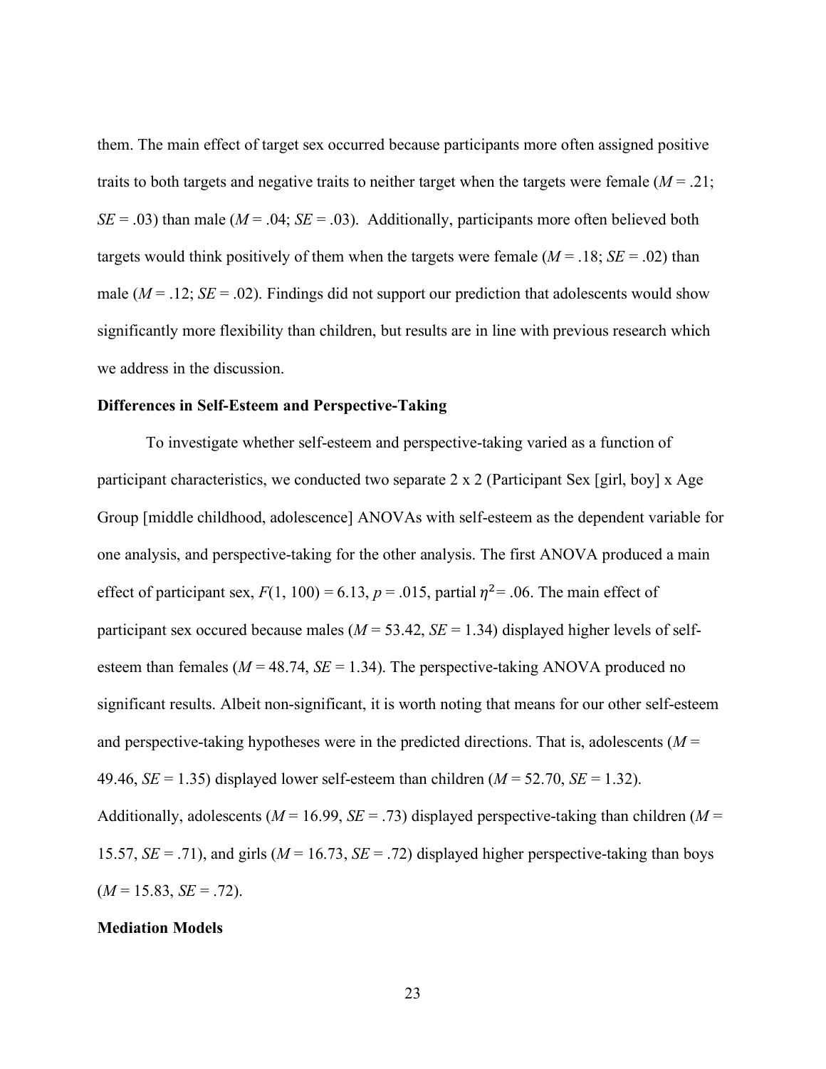them. The main effect of target sex occurred because participants more often assigned positive traits to both targets and negative traits to neither target when the targets were female (*M* = .21; *SE* = .03) than male (*M* = .04; *SE* = .03). Additionally, participants more often believed both targets would think positively of them when the targets were female (*M* = .18; *SE* = .02) than male (*M* = .12; *SE* = .02). Findings did not support our prediction that adolescents would show significantly more flexibility than children, but results are in line with previous research which we address in the discussion.

**Differences in Self-Esteem and Perspective-Taking**

To investigate whether self-esteem and perspective-taking varied as a function of participant characteristics, we conducted two separate 2 x 2 (Participant Sex [girl, boy] x Age Group [middle childhood, adolescence] ANOVAs with self-esteem as the dependent variable for one analysis, and perspective-taking for the other analysis. The first ANOVA produced a main effect of participant sex, $F(1, 100) = 6.13$, $p = .015$, partial $\eta^2 = .06$. The main effect of participant sex occured because males (*M* = 53.42, *SE* = 1.34) displayed higher levels of self-esteem than females (*M* = 48.74, *SE* = 1.34). The perspective-taking ANOVA produced no significant results. Albeit non-significant, it is worth noting that means for our other self-esteem and perspective-taking hypotheses were in the predicted directions. That is, adolescents (*M* = 49.46, *SE* = 1.35) displayed lower self-esteem than children (*M* = 52.70, *SE* = 1.32). Additionally, adolescents (*M* = 16.99, *SE* = .73) displayed perspective-taking than children (*M* = 15.57, *SE* = .71), and girls (*M* = 16.73, *SE* = .72) displayed higher perspective-taking than boys (*M* = 15.83, *SE* = .72).

**Mediation Models**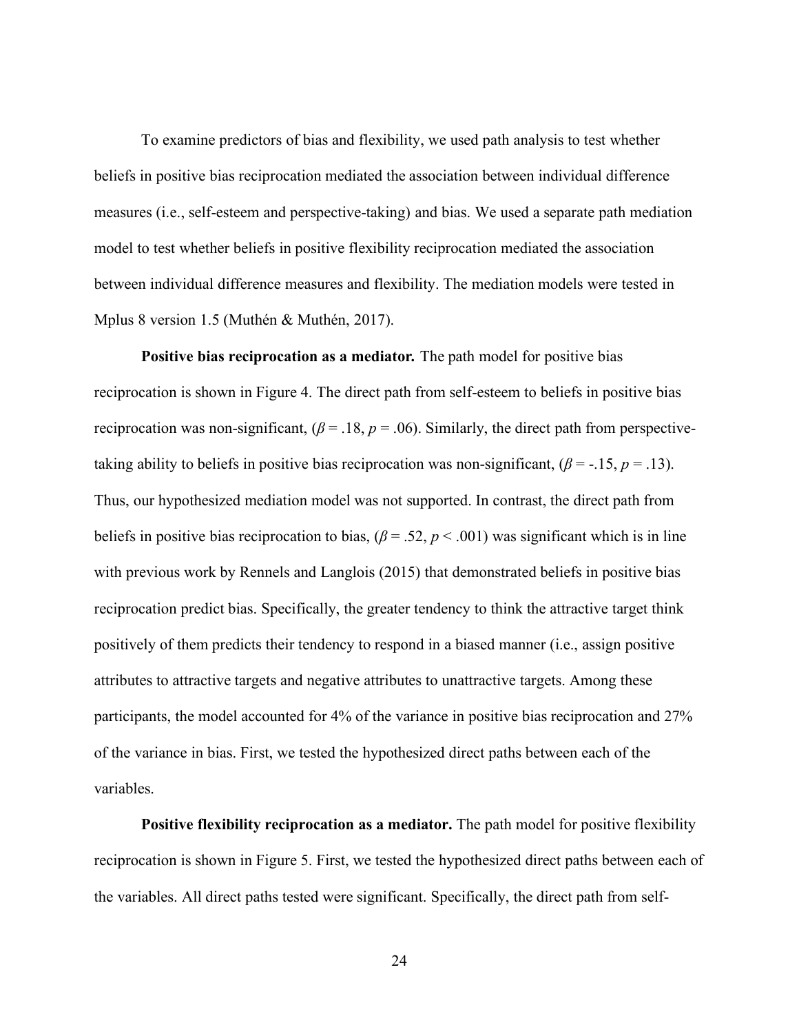To examine predictors of bias and flexibility, we used path analysis to test whether beliefs in positive bias reciprocation mediated the association between individual difference measures (i.e., self-esteem and perspective-taking) and bias. We used a separate path mediation model to test whether beliefs in positive flexibility reciprocation mediated the association between individual difference measures and flexibility. The mediation models were tested in Mplus 8 version 1.5 (Muthén & Muthén, 2017).

**Positive bias reciprocation as a mediator.** The path model for positive bias reciprocation is shown in Figure 4. The direct path from self-esteem to beliefs in positive bias reciprocation was non-significant, ($\beta = .18$, $p = .06$). Similarly, the direct path from perspective-taking ability to beliefs in positive bias reciprocation was non-significant, ($\beta = -.15$, $p = .13$). Thus, our hypothesized mediation model was not supported. In contrast, the direct path from beliefs in positive bias reciprocation to bias, ($\beta = .52$, $p < .001$) was significant which is in line with previous work by Rennels and Langlois (2015) that demonstrated beliefs in positive bias reciprocation predict bias. Specifically, the greater tendency to think the attractive target think positively of them predicts their tendency to respond in a biased manner (i.e., assign positive attributes to attractive targets and negative attributes to unattractive targets. Among these participants, the model accounted for 4% of the variance in positive bias reciprocation and 27% of the variance in bias. First, we tested the hypothesized direct paths between each of the variables.

**Positive flexibility reciprocation as a mediator.** The path model for positive flexibility reciprocation is shown in Figure 5. First, we tested the hypothesized direct paths between each of the variables. All direct paths tested were significant. Specifically, the direct path from self-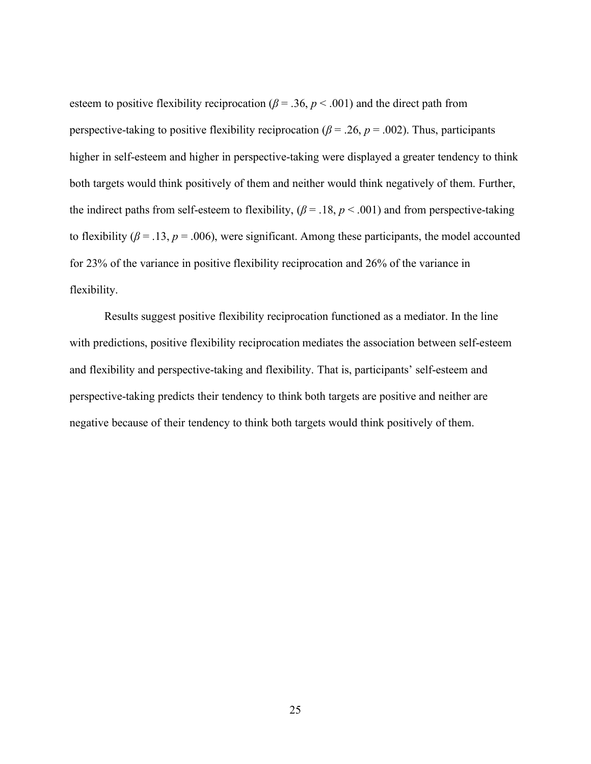esteem to positive flexibility reciprocation ($\beta = .36$, $p < .001$) and the direct path from perspective-taking to positive flexibility reciprocation ($\beta = .26$, $p = .002$). Thus, participants higher in self-esteem and higher in perspective-taking were displayed a greater tendency to think both targets would think positively of them and neither would think negatively of them. Further, the indirect paths from self-esteem to flexibility, ($\beta = .18$, $p < .001$) and from perspective-taking to flexibility ($\beta = .13$, $p = .006$), were significant. Among these participants, the model accounted for 23% of the variance in positive flexibility reciprocation and 26% of the variance in flexibility.

Results suggest positive flexibility reciprocation functioned as a mediator. In the line with predictions, positive flexibility reciprocation mediates the association between self-esteem and flexibility and perspective-taking and flexibility. That is, participants' self-esteem and perspective-taking predicts their tendency to think both targets are positive and neither are negative because of their tendency to think both targets would think positively of them.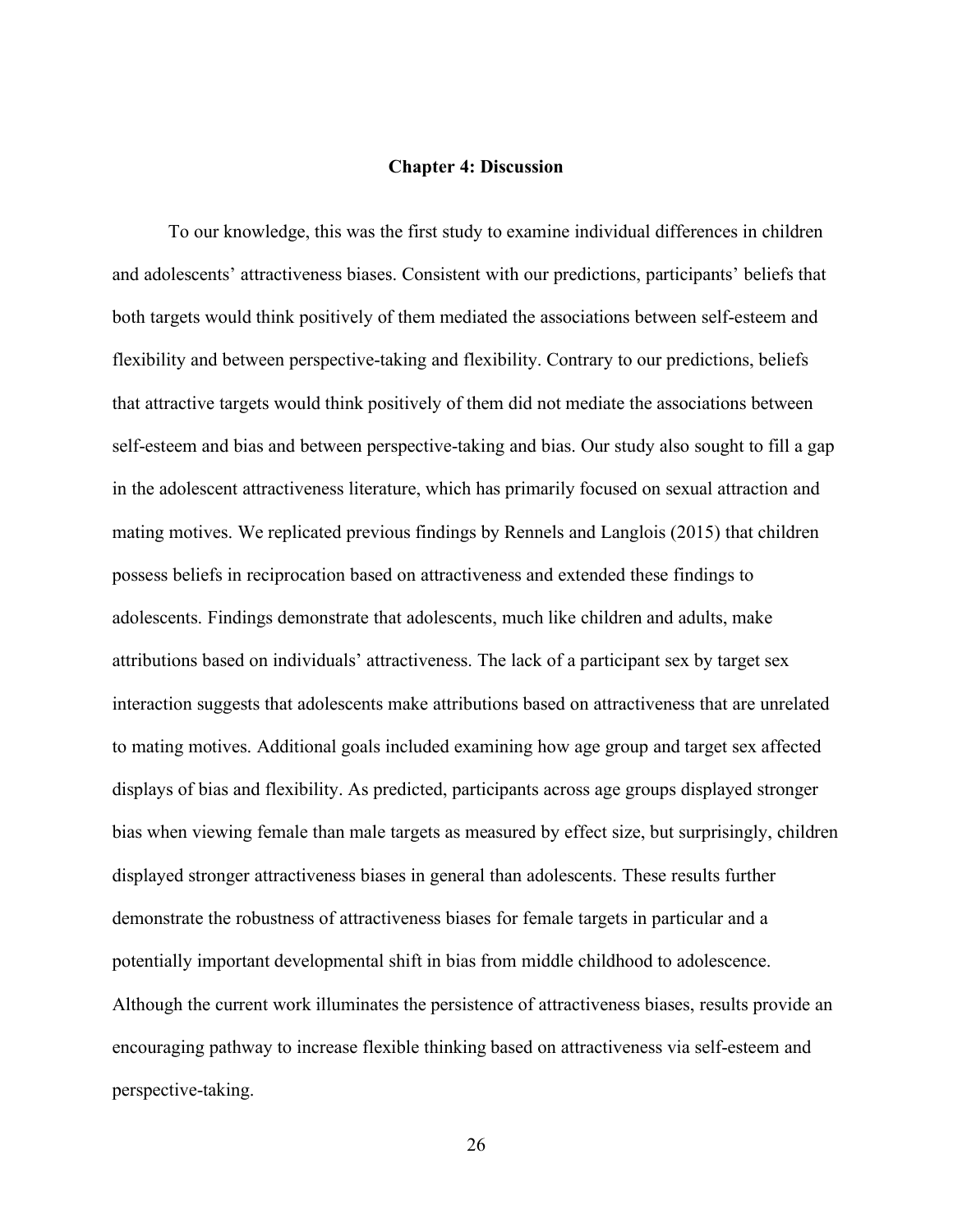# Chapter 4: Discussion

To our knowledge, this was the first study to examine individual differences in children and adolescents' attractiveness biases. Consistent with our predictions, participants' beliefs that both targets would think positively of them mediated the associations between self-esteem and flexibility and between perspective-taking and flexibility. Contrary to our predictions, beliefs that attractive targets would think positively of them did not mediate the associations between self-esteem and bias and between perspective-taking and bias. Our study also sought to fill a gap in the adolescent attractiveness literature, which has primarily focused on sexual attraction and mating motives. We replicated previous findings by Rennels and Langlois (2015) that children possess beliefs in reciprocation based on attractiveness and extended these findings to adolescents. Findings demonstrate that adolescents, much like children and adults, make attributions based on individuals' attractiveness. The lack of a participant sex by target sex interaction suggests that adolescents make attributions based on attractiveness that are unrelated to mating motives. Additional goals included examining how age group and target sex affected displays of bias and flexibility. As predicted, participants across age groups displayed stronger bias when viewing female than male targets as measured by effect size, but surprisingly, children displayed stronger attractiveness biases in general than adolescents. These results further demonstrate the robustness of attractiveness biases for female targets in particular and a potentially important developmental shift in bias from middle childhood to adolescence. Although the current work illuminates the persistence of attractiveness biases, results provide an encouraging pathway to increase flexible thinking based on attractiveness via self-esteem and perspective-taking.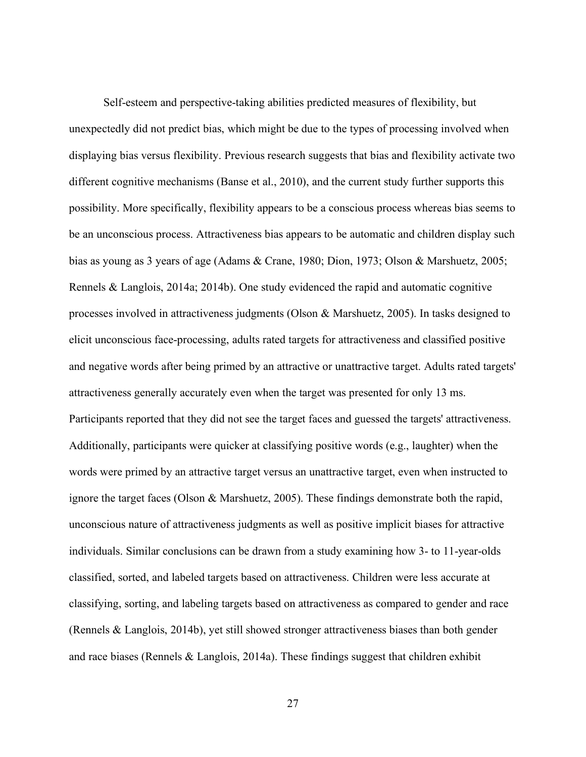Self-esteem and perspective-taking abilities predicted measures of flexibility, but unexpectedly did not predict bias, which might be due to the types of processing involved when displaying bias versus flexibility. Previous research suggests that bias and flexibility activate two different cognitive mechanisms (Banse et al., 2010), and the current study further supports this possibility. More specifically, flexibility appears to be a conscious process whereas bias seems to be an unconscious process. Attractiveness bias appears to be automatic and children display such bias as young as 3 years of age (Adams & Crane, 1980; Dion, 1973; Olson & Marshuetz, 2005; Rennels & Langlois, 2014a; 2014b). One study evidenced the rapid and automatic cognitive processes involved in attractiveness judgments (Olson & Marshuetz, 2005). In tasks designed to elicit unconscious face-processing, adults rated targets for attractiveness and classified positive and negative words after being primed by an attractive or unattractive target. Adults rated targets' attractiveness generally accurately even when the target was presented for only 13 ms. Participants reported that they did not see the target faces and guessed the targets' attractiveness. Additionally, participants were quicker at classifying positive words (e.g., laughter) when the words were primed by an attractive target versus an unattractive target, even when instructed to ignore the target faces (Olson & Marshuetz, 2005). These findings demonstrate both the rapid, unconscious nature of attractiveness judgments as well as positive implicit biases for attractive individuals. Similar conclusions can be drawn from a study examining how 3- to 11-year-olds classified, sorted, and labeled targets based on attractiveness. Children were less accurate at classifying, sorting, and labeling targets based on attractiveness as compared to gender and race (Rennels & Langlois, 2014b), yet still showed stronger attractiveness biases than both gender and race biases (Rennels & Langlois, 2014a). These findings suggest that children exhibit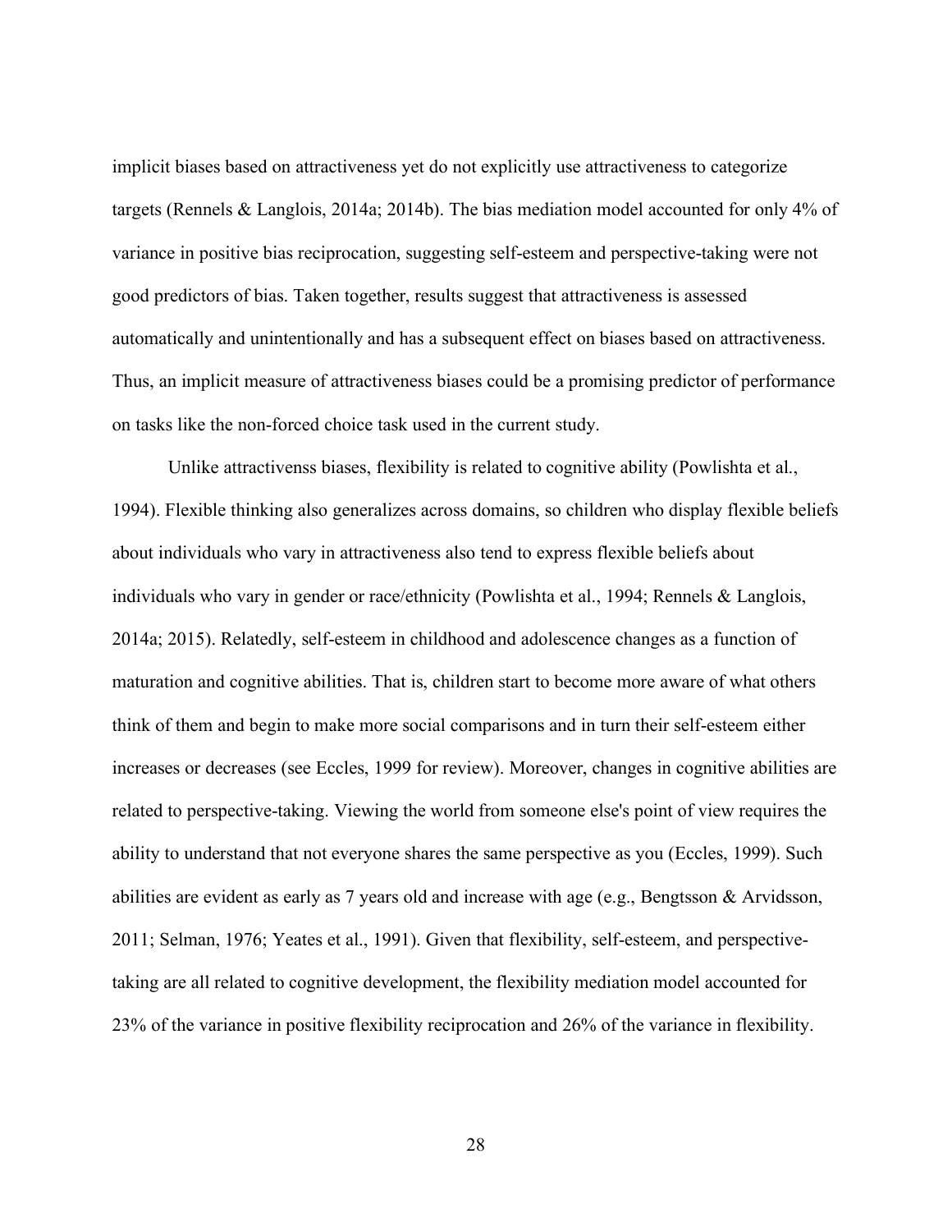implicit biases based on attractiveness yet do not explicitly use attractiveness to categorize targets (Rennels & Langlois, 2014a; 2014b). The bias mediation model accounted for only 4% of variance in positive bias reciprocation, suggesting self-esteem and perspective-taking were not good predictors of bias. Taken together, results suggest that attractiveness is assessed automatically and unintentionally and has a subsequent effect on biases based on attractiveness. Thus, an implicit measure of attractiveness biases could be a promising predictor of performance on tasks like the non-forced choice task used in the current study.

Unlike attractivenss biases, flexibility is related to cognitive ability (Powlishta et al., 1994). Flexible thinking also generalizes across domains, so children who display flexible beliefs about individuals who vary in attractiveness also tend to express flexible beliefs about individuals who vary in gender or race/ethnicity (Powlishta et al., 1994; Rennels & Langlois, 2014a; 2015). Relatedly, self-esteem in childhood and adolescence changes as a function of maturation and cognitive abilities. That is, children start to become more aware of what others think of them and begin to make more social comparisons and in turn their self-esteem either increases or decreases (see Eccles, 1999 for review). Moreover, changes in cognitive abilities are related to perspective-taking. Viewing the world from someone else's point of view requires the ability to understand that not everyone shares the same perspective as you (Eccles, 1999). Such abilities are evident as early as 7 years old and increase with age (e.g., Bengtsson & Arvidsson, 2011; Selman, 1976; Yeates et al., 1991). Given that flexibility, self-esteem, and perspective-taking are all related to cognitive development, the flexibility mediation model accounted for 23% of the variance in positive flexibility reciprocation and 26% of the variance in flexibility.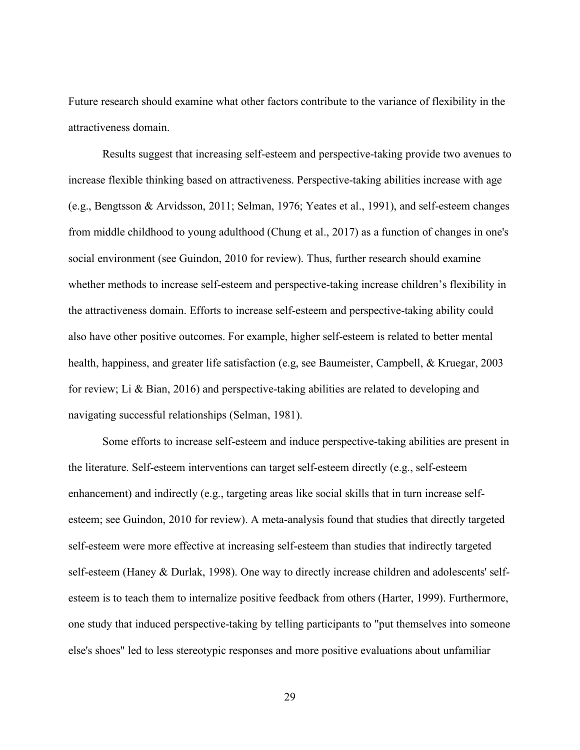Future research should examine what other factors contribute to the variance of flexibility in the attractiveness domain.

Results suggest that increasing self-esteem and perspective-taking provide two avenues to increase flexible thinking based on attractiveness. Perspective-taking abilities increase with age (e.g., Bengtsson & Arvidsson, 2011; Selman, 1976; Yeates et al., 1991), and self-esteem changes from middle childhood to young adulthood (Chung et al., 2017) as a function of changes in one's social environment (see Guindon, 2010 for review). Thus, further research should examine whether methods to increase self-esteem and perspective-taking increase children's flexibility in the attractiveness domain. Efforts to increase self-esteem and perspective-taking ability could also have other positive outcomes. For example, higher self-esteem is related to better mental health, happiness, and greater life satisfaction (e.g, see Baumeister, Campbell, & Kruegar, 2003 for review; Li & Bian, 2016) and perspective-taking abilities are related to developing and navigating successful relationships (Selman, 1981).

Some efforts to increase self-esteem and induce perspective-taking abilities are present in the literature. Self-esteem interventions can target self-esteem directly (e.g., self-esteem enhancement) and indirectly (e.g., targeting areas like social skills that in turn increase self-esteem; see Guindon, 2010 for review). A meta-analysis found that studies that directly targeted self-esteem were more effective at increasing self-esteem than studies that indirectly targeted self-esteem (Haney & Durlak, 1998). One way to directly increase children and adolescents' self-esteem is to teach them to internalize positive feedback from others (Harter, 1999). Furthermore, one study that induced perspective-taking by telling participants to "put themselves into someone else's shoes" led to less stereotypic responses and more positive evaluations about unfamiliar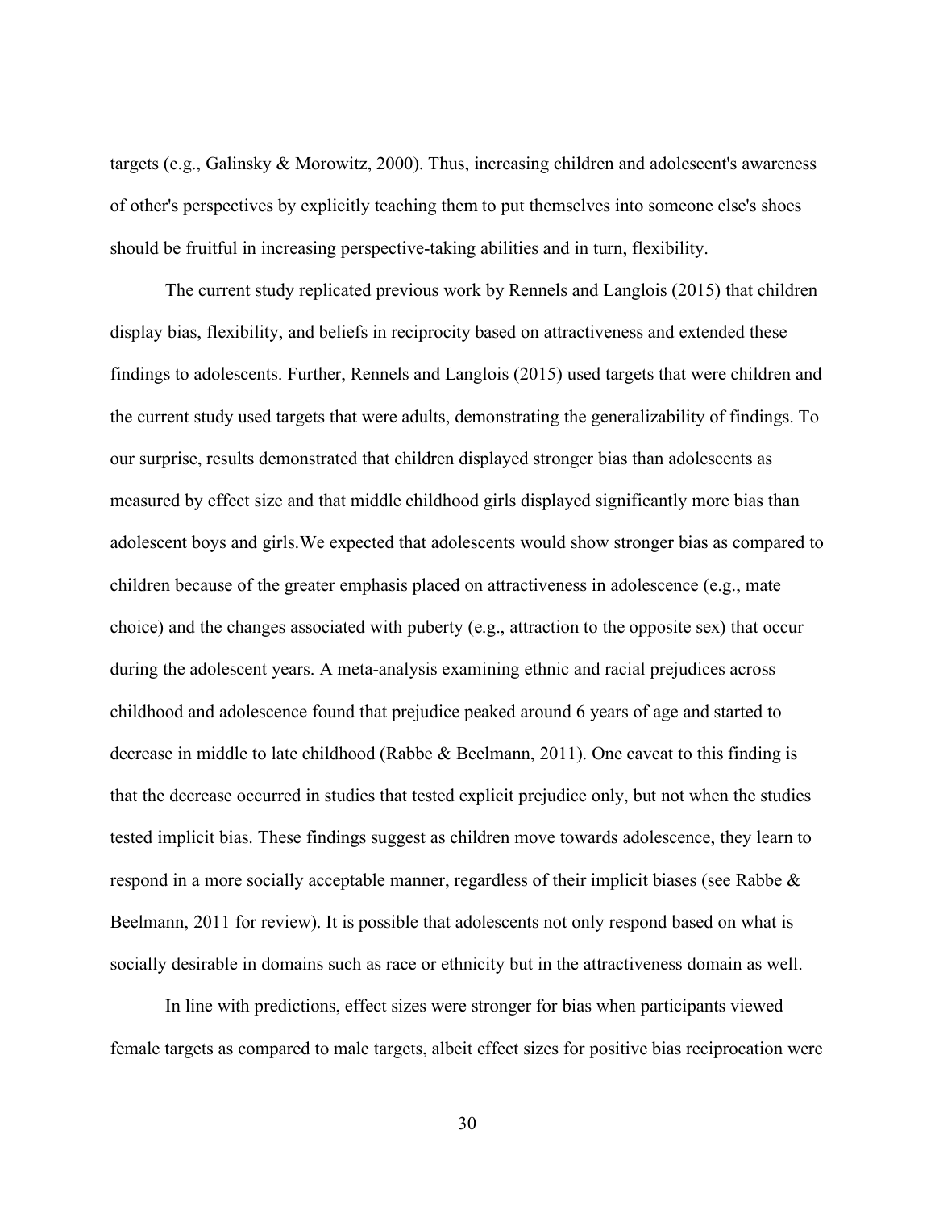targets (e.g., Galinsky & Morowitz, 2000). Thus, increasing children and adolescent's awareness of other's perspectives by explicitly teaching them to put themselves into someone else's shoes should be fruitful in increasing perspective-taking abilities and in turn, flexibility.

The current study replicated previous work by Rennels and Langlois (2015) that children display bias, flexibility, and beliefs in reciprocity based on attractiveness and extended these findings to adolescents. Further, Rennels and Langlois (2015) used targets that were children and the current study used targets that were adults, demonstrating the generalizability of findings. To our surprise, results demonstrated that children displayed stronger bias than adolescents as measured by effect size and that middle childhood girls displayed significantly more bias than adolescent boys and girls.We expected that adolescents would show stronger bias as compared to children because of the greater emphasis placed on attractiveness in adolescence (e.g., mate choice) and the changes associated with puberty (e.g., attraction to the opposite sex) that occur during the adolescent years. A meta-analysis examining ethnic and racial prejudices across childhood and adolescence found that prejudice peaked around 6 years of age and started to decrease in middle to late childhood (Rabbe & Beelmann, 2011). One caveat to this finding is that the decrease occurred in studies that tested explicit prejudice only, but not when the studies tested implicit bias. These findings suggest as children move towards adolescence, they learn to respond in a more socially acceptable manner, regardless of their implicit biases (see Rabbe & Beelmann, 2011 for review). It is possible that adolescents not only respond based on what is socially desirable in domains such as race or ethnicity but in the attractiveness domain as well.

In line with predictions, effect sizes were stronger for bias when participants viewed female targets as compared to male targets, albeit effect sizes for positive bias reciprocation were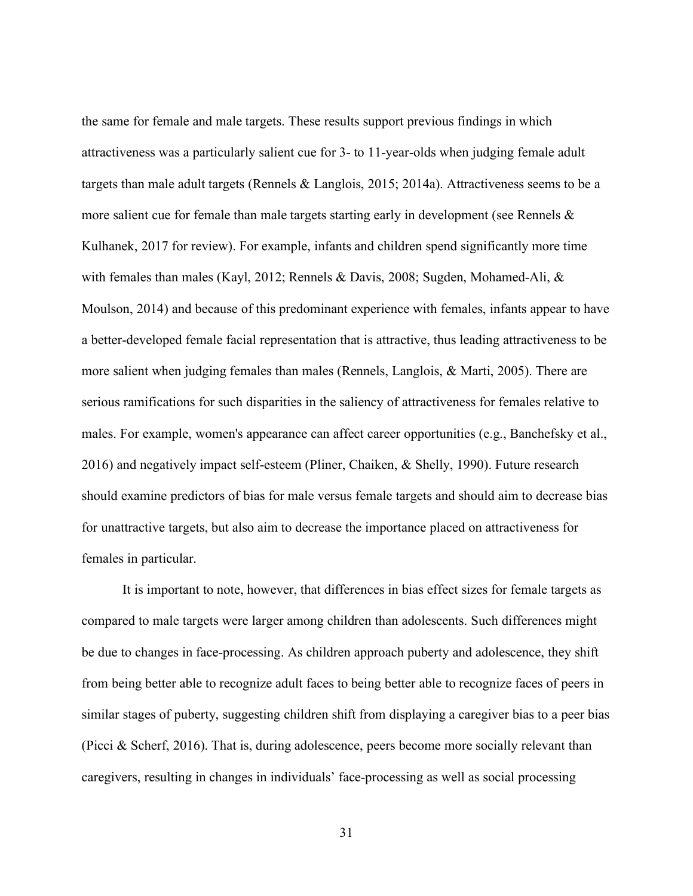the same for female and male targets. These results support previous findings in which attractiveness was a particularly salient cue for 3- to 11-year-olds when judging female adult targets than male adult targets (Rennels & Langlois, 2015; 2014a). Attractiveness seems to be a more salient cue for female than male targets starting early in development (see Rennels & Kulhanek, 2017 for review). For example, infants and children spend significantly more time with females than males (Kayl, 2012; Rennels & Davis, 2008; Sugden, Mohamed-Ali, & Moulson, 2014) and because of this predominant experience with females, infants appear to have a better-developed female facial representation that is attractive, thus leading attractiveness to be more salient when judging females than males (Rennels, Langlois, & Marti, 2005). There are serious ramifications for such disparities in the saliency of attractiveness for females relative to males. For example, women's appearance can affect career opportunities (e.g., Banchefsky et al., 2016) and negatively impact self-esteem (Pliner, Chaiken, & Shelly, 1990). Future research should examine predictors of bias for male versus female targets and should aim to decrease bias for unattractive targets, but also aim to decrease the importance placed on attractiveness for females in particular.

It is important to note, however, that differences in bias effect sizes for female targets as compared to male targets were larger among children than adolescents. Such differences might be due to changes in face-processing. As children approach puberty and adolescence, they shift from being better able to recognize adult faces to being better able to recognize faces of peers in similar stages of puberty, suggesting children shift from displaying a caregiver bias to a peer bias (Picci & Scherf, 2016). That is, during adolescence, peers become more socially relevant than caregivers, resulting in changes in individuals' face-processing as well as social processing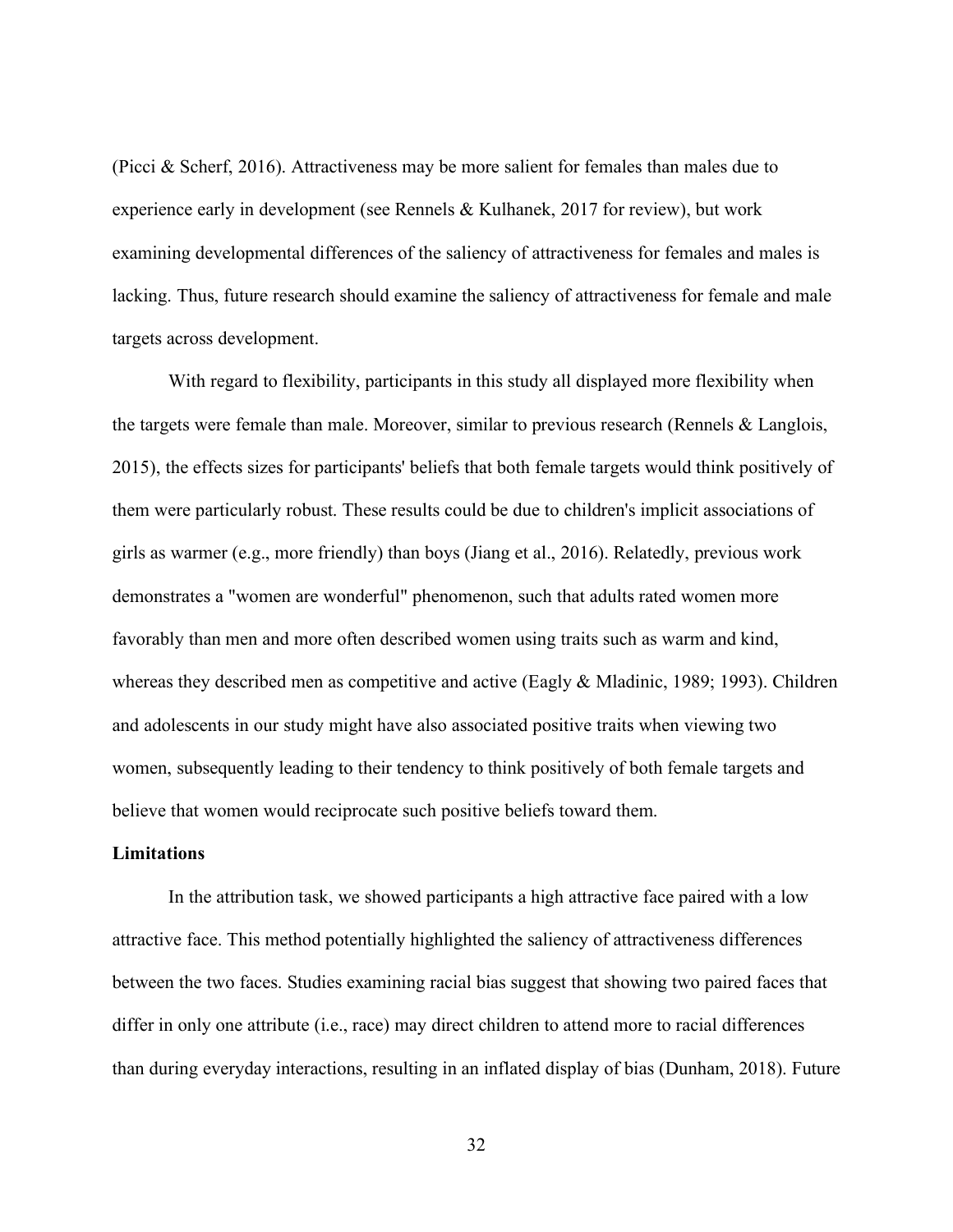(Picci & Scherf, 2016). Attractiveness may be more salient for females than males due to experience early in development (see Rennels & Kulhanek, 2017 for review), but work examining developmental differences of the saliency of attractiveness for females and males is lacking. Thus, future research should examine the saliency of attractiveness for female and male targets across development.

With regard to flexibility, participants in this study all displayed more flexibility when the targets were female than male. Moreover, similar to previous research (Rennels & Langlois, 2015), the effects sizes for participants' beliefs that both female targets would think positively of them were particularly robust. These results could be due to children's implicit associations of girls as warmer (e.g., more friendly) than boys (Jiang et al., 2016). Relatedly, previous work demonstrates a "women are wonderful" phenomenon, such that adults rated women more favorably than men and more often described women using traits such as warm and kind, whereas they described men as competitive and active (Eagly & Mladinic, 1989; 1993). Children and adolescents in our study might have also associated positive traits when viewing two women, subsequently leading to their tendency to think positively of both female targets and believe that women would reciprocate such positive beliefs toward them.

**Limitations**

In the attribution task, we showed participants a high attractive face paired with a low attractive face. This method potentially highlighted the saliency of attractiveness differences between the two faces. Studies examining racial bias suggest that showing two paired faces that differ in only one attribute (i.e., race) may direct children to attend more to racial differences than during everyday interactions, resulting in an inflated display of bias (Dunham, 2018). Future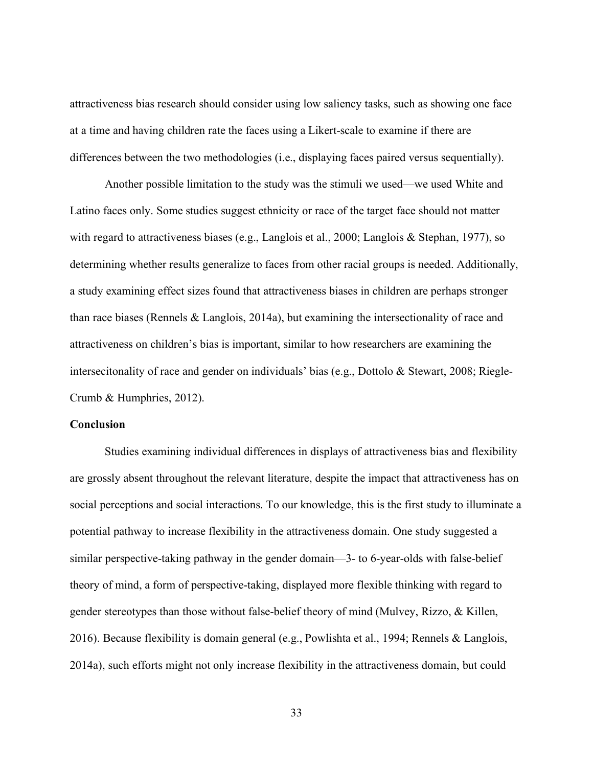attractiveness bias research should consider using low saliency tasks, such as showing one face at a time and having children rate the faces using a Likert-scale to examine if there are differences between the two methodologies (i.e., displaying faces paired versus sequentially).

Another possible limitation to the study was the stimuli we used—we used White and Latino faces only. Some studies suggest ethnicity or race of the target face should not matter with regard to attractiveness biases (e.g., Langlois et al., 2000; Langlois & Stephan, 1977), so determining whether results generalize to faces from other racial groups is needed. Additionally, a study examining effect sizes found that attractiveness biases in children are perhaps stronger than race biases (Rennels & Langlois, 2014a), but examining the intersectionality of race and attractiveness on children's bias is important, similar to how researchers are examining the intersecitonality of race and gender on individuals' bias (e.g., Dottolo & Stewart, 2008; Riegle-Crumb & Humphries, 2012).

**Conclusion**

Studies examining individual differences in displays of attractiveness bias and flexibility are grossly absent throughout the relevant literature, despite the impact that attractiveness has on social perceptions and social interactions. To our knowledge, this is the first study to illuminate a potential pathway to increase flexibility in the attractiveness domain. One study suggested a similar perspective-taking pathway in the gender domain—3- to 6-year-olds with false-belief theory of mind, a form of perspective-taking, displayed more flexible thinking with regard to gender stereotypes than those without false-belief theory of mind (Mulvey, Rizzo, & Killen, 2016). Because flexibility is domain general (e.g., Powlishta et al., 1994; Rennels & Langlois, 2014a), such efforts might not only increase flexibility in the attractiveness domain, but could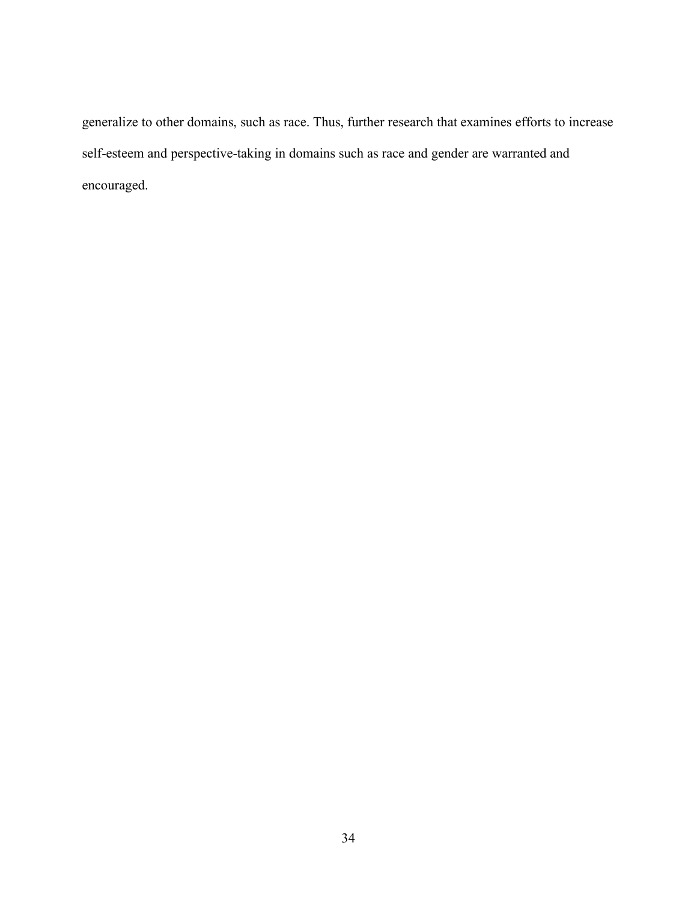generalize to other domains, such as race. Thus, further research that examines efforts to increase self-esteem and perspective-taking in domains such as race and gender are warranted and encouraged.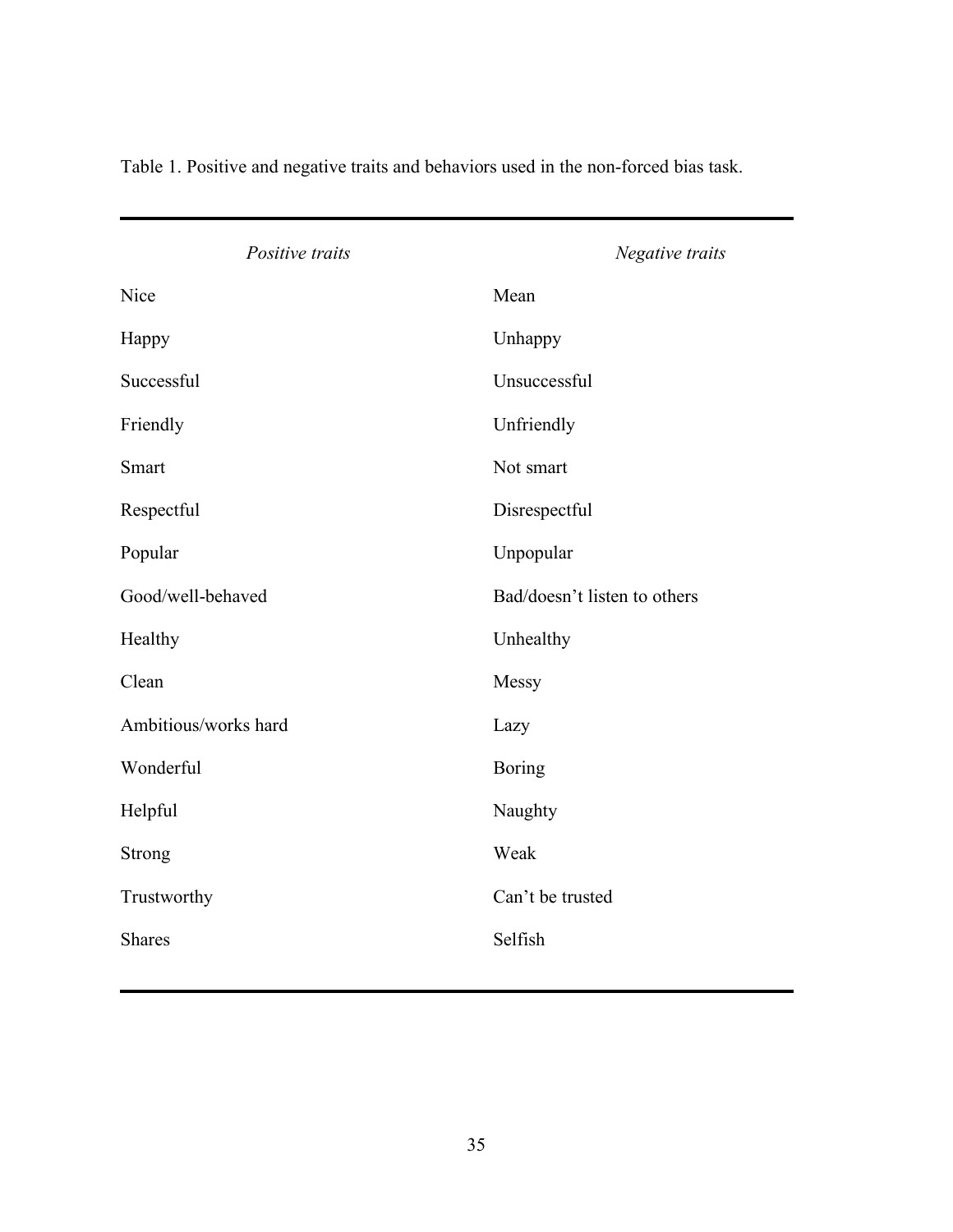Table 1. Positive and negative traits and behaviors used in the non-forced bias task.

| *Positive traits* | *Negative traits* |
|---|---|
| Nice | Mean |
| Happy | Unhappy |
| Successful | Unsuccessful |
| Friendly | Unfriendly |
| Smart | Not smart |
| Respectful | Disrespectful |
| Popular | Unpopular |
| Good/well-behaved | Bad/doesn't listen to others |
| Healthy | Unhealthy |
| Clean | Messy |
| Ambitious/works hard | Lazy |
| Wonderful | Boring |
| Helpful | Naughty |
| Strong | Weak |
| Trustworthy | Can't be trusted |
| Shares | Selfish |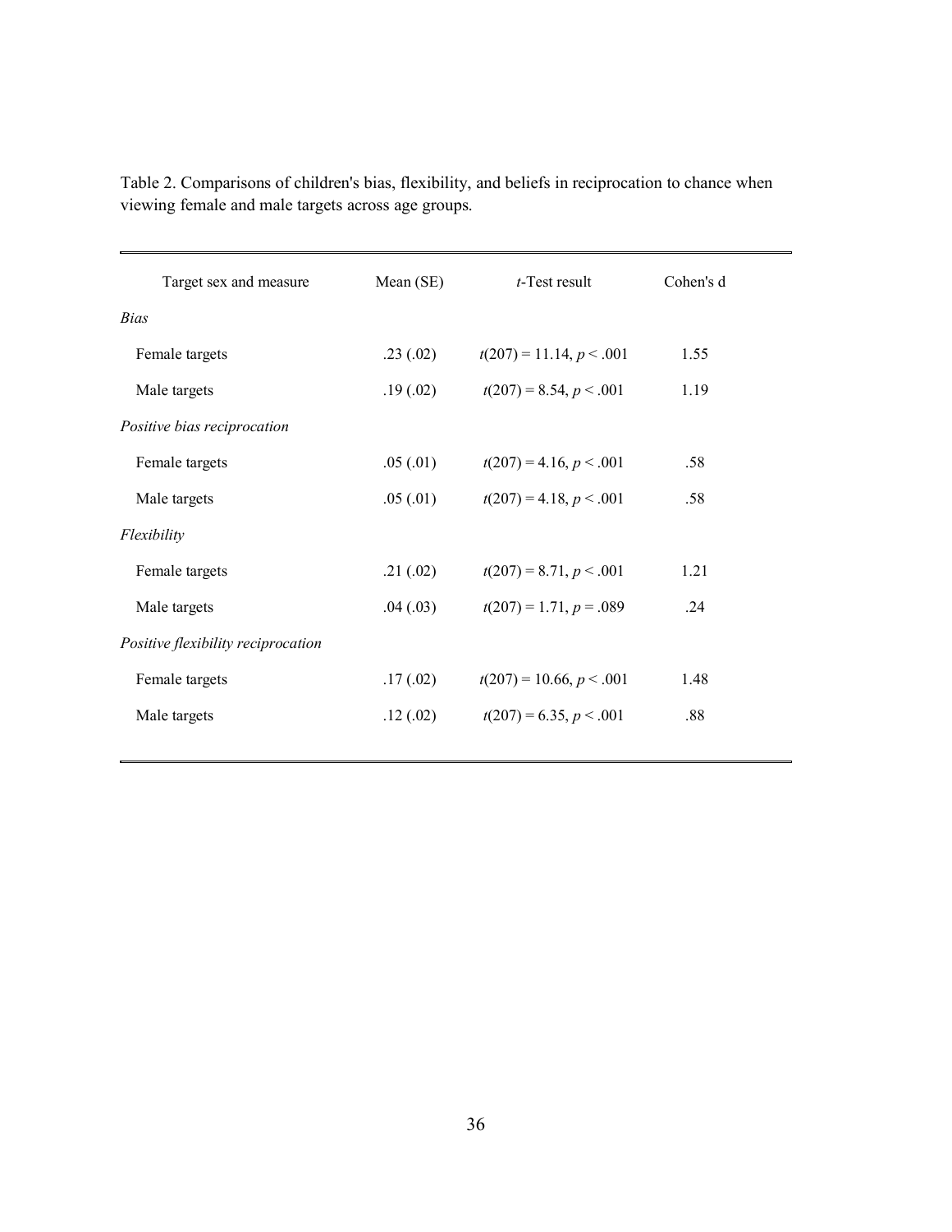Table 2. Comparisons of children's bias, flexibility, and beliefs in reciprocation to chance when viewing female and male targets across age groups.

| Target sex and measure | Mean (SE) | *t*-Test result | Cohen's d |
|---|---|---|---|
| *Bias* | | | |
| Female targets | .23 (.02) | $t(207) = 11.14, p < .001$ | 1.55 |
| Male targets | .19 (.02) | $t(207) = 8.54, p < .001$ | 1.19 |
| *Positive bias reciprocation* | | | |
| Female targets | .05 (.01) | $t(207) = 4.16, p < .001$ | .58 |
| Male targets | .05 (.01) | $t(207) = 4.18, p < .001$ | .58 |
| *Flexibility* | | | |
| Female targets | .21 (.02) | $t(207) = 8.71, p < .001$ | 1.21 |
| Male targets | .04 (.03) | $t(207) = 1.71, p = .089$ | .24 |
| *Positive flexibility reciprocation* | | | |
| Female targets | .17 (.02) | $t(207) = 10.66, p < .001$ | 1.48 |
| Male targets | .12 (.02) | $t(207) = 6.35, p < .001$ | .88 |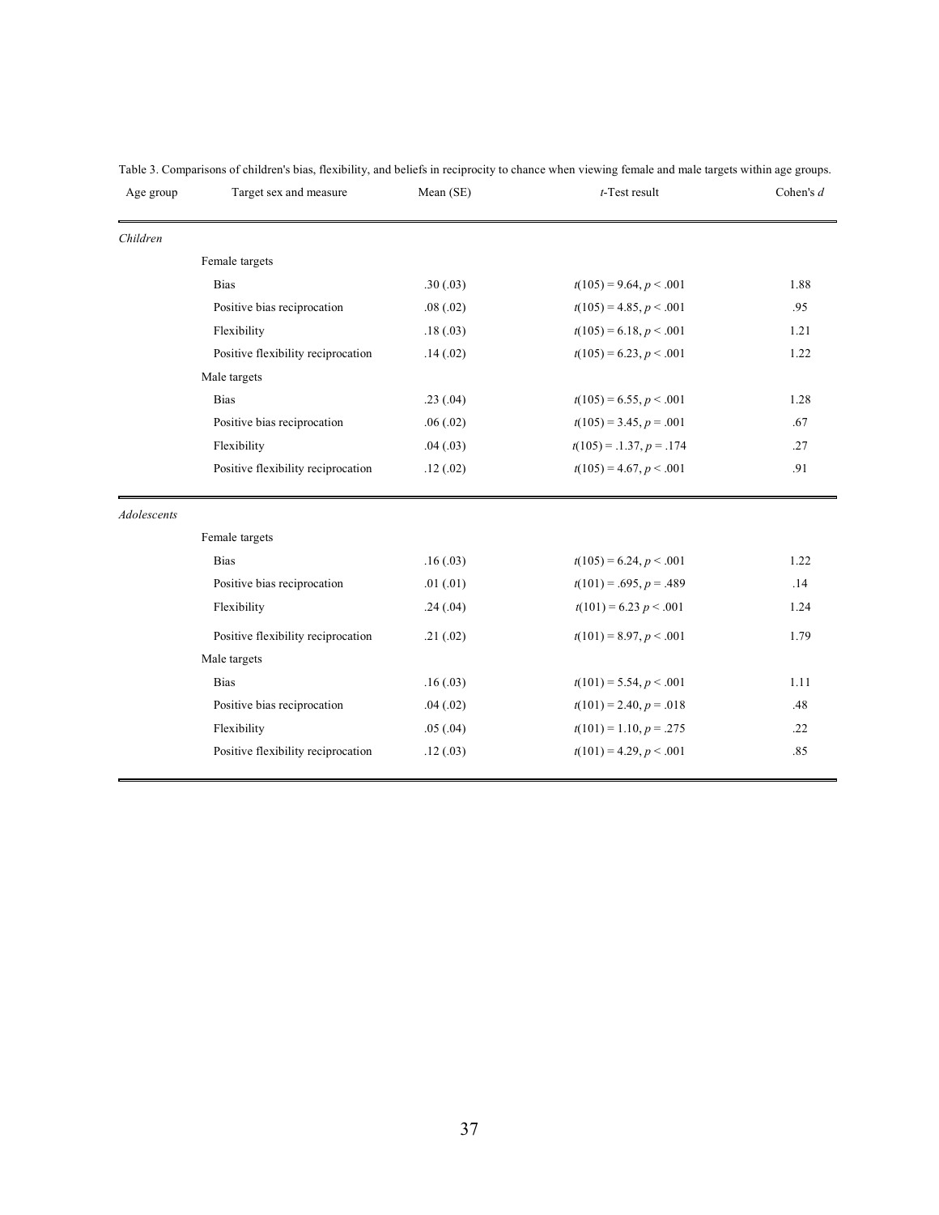Table 3. Comparisons of children's bias, flexibility, and beliefs in reciprocity to chance when viewing female and male targets within age groups.

| Age group | Target sex and measure | Mean (SE) | *t*-Test result | Cohen's *d* |
|---|---|---|---|---|
| *Children* | | | | |
| | Female targets | | | |
| | Bias | .30 (.03) | $t(105) = 9.64, p < .001$ | 1.88 |
| | Positive bias reciprocation | .08 (.02) | $t(105) = 4.85, p < .001$ | .95 |
| | Flexibility | .18 (.03) | $t(105) = 6.18, p < .001$ | 1.21 |
| | Positive flexibility reciprocation | .14 (.02) | $t(105) = 6.23, p < .001$ | 1.22 |
| | Male targets | | | |
| | Bias | .23 (.04) | $t(105) = 6.55, p < .001$ | 1.28 |
| | Positive bias reciprocation | .06 (.02) | $t(105) = 3.45, p = .001$ | .67 |
| | Flexibility | .04 (.03) | $t(105) = .1.37, p = .174$ | .27 |
| | Positive flexibility reciprocation | .12 (.02) | $t(105) = 4.67, p < .001$ | .91 |
| *Adolescents* | | | | |
| | Female targets | | | |
| | Bias | .16 (.03) | $t(105) = 6.24, p < .001$ | 1.22 |
| | Positive bias reciprocation | .01 (.01) | $t(101) = .695, p = .489$ | .14 |
| | Flexibility | .24 (.04) | $t(101) = 6.23\ p < .001$ | 1.24 |
| | Positive flexibility reciprocation | .21 (.02) | $t(101) = 8.97, p < .001$ | 1.79 |
| | Male targets | | | |
| | Bias | .16 (.03) | $t(101) = 5.54, p < .001$ | 1.11 |
| | Positive bias reciprocation | .04 (.02) | $t(101) = 2.40, p = .018$ | .48 |
| | Flexibility | .05 (.04) | $t(101) = 1.10, p = .275$ | .22 |
| | Positive flexibility reciprocation | .12 (.03) | $t(101) = 4.29, p < .001$ | .85 |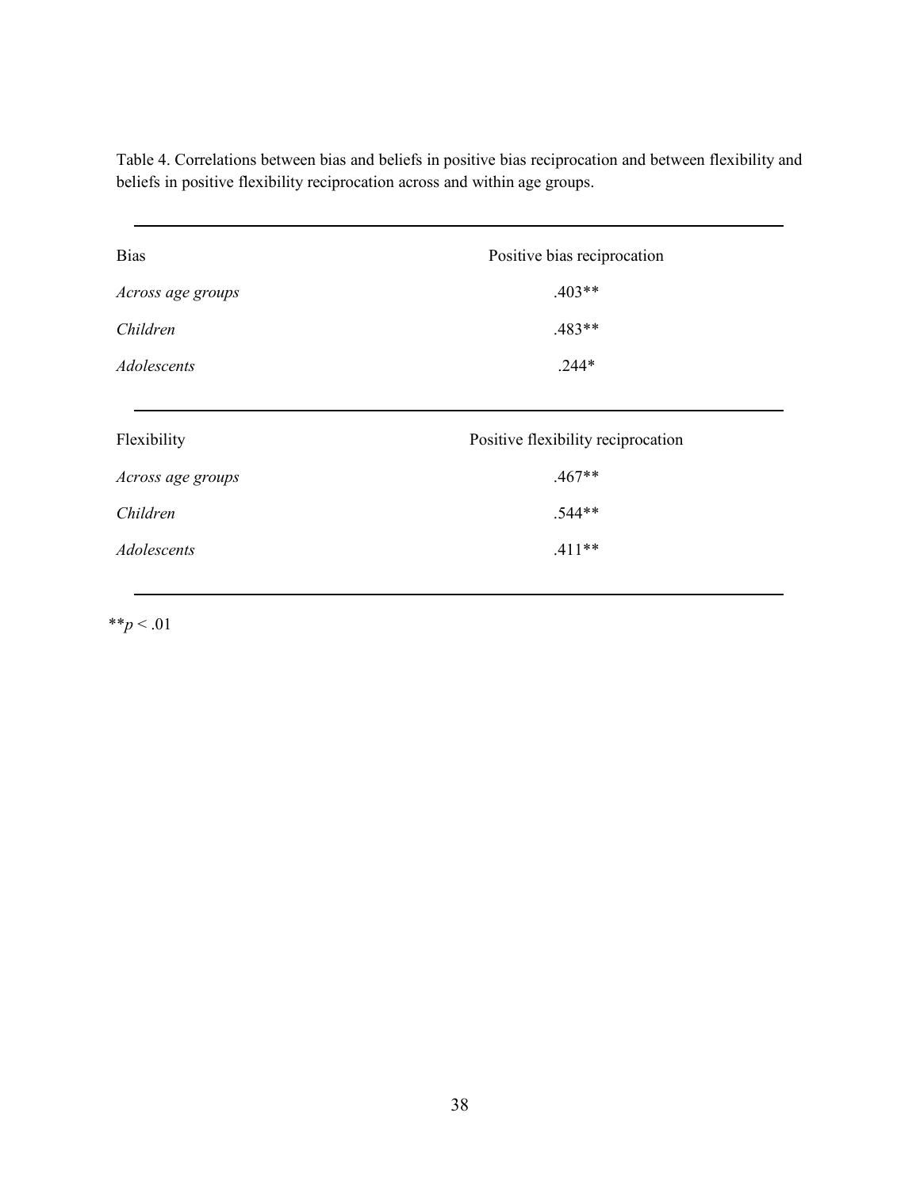Table 4. Correlations between bias and beliefs in positive bias reciprocation and between flexibility and beliefs in positive flexibility reciprocation across and within age groups.

| Bias | Positive bias reciprocation |
|---|---|
| *Across age groups* | .403** |
| *Children* | .483** |
| *Adolescents* | .244* |
| **Flexibility** | **Positive flexibility reciprocation** |
| *Across age groups* | .467** |
| *Children* | .544** |
| *Adolescents* | .411** |

**$p < .01$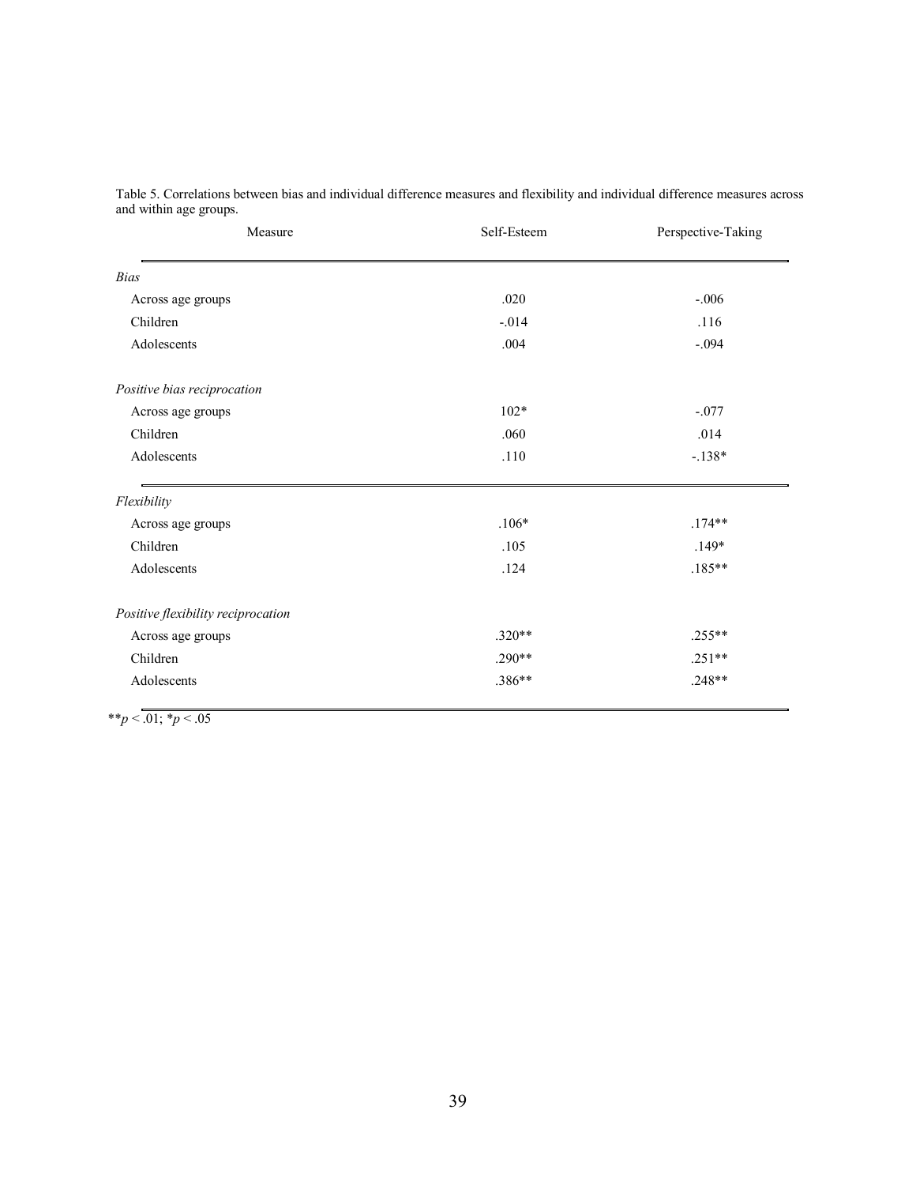Table 5. Correlations between bias and individual difference measures and flexibility and individual difference measures across and within age groups.

| Measure | Self-Esteem | Perspective-Taking |
|---|---|---|
| *Bias* | | |
| Across age groups | .020 | -.006 |
| Children | -.014 | .116 |
| Adolescents | .004 | -.094 |
| *Positive bias reciprocation* | | |
| Across age groups | 102* | -.077 |
| Children | .060 | .014 |
| Adolescents | .110 | -.138* |
| *Flexibility* | | |
| Across age groups | .106* | .174** |
| Children | .105 | .149* |
| Adolescents | .124 | .185** |
| *Positive flexibility reciprocation* | | |
| Across age groups | .320** | .255** |
| Children | .290** | .251** |
| Adolescents | .386** | .248** |

**$p < .01$; *$p < .05$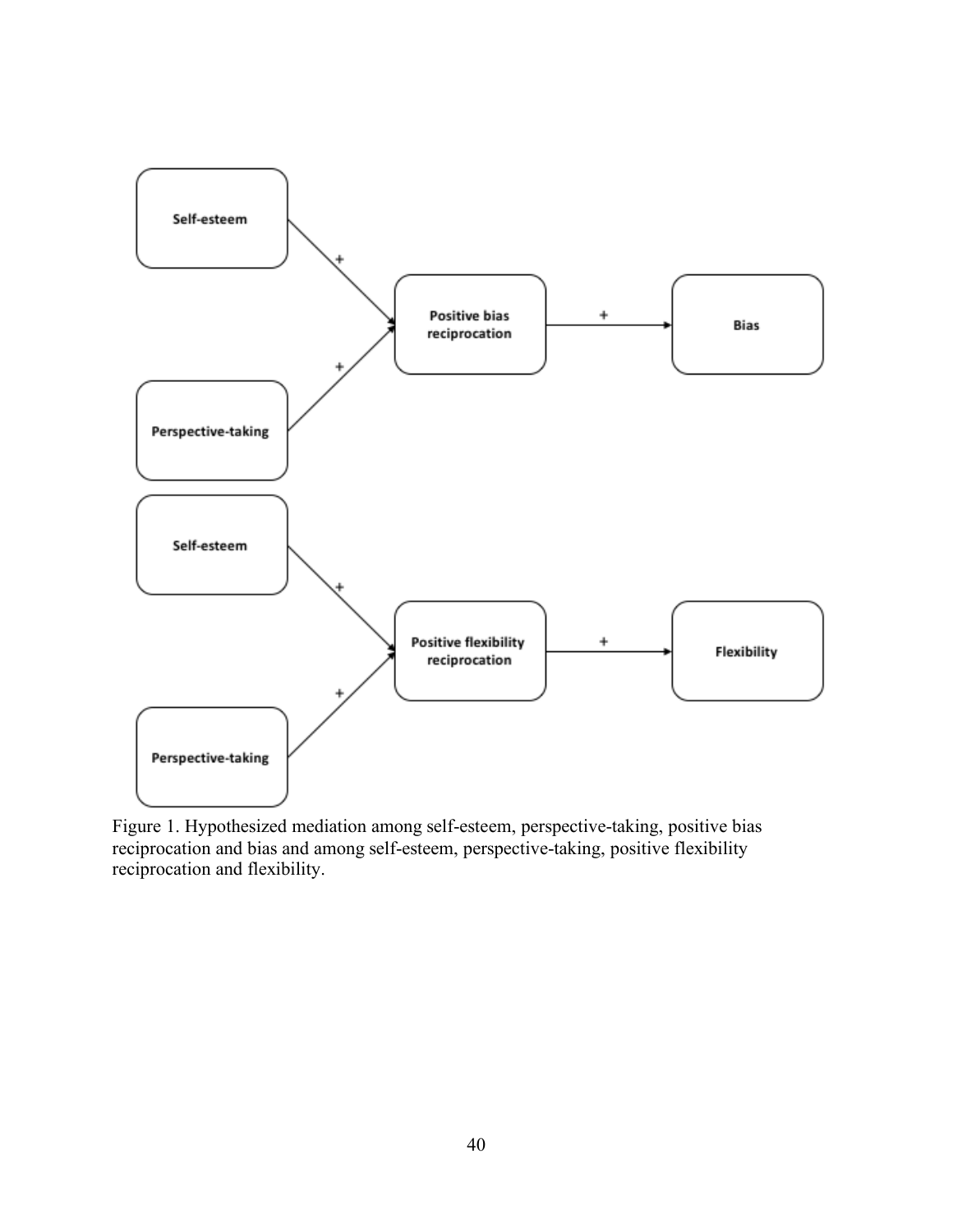Figure 1. Hypothesized mediation among self-esteem, perspective-taking, positive bias reciprocation and bias and among self-esteem, perspective-taking, positive flexibility reciprocation and flexibility.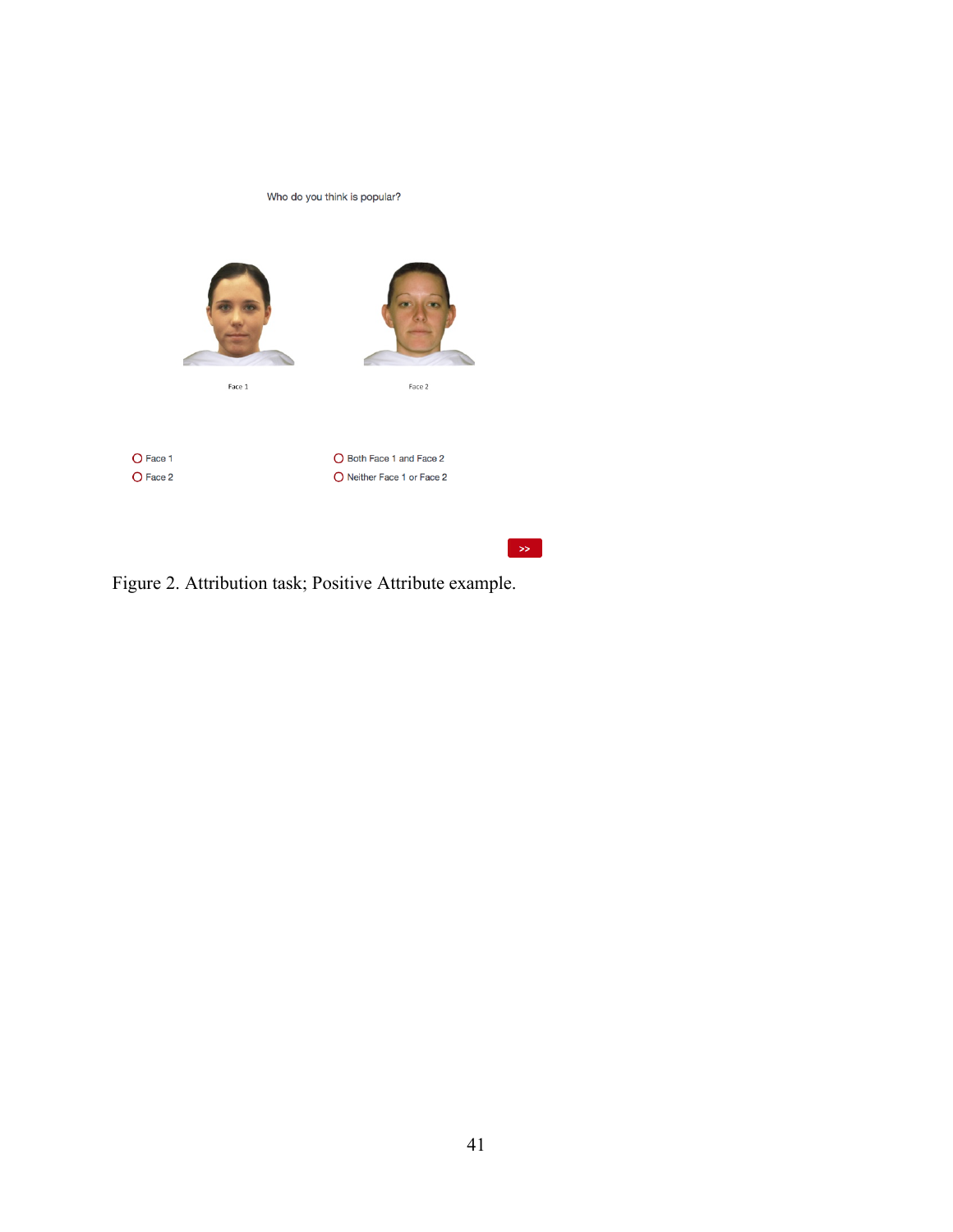Figure 2. Attribution task; Positive Attribute example.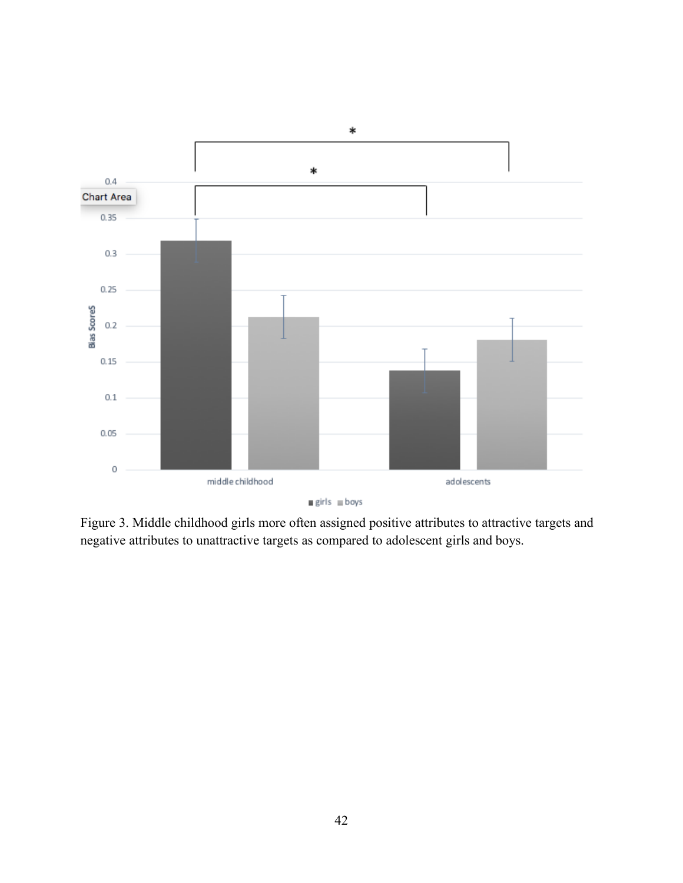Figure 3. Middle childhood girls more often assigned positive attributes to attractive targets and negative attributes to unattractive targets as compared to adolescent girls and boys.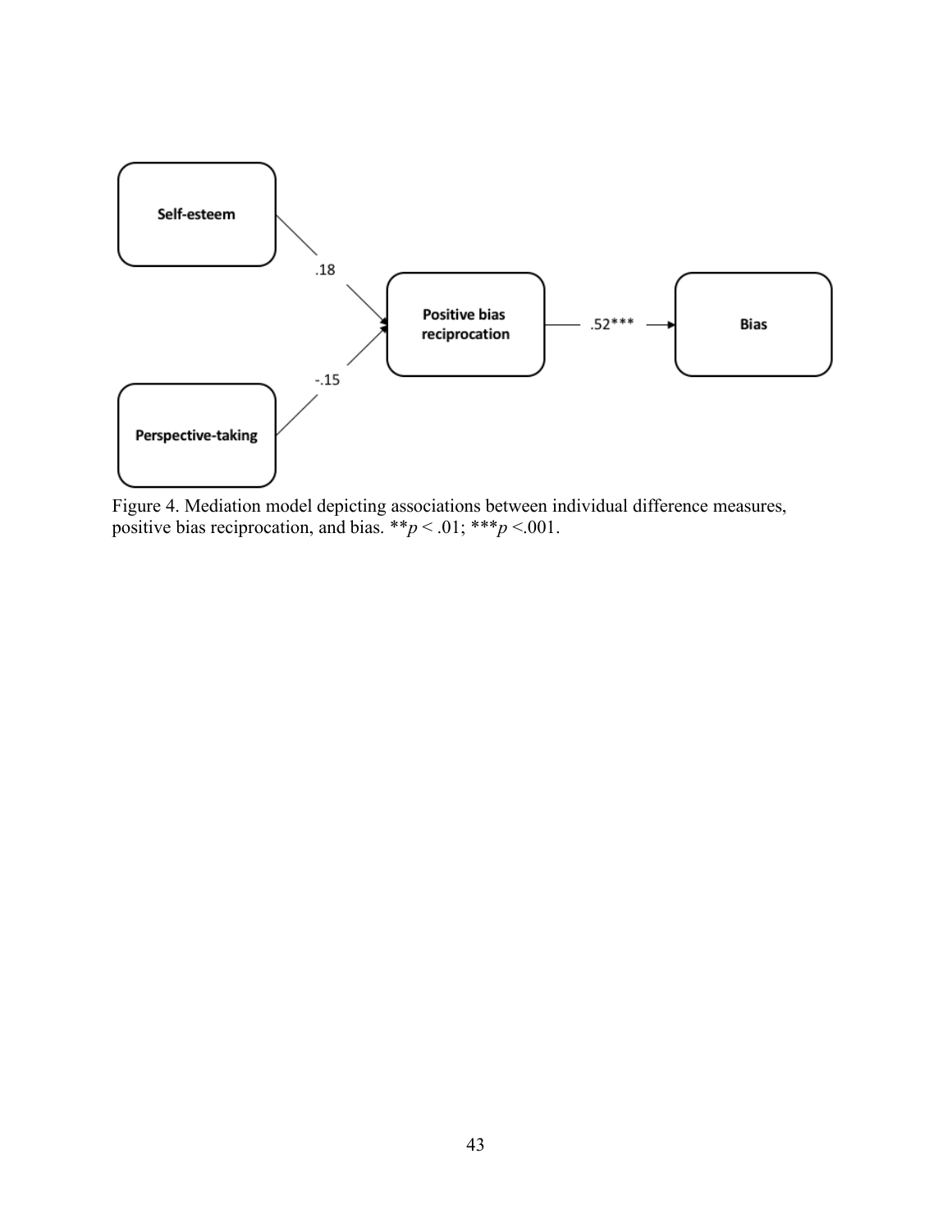Self-esteem

.18

Positive bias reciprocation

.52***

Bias

-.15

Perspective-taking

Figure 4. Mediation model depicting associations between individual difference measures, positive bias reciprocation, and bias. $^{**}p < .01$; $^{***}p < .001$.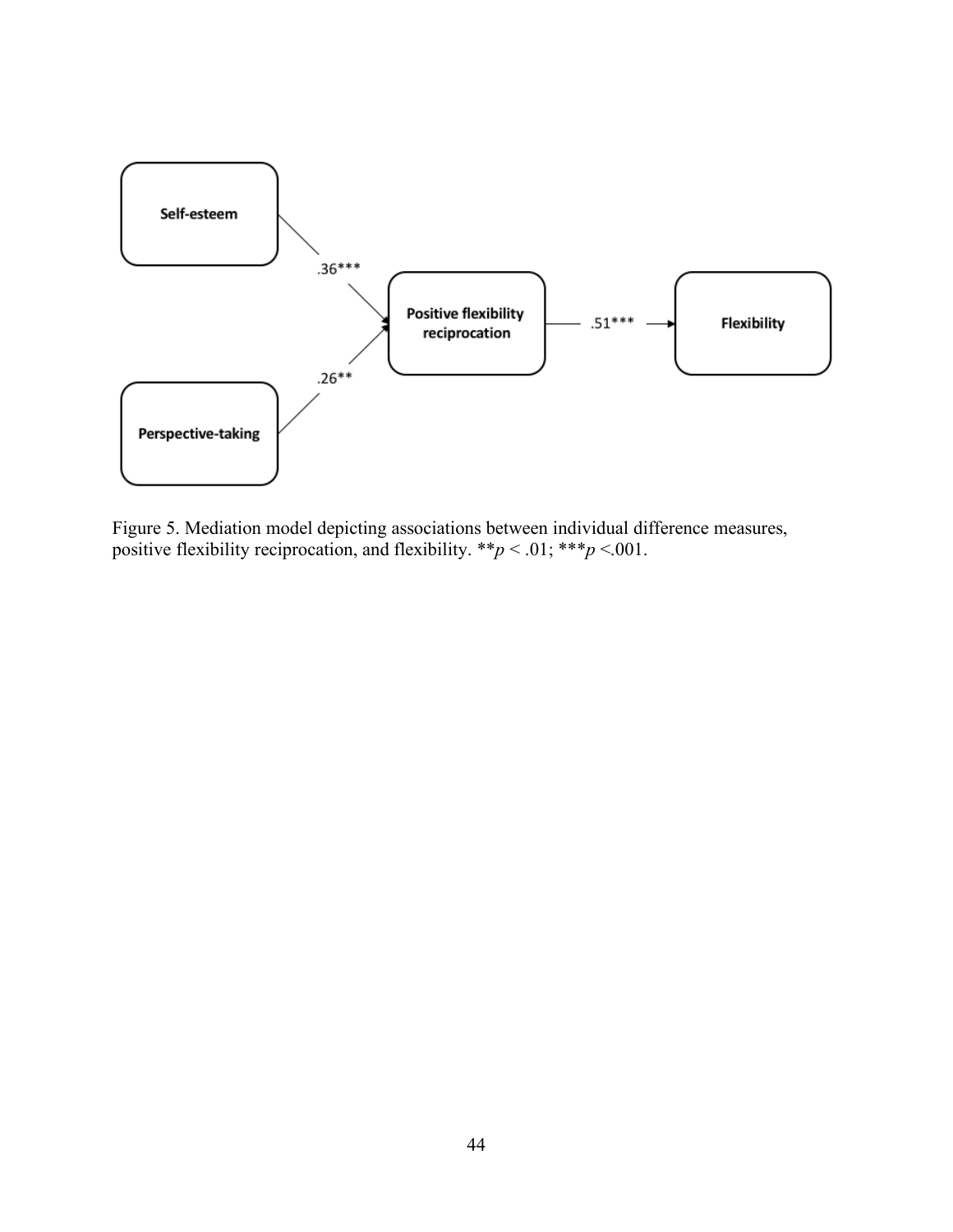Self-esteem

.36***

Positive flexibility reciprocation

.51***

Flexibility

.26**

Perspective-taking

Figure 5. Mediation model depicting associations between individual difference measures, positive flexibility reciprocation, and flexibility. ** $p < .01$; *** $p < .001$.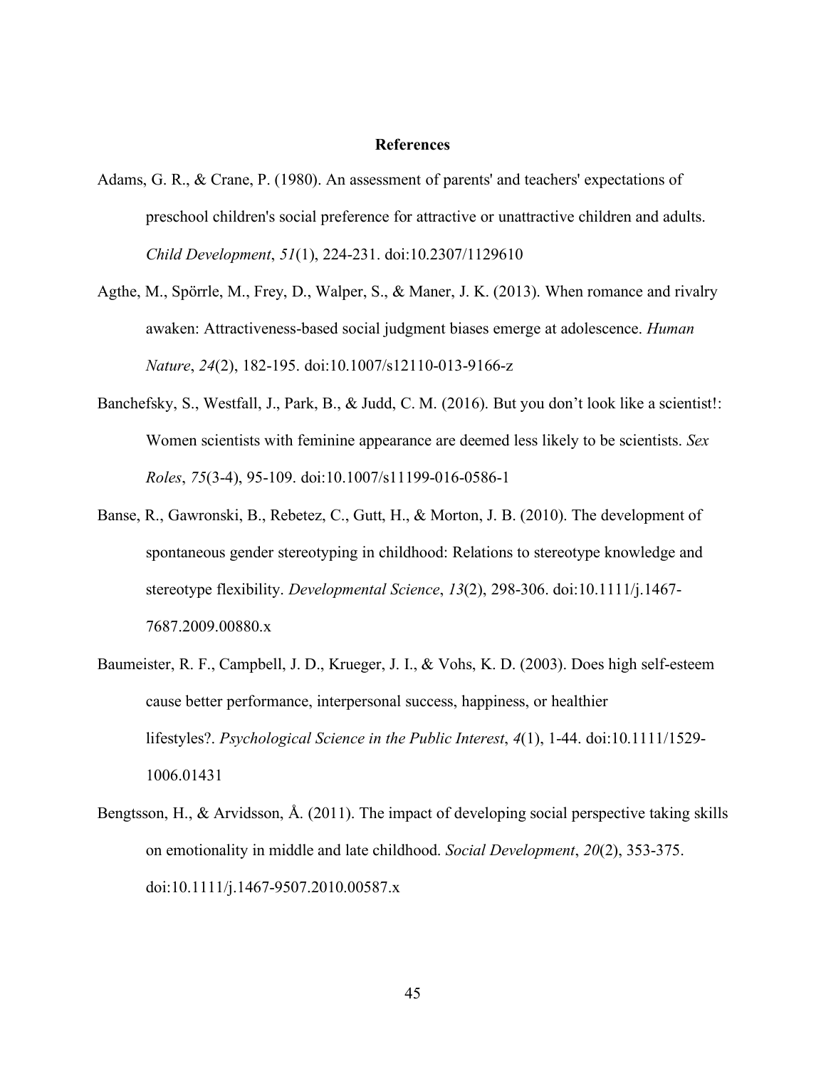## References

Adams, G. R., & Crane, P. (1980). An assessment of parents' and teachers' expectations of preschool children's social preference for attractive or unattractive children and adults. *Child Development*, *51*(1), 224-231. doi:10.2307/1129610

Agthe, M., Spörrle, M., Frey, D., Walper, S., & Maner, J. K. (2013). When romance and rivalry awaken: Attractiveness-based social judgment biases emerge at adolescence. *Human Nature*, *24*(2), 182-195. doi:10.1007/s12110-013-9166-z

Banchefsky, S., Westfall, J., Park, B., & Judd, C. M. (2016). But you don't look like a scientist!: Women scientists with feminine appearance are deemed less likely to be scientists. *Sex Roles*, *75*(3-4), 95-109. doi:10.1007/s11199-016-0586-1

Banse, R., Gawronski, B., Rebetez, C., Gutt, H., & Morton, J. B. (2010). The development of spontaneous gender stereotyping in childhood: Relations to stereotype knowledge and stereotype flexibility. *Developmental Science*, *13*(2), 298-306. doi:10.1111/j.1467-7687.2009.00880.x

Baumeister, R. F., Campbell, J. D., Krueger, J. I., & Vohs, K. D. (2003). Does high self-esteem cause better performance, interpersonal success, happiness, or healthier lifestyles?. *Psychological Science in the Public Interest*, *4*(1), 1-44. doi:10.1111/1529-1006.01431

Bengtsson, H., & Arvidsson, Å. (2011). The impact of developing social perspective taking skills on emotionality in middle and late childhood. *Social Development*, *20*(2), 353-375. doi:10.1111/j.1467-9507.2010.00587.x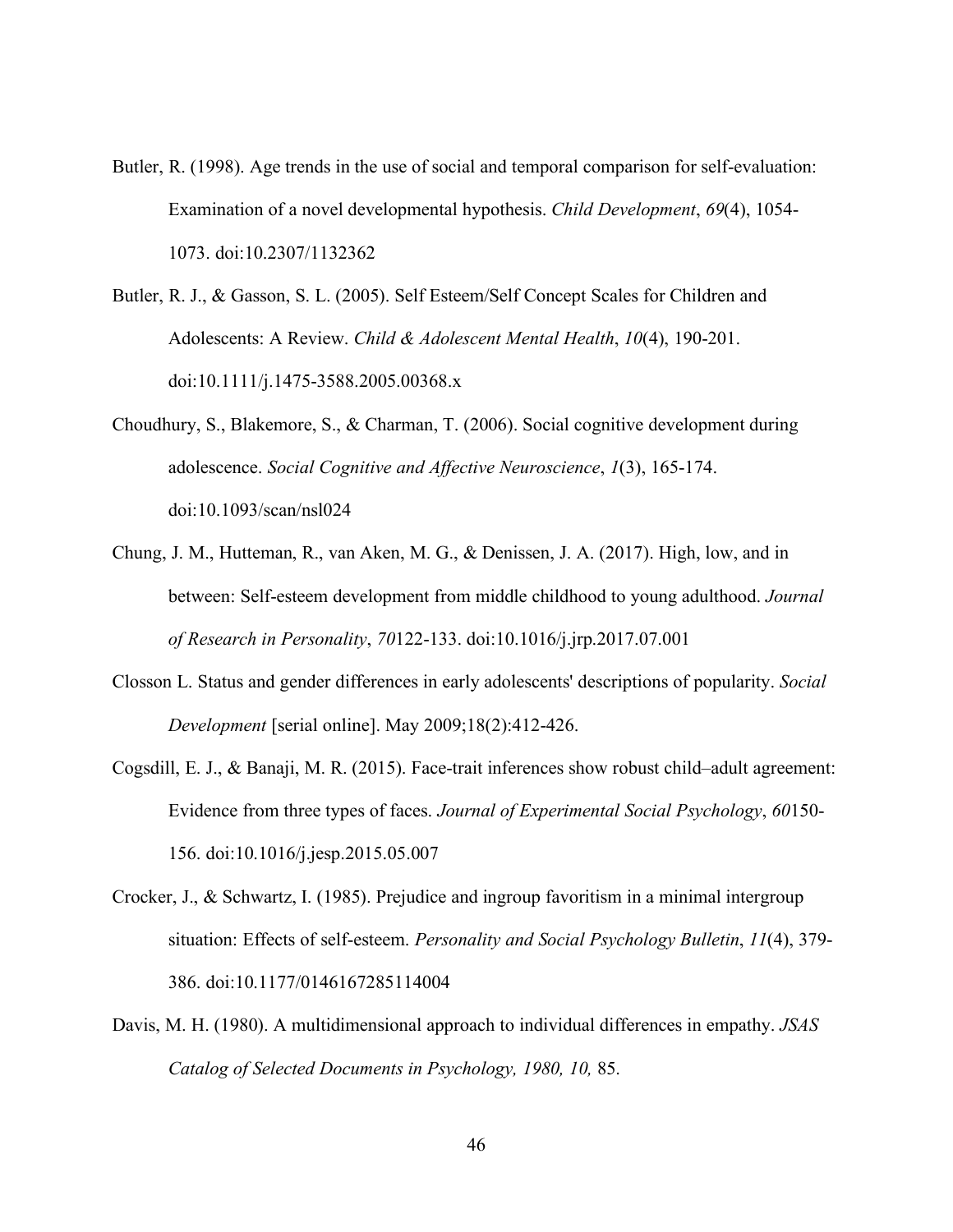Butler, R. (1998). Age trends in the use of social and temporal comparison for self-evaluation: Examination of a novel developmental hypothesis. *Child Development*, *69*(4), 1054-1073. doi:10.2307/1132362

Butler, R. J., & Gasson, S. L. (2005). Self Esteem/Self Concept Scales for Children and Adolescents: A Review. *Child & Adolescent Mental Health*, *10*(4), 190-201. doi:10.1111/j.1475-3588.2005.00368.x

Choudhury, S., Blakemore, S., & Charman, T. (2006). Social cognitive development during adolescence. *Social Cognitive and Affective Neuroscience*, *1*(3), 165-174. doi:10.1093/scan/nsl024

Chung, J. M., Hutteman, R., van Aken, M. G., & Denissen, J. A. (2017). High, low, and in between: Self-esteem development from middle childhood to young adulthood. *Journal of Research in Personality*, *70*122-133. doi:10.1016/j.jrp.2017.07.001

Closson L. Status and gender differences in early adolescents' descriptions of popularity. *Social Development* [serial online]. May 2009;18(2):412-426.

Cogsdill, E. J., & Banaji, M. R. (2015). Face-trait inferences show robust child–adult agreement: Evidence from three types of faces. *Journal of Experimental Social Psychology*, *60*150-156. doi:10.1016/j.jesp.2015.05.007

Crocker, J., & Schwartz, I. (1985). Prejudice and ingroup favoritism in a minimal intergroup situation: Effects of self-esteem. *Personality and Social Psychology Bulletin*, *11*(4), 379-386. doi:10.1177/0146167285114004

Davis, M. H. (1980). A multidimensional approach to individual differences in empathy. *JSAS Catalog of Selected Documents in Psychology, 1980, 10,* 85.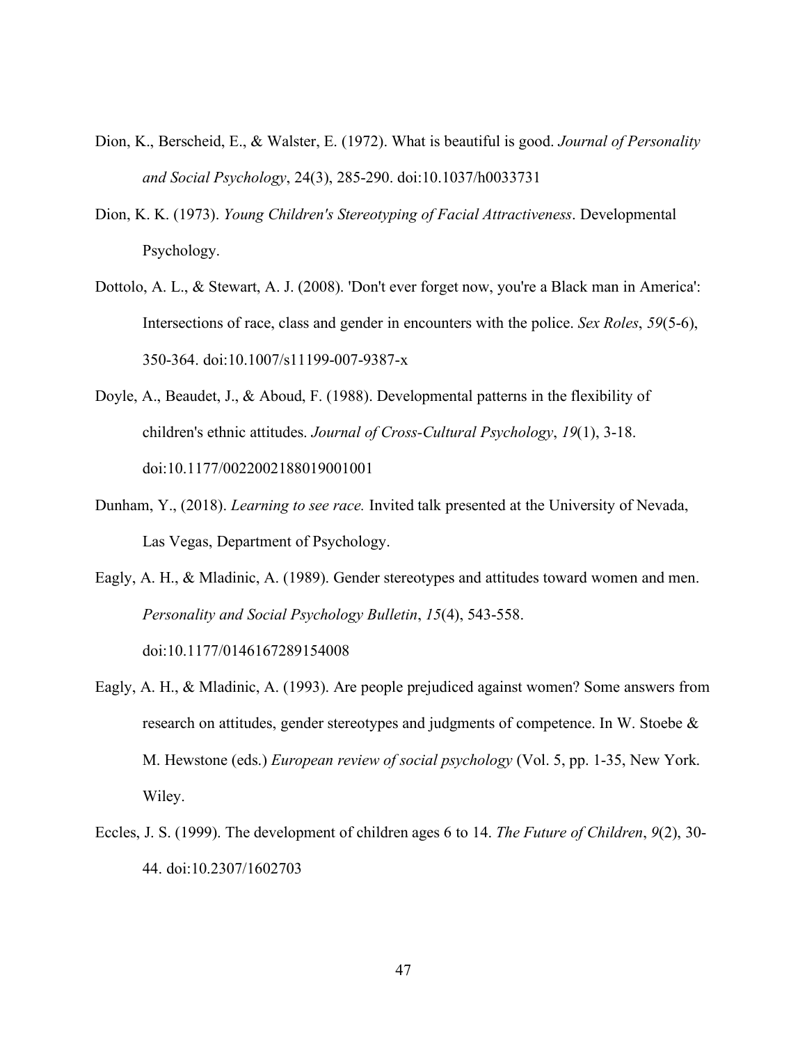Dion, K., Berscheid, E., & Walster, E. (1972). What is beautiful is good. *Journal of Personality and Social Psychology*, 24(3), 285-290. doi:10.1037/h0033731

Dion, K. K. (1973). *Young Children's Stereotyping of Facial Attractiveness*. Developmental Psychology.

Dottolo, A. L., & Stewart, A. J. (2008). 'Don't ever forget now, you're a Black man in America': Intersections of race, class and gender in encounters with the police. *Sex Roles*, *59*(5-6), 350-364. doi:10.1007/s11199-007-9387-x

Doyle, A., Beaudet, J., & Aboud, F. (1988). Developmental patterns in the flexibility of children's ethnic attitudes. *Journal of Cross-Cultural Psychology*, *19*(1), 3-18. doi:10.1177/0022002188019001001

Dunham, Y., (2018). *Learning to see race.* Invited talk presented at the University of Nevada, Las Vegas, Department of Psychology.

Eagly, A. H., & Mladinic, A. (1989). Gender stereotypes and attitudes toward women and men. *Personality and Social Psychology Bulletin*, *15*(4), 543-558. doi:10.1177/0146167289154008

Eagly, A. H., & Mladinic, A. (1993). Are people prejudiced against women? Some answers from research on attitudes, gender stereotypes and judgments of competence. In W. Stoebe & M. Hewstone (eds.) *European review of social psychology* (Vol. 5, pp. 1-35, New York. Wiley.

Eccles, J. S. (1999). The development of children ages 6 to 14. *The Future of Children*, *9*(2), 30-44. doi:10.2307/1602703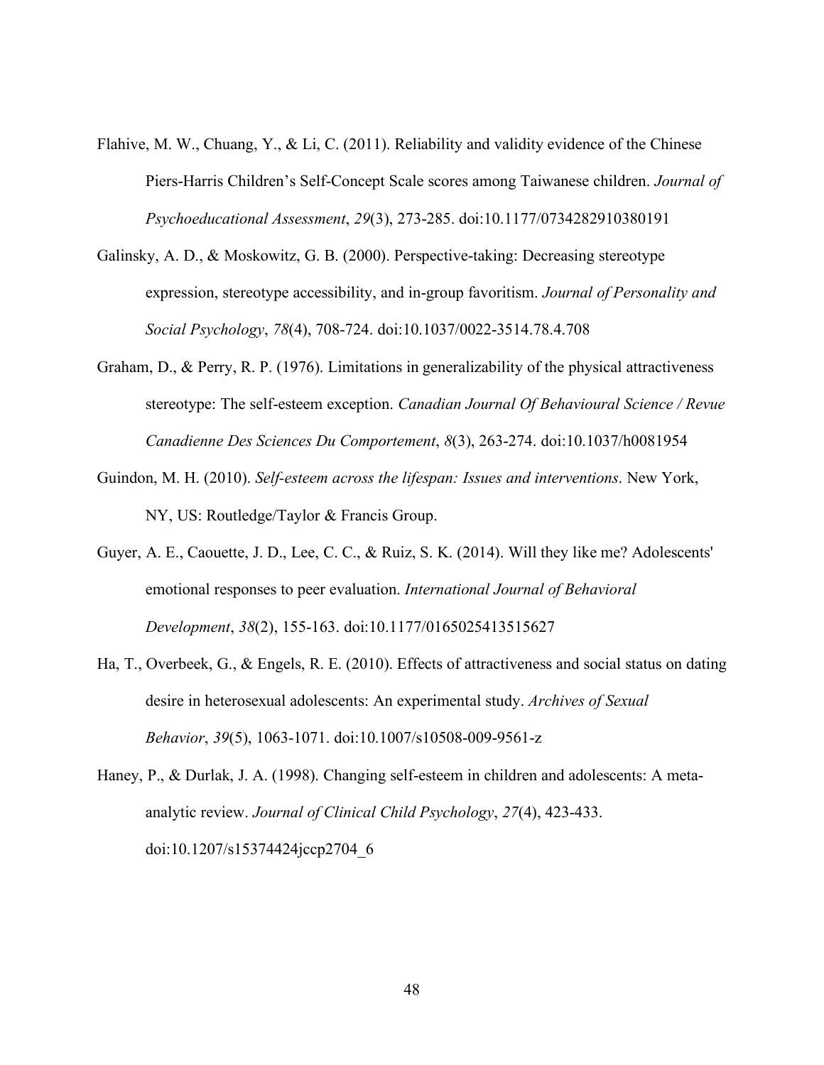Flahive, M. W., Chuang, Y., & Li, C. (2011). Reliability and validity evidence of the Chinese Piers-Harris Children's Self-Concept Scale scores among Taiwanese children. *Journal of Psychoeducational Assessment*, *29*(3), 273-285. doi:10.1177/0734282910380191

Galinsky, A. D., & Moskowitz, G. B. (2000). Perspective-taking: Decreasing stereotype expression, stereotype accessibility, and in-group favoritism. *Journal of Personality and Social Psychology*, *78*(4), 708-724. doi:10.1037/0022-3514.78.4.708

Graham, D., & Perry, R. P. (1976). Limitations in generalizability of the physical attractiveness stereotype: The self-esteem exception. *Canadian Journal Of Behavioural Science / Revue Canadienne Des Sciences Du Comportement*, *8*(3), 263-274. doi:10.1037/h0081954

Guindon, M. H. (2010). *Self-esteem across the lifespan: Issues and interventions*. New York, NY, US: Routledge/Taylor & Francis Group.

Guyer, A. E., Caouette, J. D., Lee, C. C., & Ruiz, S. K. (2014). Will they like me? Adolescents' emotional responses to peer evaluation. *International Journal of Behavioral Development*, *38*(2), 155-163. doi:10.1177/0165025413515627

Ha, T., Overbeek, G., & Engels, R. E. (2010). Effects of attractiveness and social status on dating desire in heterosexual adolescents: An experimental study. *Archives of Sexual Behavior*, *39*(5), 1063-1071. doi:10.1007/s10508-009-9561-z

Haney, P., & Durlak, J. A. (1998). Changing self-esteem in children and adolescents: A meta-analytic review. *Journal of Clinical Child Psychology*, *27*(4), 423-433. doi:10.1207/s15374424jccp2704_6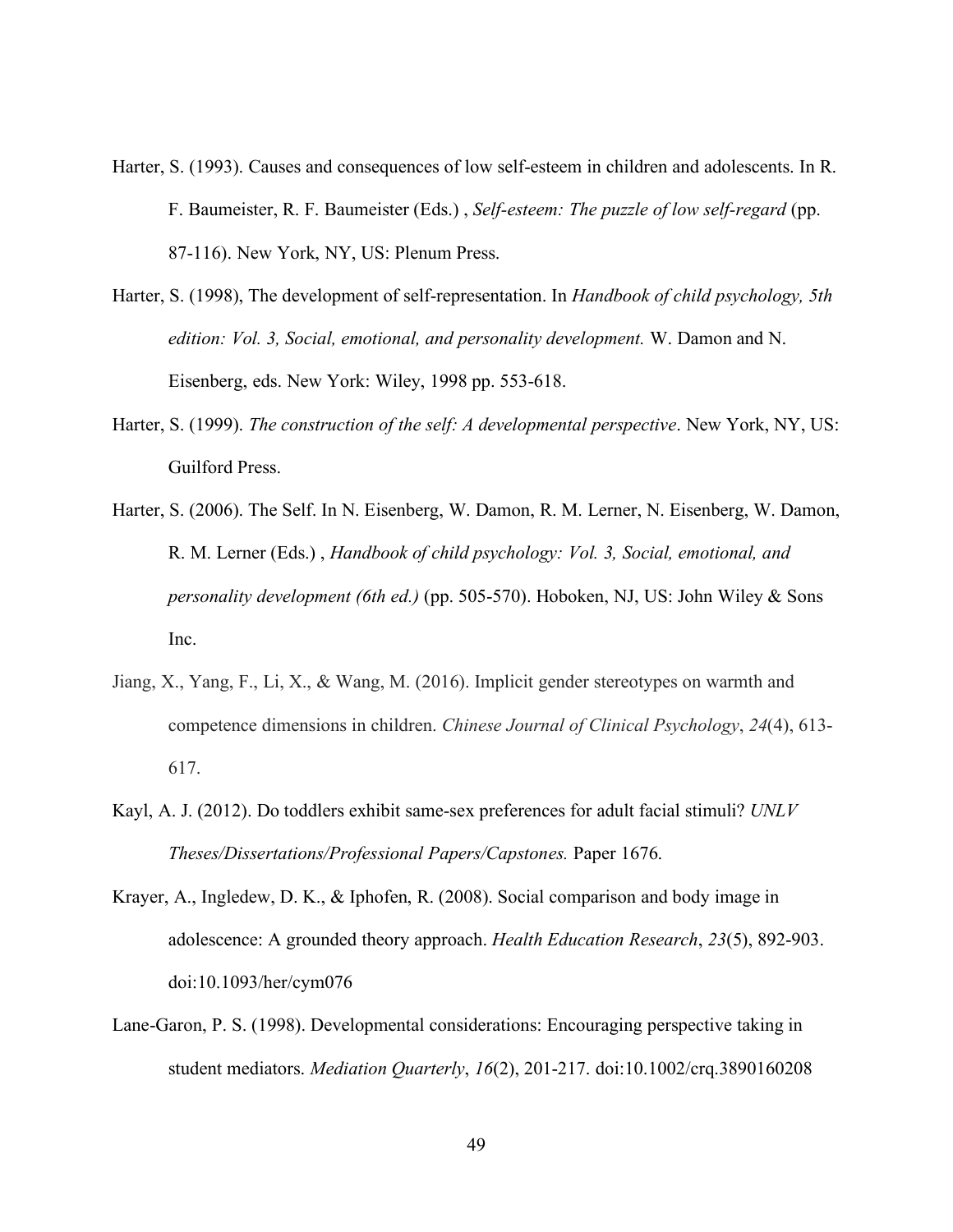Harter, S. (1993). Causes and consequences of low self-esteem in children and adolescents. In R. F. Baumeister, R. F. Baumeister (Eds.) , *Self-esteem: The puzzle of low self-regard* (pp. 87-116). New York, NY, US: Plenum Press.

Harter, S. (1998), The development of self-representation. In *Handbook of child psychology, 5th edition: Vol. 3, Social, emotional, and personality development.* W. Damon and N. Eisenberg, eds. New York: Wiley, 1998 pp. 553-618.

Harter, S. (1999). *The construction of the self: A developmental perspective*. New York, NY, US: Guilford Press.

Harter, S. (2006). The Self. In N. Eisenberg, W. Damon, R. M. Lerner, N. Eisenberg, W. Damon, R. M. Lerner (Eds.) , *Handbook of child psychology: Vol. 3, Social, emotional, and personality development (6th ed.)* (pp. 505-570). Hoboken, NJ, US: John Wiley & Sons Inc.

Jiang, X., Yang, F., Li, X., & Wang, M. (2016). Implicit gender stereotypes on warmth and competence dimensions in children. *Chinese Journal of Clinical Psychology*, *24*(4), 613-617.

Kayl, A. J. (2012). Do toddlers exhibit same-sex preferences for adult facial stimuli? *UNLV Theses/Dissertations/Professional Papers/Capstones.* Paper 1676.

Krayer, A., Ingledew, D. K., & Iphofen, R. (2008). Social comparison and body image in adolescence: A grounded theory approach. *Health Education Research*, *23*(5), 892-903. doi:10.1093/her/cym076

Lane-Garon, P. S. (1998). Developmental considerations: Encouraging perspective taking in student mediators. *Mediation Quarterly*, *16*(2), 201-217. doi:10.1002/crq.3890160208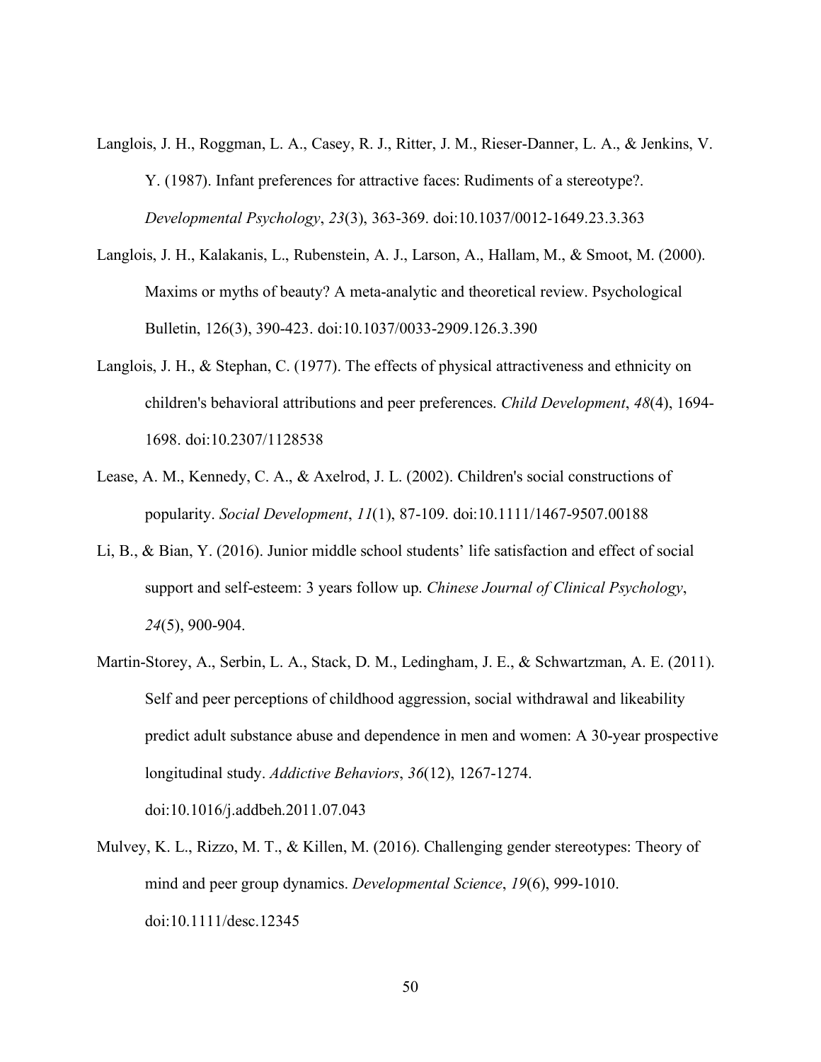Langlois, J. H., Roggman, L. A., Casey, R. J., Ritter, J. M., Rieser-Danner, L. A., & Jenkins, V. Y. (1987). Infant preferences for attractive faces: Rudiments of a stereotype?. *Developmental Psychology*, *23*(3), 363-369. doi:10.1037/0012-1649.23.3.363

Langlois, J. H., Kalakanis, L., Rubenstein, A. J., Larson, A., Hallam, M., & Smoot, M. (2000). Maxims or myths of beauty? A meta-analytic and theoretical review. Psychological Bulletin, 126(3), 390-423. doi:10.1037/0033-2909.126.3.390

Langlois, J. H., & Stephan, C. (1977). The effects of physical attractiveness and ethnicity on children's behavioral attributions and peer preferences. *Child Development*, *48*(4), 1694-1698. doi:10.2307/1128538

Lease, A. M., Kennedy, C. A., & Axelrod, J. L. (2002). Children's social constructions of popularity. *Social Development*, *11*(1), 87-109. doi:10.1111/1467-9507.00188

Li, B., & Bian, Y. (2016). Junior middle school students' life satisfaction and effect of social support and self-esteem: 3 years follow up. *Chinese Journal of Clinical Psychology*, *24*(5), 900-904.

Martin-Storey, A., Serbin, L. A., Stack, D. M., Ledingham, J. E., & Schwartzman, A. E. (2011). Self and peer perceptions of childhood aggression, social withdrawal and likeability predict adult substance abuse and dependence in men and women: A 30-year prospective longitudinal study. *Addictive Behaviors*, *36*(12), 1267-1274. doi:10.1016/j.addbeh.2011.07.043

Mulvey, K. L., Rizzo, M. T., & Killen, M. (2016). Challenging gender stereotypes: Theory of mind and peer group dynamics. *Developmental Science*, *19*(6), 999-1010. doi:10.1111/desc.12345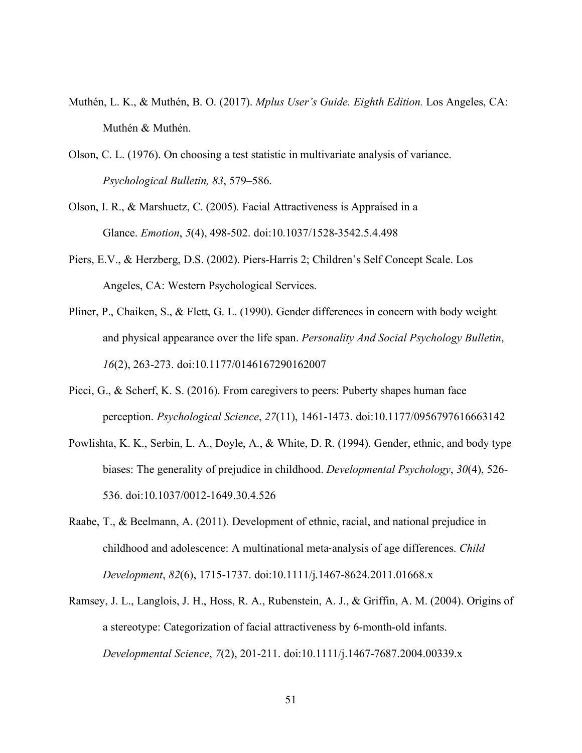Muthén, L. K., & Muthén, B. O. (2017). *Mplus User's Guide. Eighth Edition.* Los Angeles, CA: Muthén & Muthén.

Olson, C. L. (1976). On choosing a test statistic in multivariate analysis of variance. *Psychological Bulletin, 83*, 579–586.

Olson, I. R., & Marshuetz, C. (2005). Facial Attractiveness is Appraised in a Glance. *Emotion*, *5*(4), 498-502. doi:10.1037/1528-3542.5.4.498

Piers, E.V., & Herzberg, D.S. (2002). Piers-Harris 2; Children's Self Concept Scale. Los Angeles, CA: Western Psychological Services.

Pliner, P., Chaiken, S., & Flett, G. L. (1990). Gender differences in concern with body weight and physical appearance over the life span. *Personality And Social Psychology Bulletin*, *16*(2), 263-273. doi:10.1177/0146167290162007

Picci, G., & Scherf, K. S. (2016). From caregivers to peers: Puberty shapes human face perception. *Psychological Science*, *27*(11), 1461-1473. doi:10.1177/0956797616663142

Powlishta, K. K., Serbin, L. A., Doyle, A., & White, D. R. (1994). Gender, ethnic, and body type biases: The generality of prejudice in childhood. *Developmental Psychology*, *30*(4), 526-536. doi:10.1037/0012-1649.30.4.526

Raabe, T., & Beelmann, A. (2011). Development of ethnic, racial, and national prejudice in childhood and adolescence: A multinational meta-analysis of age differences. *Child Development*, *82*(6), 1715-1737. doi:10.1111/j.1467-8624.2011.01668.x

Ramsey, J. L., Langlois, J. H., Hoss, R. A., Rubenstein, A. J., & Griffin, A. M. (2004). Origins of a stereotype: Categorization of facial attractiveness by 6-month-old infants. *Developmental Science*, *7*(2), 201-211. doi:10.1111/j.1467-7687.2004.00339.x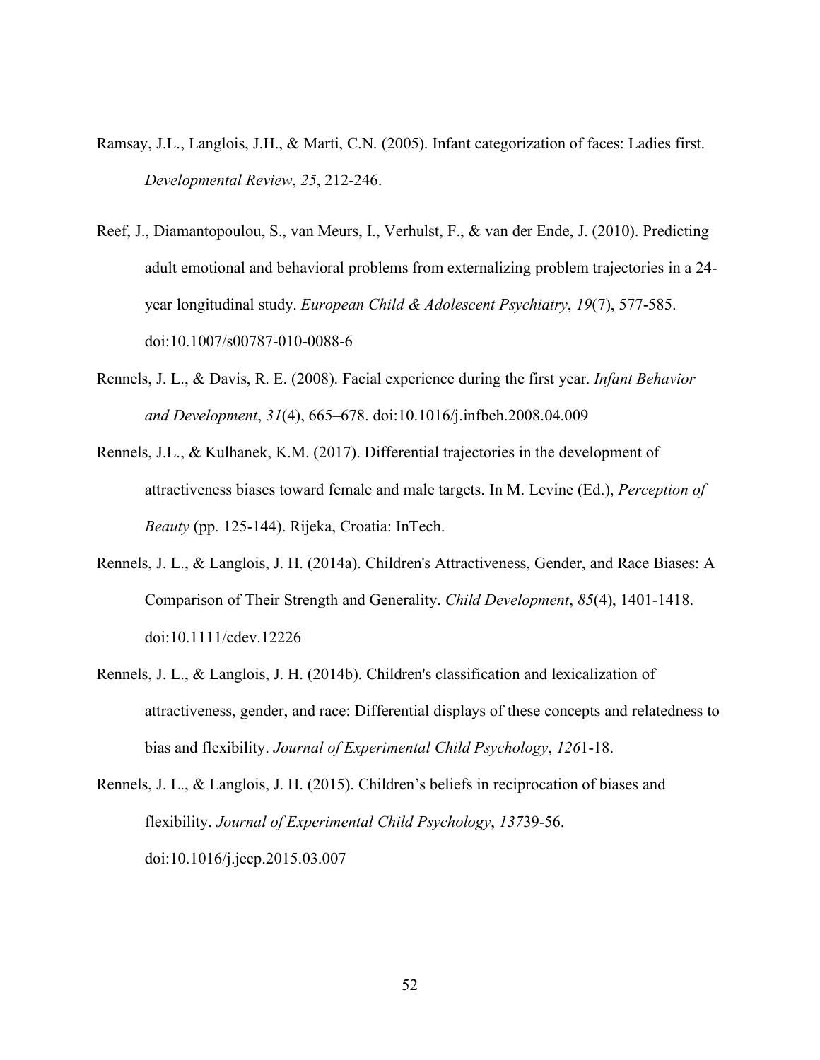Ramsay, J.L., Langlois, J.H., & Marti, C.N. (2005). Infant categorization of faces: Ladies first. *Developmental Review*, *25*, 212-246.

Reef, J., Diamantopoulou, S., van Meurs, I., Verhulst, F., & van der Ende, J. (2010). Predicting adult emotional and behavioral problems from externalizing problem trajectories in a 24-year longitudinal study. *European Child & Adolescent Psychiatry*, *19*(7), 577-585. doi:10.1007/s00787-010-0088-6

Rennels, J. L., & Davis, R. E. (2008). Facial experience during the first year. *Infant Behavior and Development*, *31*(4), 665–678. doi:10.1016/j.infbeh.2008.04.009

Rennels, J.L., & Kulhanek, K.M. (2017). Differential trajectories in the development of attractiveness biases toward female and male targets. In M. Levine (Ed.), *Perception of Beauty* (pp. 125-144). Rijeka, Croatia: InTech.

Rennels, J. L., & Langlois, J. H. (2014a). Children's Attractiveness, Gender, and Race Biases: A Comparison of Their Strength and Generality. *Child Development*, *85*(4), 1401-1418. doi:10.1111/cdev.12226

Rennels, J. L., & Langlois, J. H. (2014b). Children's classification and lexicalization of attractiveness, gender, and race: Differential displays of these concepts and relatedness to bias and flexibility. *Journal of Experimental Child Psychology*, *126*1-18.

Rennels, J. L., & Langlois, J. H. (2015). Children's beliefs in reciprocation of biases and flexibility. *Journal of Experimental Child Psychology*, *137*39-56. doi:10.1016/j.jecp.2015.03.007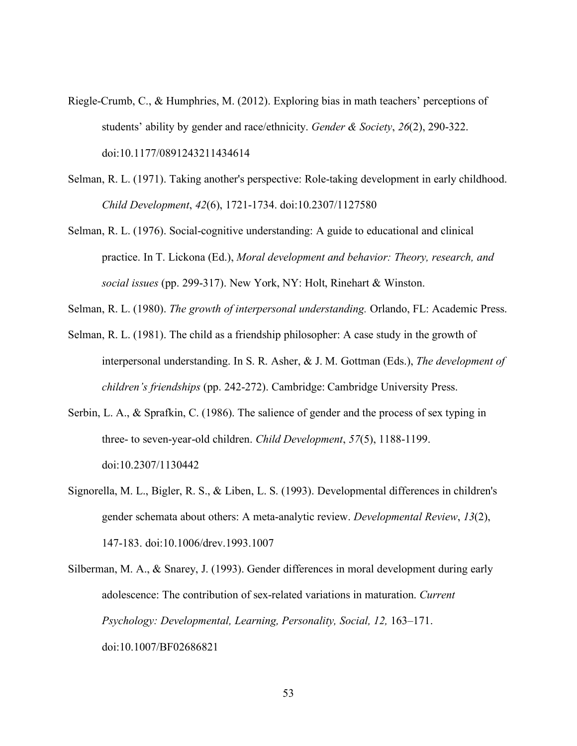Riegle-Crumb, C., & Humphries, M. (2012). Exploring bias in math teachers' perceptions of students' ability by gender and race/ethnicity. *Gender & Society*, *26*(2), 290-322. doi:10.1177/0891243211434614

Selman, R. L. (1971). Taking another's perspective: Role-taking development in early childhood. *Child Development*, *42*(6), 1721-1734. doi:10.2307/1127580

Selman, R. L. (1976). Social-cognitive understanding: A guide to educational and clinical practice. In T. Lickona (Ed.), *Moral development and behavior: Theory, research, and social issues* (pp. 299-317). New York, NY: Holt, Rinehart & Winston.

Selman, R. L. (1980). *The growth of interpersonal understanding.* Orlando, FL: Academic Press.

Selman, R. L. (1981). The child as a friendship philosopher: A case study in the growth of interpersonal understanding. In S. R. Asher, & J. M. Gottman (Eds.), *The development of children's friendships* (pp. 242-272). Cambridge: Cambridge University Press.

Serbin, L. A., & Sprafkin, C. (1986). The salience of gender and the process of sex typing in three- to seven-year-old children. *Child Development*, *57*(5), 1188-1199. doi:10.2307/1130442

Signorella, M. L., Bigler, R. S., & Liben, L. S. (1993). Developmental differences in children's gender schemata about others: A meta-analytic review. *Developmental Review*, *13*(2), 147-183. doi:10.1006/drev.1993.1007

Silberman, M. A., & Snarey, J. (1993). Gender differences in moral development during early adolescence: The contribution of sex-related variations in maturation. *Current Psychology: Developmental, Learning, Personality, Social, 12,* 163–171. doi:10.1007/BF02686821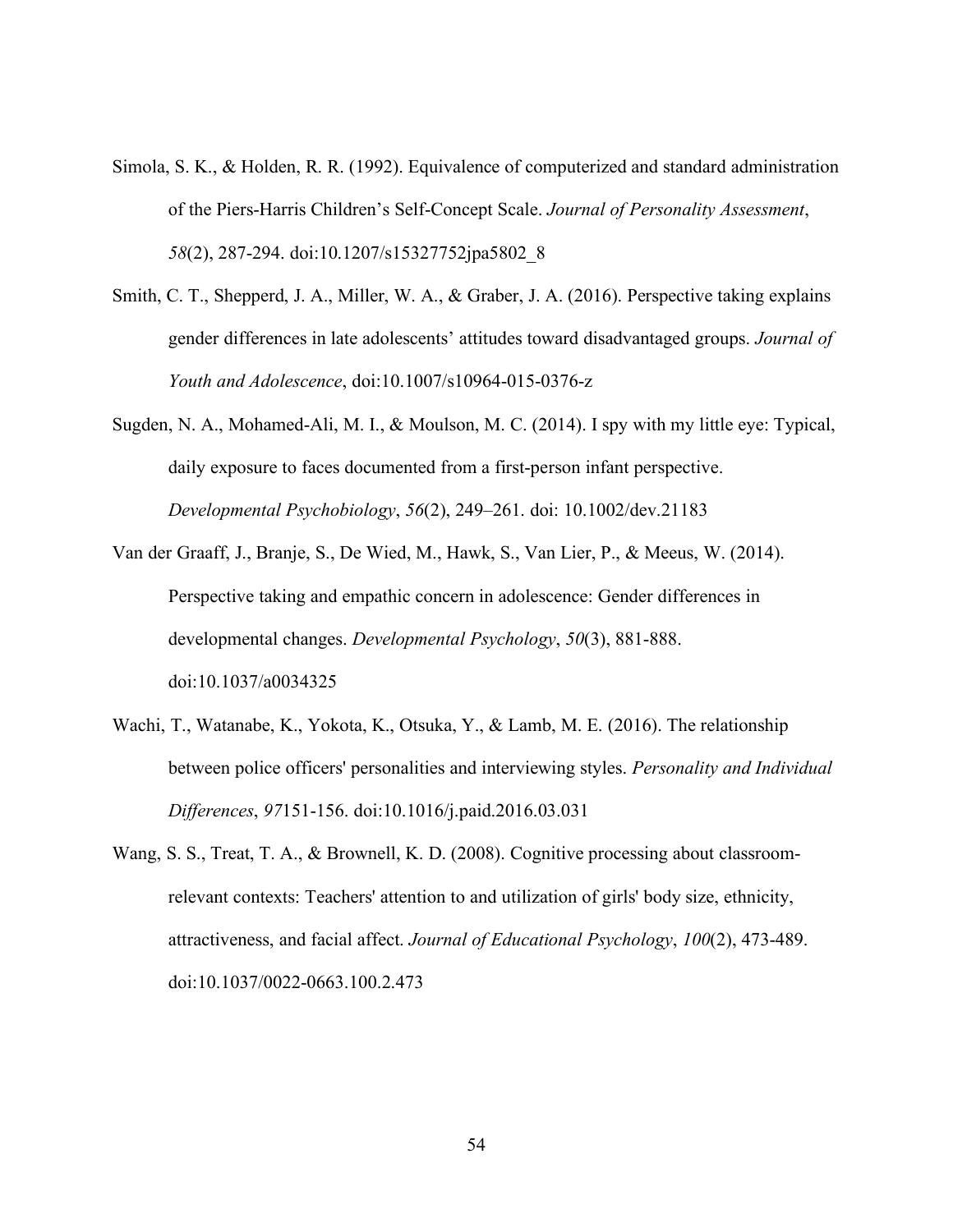Simola, S. K., & Holden, R. R. (1992). Equivalence of computerized and standard administration of the Piers-Harris Children's Self-Concept Scale. *Journal of Personality Assessment*, *58*(2), 287-294. doi:10.1207/s15327752jpa5802_8

Smith, C. T., Shepperd, J. A., Miller, W. A., & Graber, J. A. (2016). Perspective taking explains gender differences in late adolescents' attitudes toward disadvantaged groups. *Journal of Youth and Adolescence*, doi:10.1007/s10964-015-0376-z

Sugden, N. A., Mohamed-Ali, M. I., & Moulson, M. C. (2014). I spy with my little eye: Typical, daily exposure to faces documented from a first-person infant perspective. *Developmental Psychobiology*, *56*(2), 249–261. doi: 10.1002/dev.21183

Van der Graaff, J., Branje, S., De Wied, M., Hawk, S., Van Lier, P., & Meeus, W. (2014). Perspective taking and empathic concern in adolescence: Gender differences in developmental changes. *Developmental Psychology*, *50*(3), 881-888. doi:10.1037/a0034325

Wachi, T., Watanabe, K., Yokota, K., Otsuka, Y., & Lamb, M. E. (2016). The relationship between police officers' personalities and interviewing styles. *Personality and Individual Differences*, *97*151-156. doi:10.1016/j.paid.2016.03.031

Wang, S. S., Treat, T. A., & Brownell, K. D. (2008). Cognitive processing about classroom-relevant contexts: Teachers' attention to and utilization of girls' body size, ethnicity, attractiveness, and facial affect. *Journal of Educational Psychology*, *100*(2), 473-489. doi:10.1037/0022-0663.100.2.473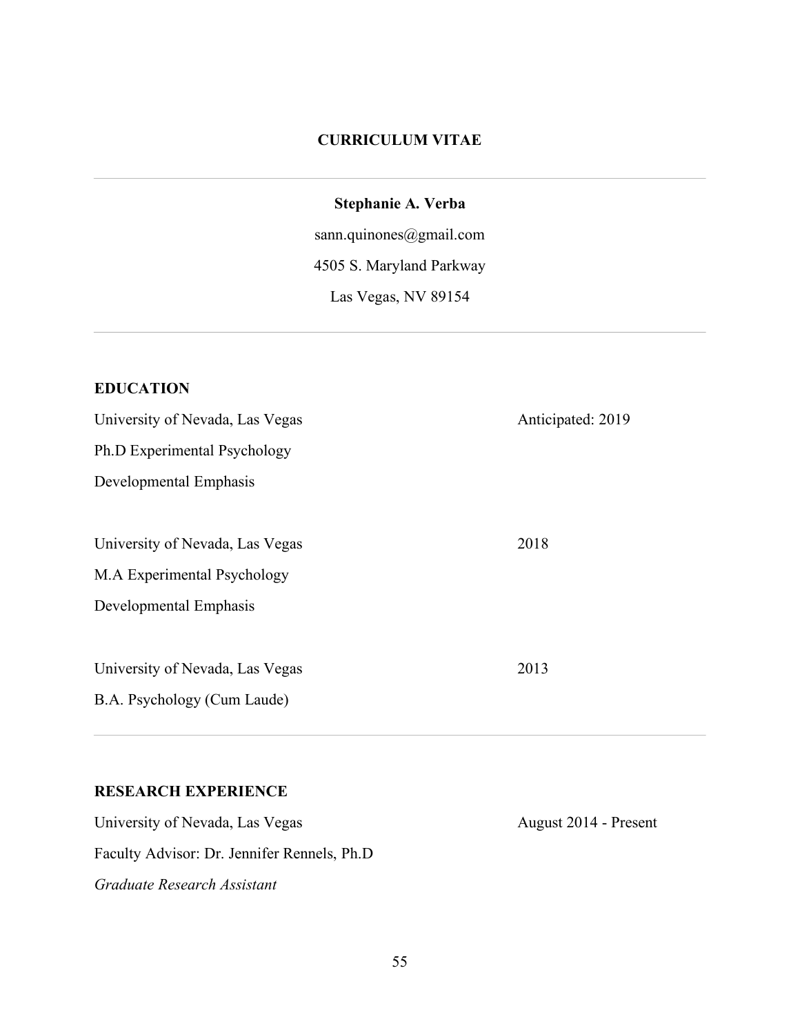**CURRICULUM VITAE**

---

**Stephanie A. Verba**

sann.quinones@gmail.com

4505 S. Maryland Parkway

Las Vegas, NV 89154

---

**EDUCATION**

University of Nevada, Las Vegas — Anticipated: 2019

Ph.D Experimental Psychology

Developmental Emphasis

University of Nevada, Las Vegas — 2018

M.A Experimental Psychology

Developmental Emphasis

University of Nevada, Las Vegas — 2013

B.A. Psychology (Cum Laude)

---

**RESEARCH EXPERIENCE**

University of Nevada, Las Vegas — August 2014 - Present

Faculty Advisor: Dr. Jennifer Rennels, Ph.D

*Graduate Research Assistant*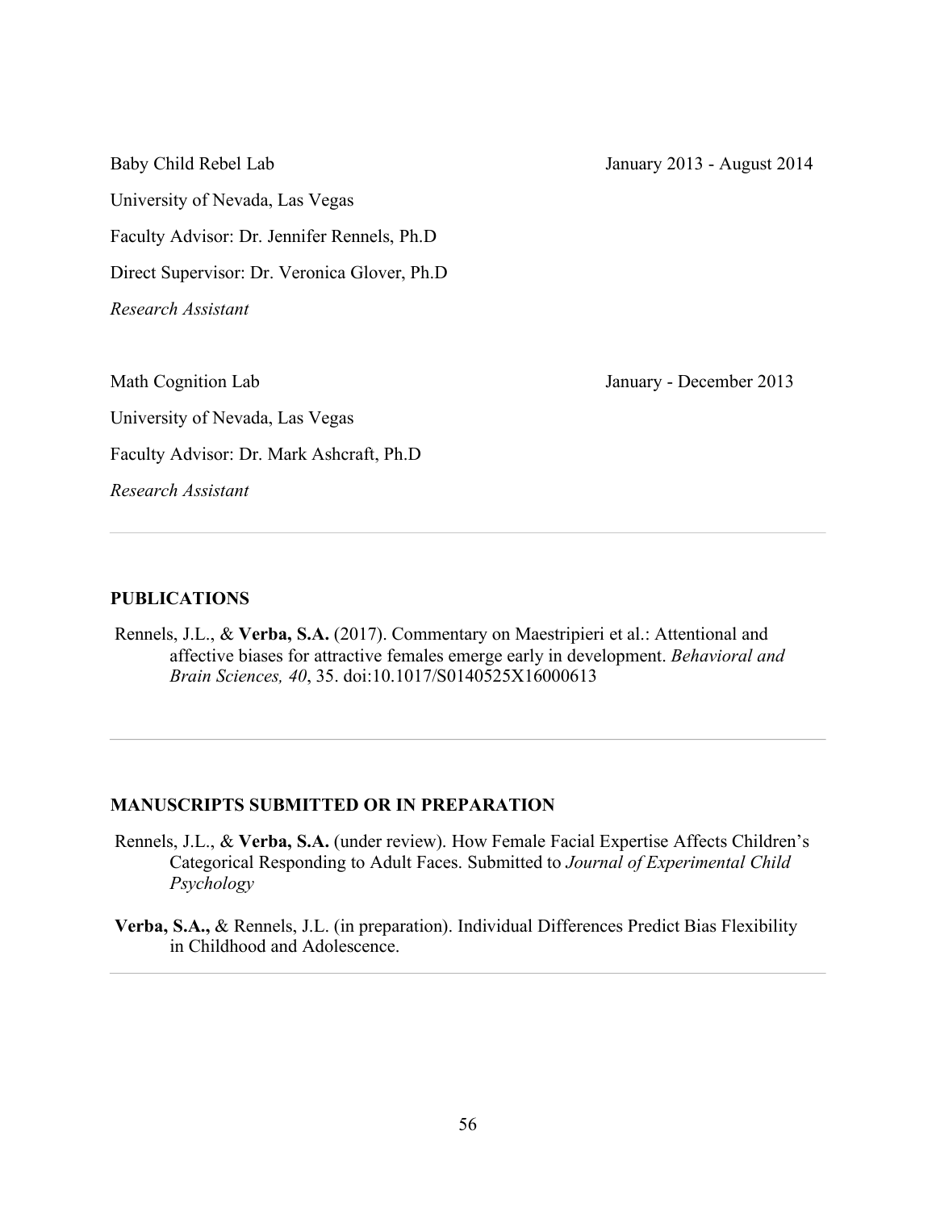Baby Child Rebel Lab — January 2013 - August 2014

University of Nevada, Las Vegas

Faculty Advisor: Dr. Jennifer Rennels, Ph.D

Direct Supervisor: Dr. Veronica Glover, Ph.D

*Research Assistant*

Math Cognition Lab — January - December 2013

University of Nevada, Las Vegas

Faculty Advisor: Dr. Mark Ashcraft, Ph.D

*Research Assistant*

---

## PUBLICATIONS

Rennels, J.L., & **Verba, S.A.** (2017). Commentary on Maestripieri et al.: Attentional and affective biases for attractive females emerge early in development. *Behavioral and Brain Sciences, 40*, 35. doi:10.1017/S0140525X16000613

---

## MANUSCRIPTS SUBMITTED OR IN PREPARATION

Rennels, J.L., & **Verba, S.A.** (under review). How Female Facial Expertise Affects Children's Categorical Responding to Adult Faces. Submitted to *Journal of Experimental Child Psychology*

**Verba, S.A.,** & Rennels, J.L. (in preparation). Individual Differences Predict Bias Flexibility in Childhood and Adolescence.

---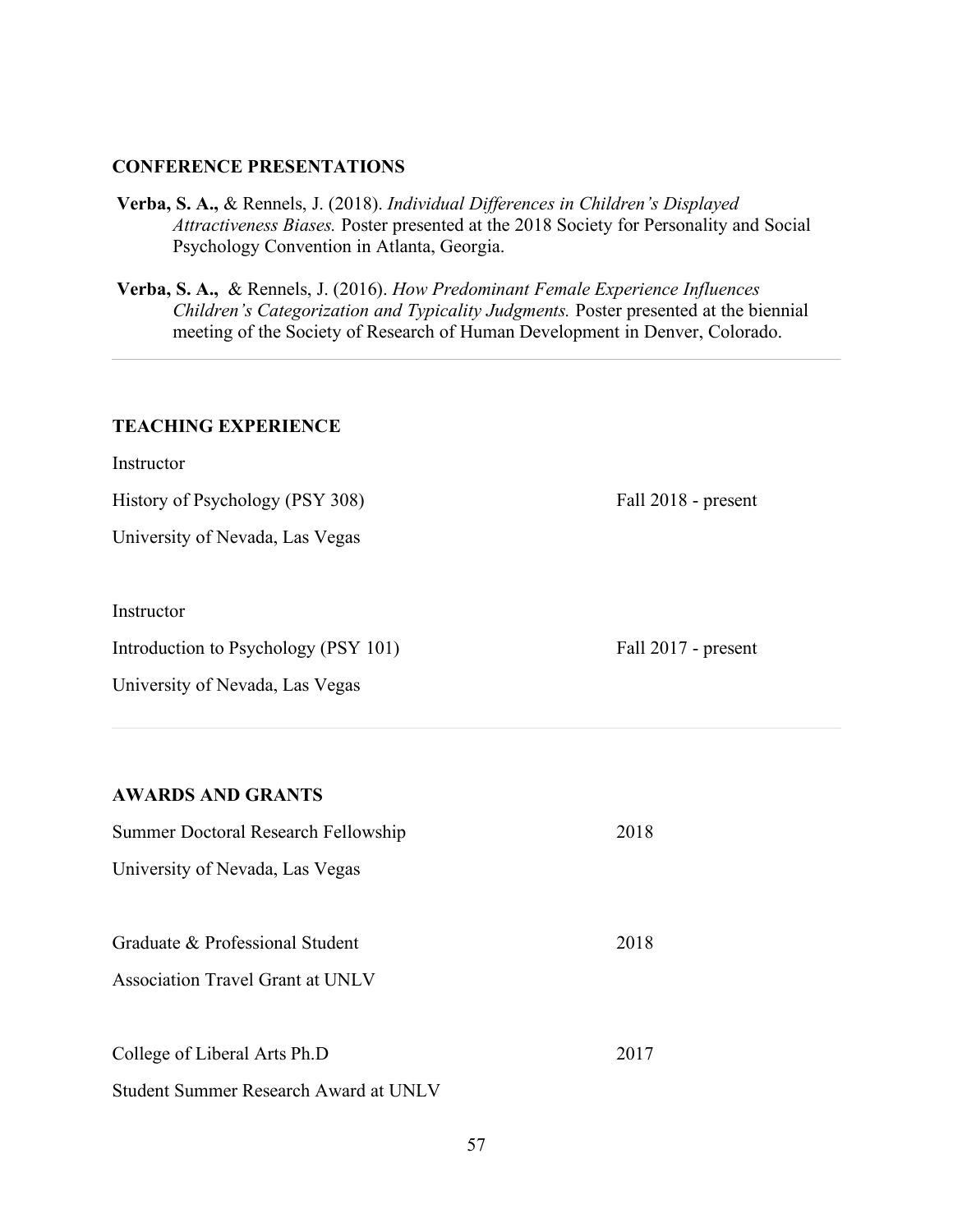## CONFERENCE PRESENTATIONS

**Verba, S. A.,** & Rennels, J. (2018). *Individual Differences in Children's Displayed Attractiveness Biases.* Poster presented at the 2018 Society for Personality and Social Psychology Convention in Atlanta, Georgia.

**Verba, S. A.,** & Rennels, J. (2016). *How Predominant Female Experience Influences Children's Categorization and Typicality Judgments.* Poster presented at the biennial meeting of the Society of Research of Human Development in Denver, Colorado.

---

## TEACHING EXPERIENCE

Instructor
History of Psychology (PSY 308) — Fall 2018 - present
University of Nevada, Las Vegas

Instructor
Introduction to Psychology (PSY 101) — Fall 2017 - present
University of Nevada, Las Vegas

---

## AWARDS AND GRANTS

Summer Doctoral Research Fellowship — 2018
University of Nevada, Las Vegas

Graduate & Professional Student — 2018
Association Travel Grant at UNLV

College of Liberal Arts Ph.D — 2017
Student Summer Research Award at UNLV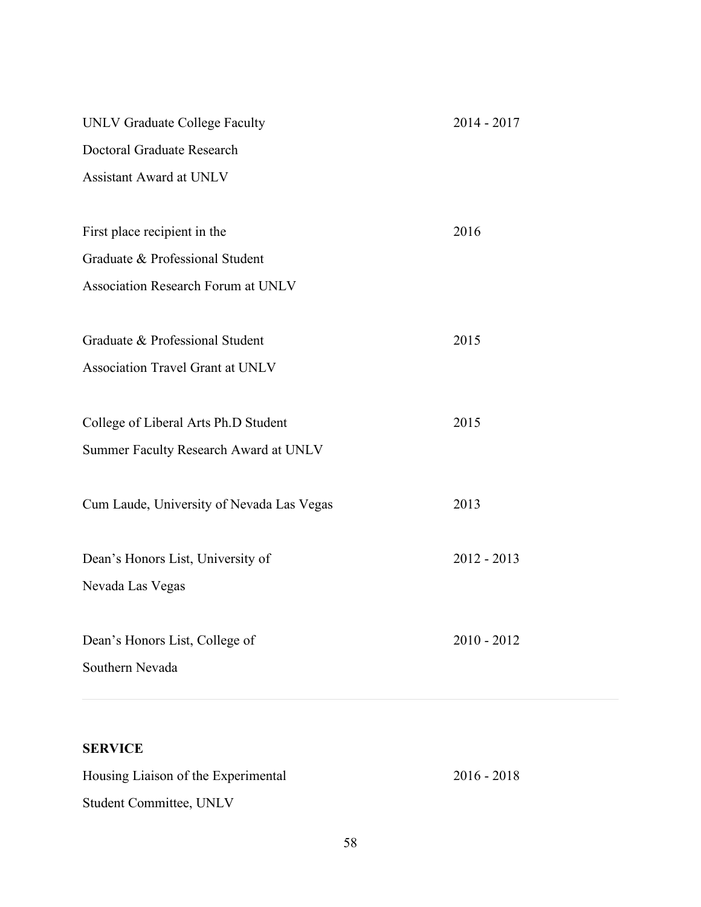| | |
|---|---|
| UNLV Graduate College Faculty Doctoral Graduate Research Assistant Award at UNLV | 2014 - 2017 |
| First place recipient in the Graduate & Professional Student Association Research Forum at UNLV | 2016 |
| Graduate & Professional Student Association Travel Grant at UNLV | 2015 |
| College of Liberal Arts Ph.D Student Summer Faculty Research Award at UNLV | 2015 |
| Cum Laude, University of Nevada Las Vegas | 2013 |
| Dean's Honors List, University of Nevada Las Vegas | 2012 - 2013 |
| Dean's Honors List, College of Southern Nevada | 2010 - 2012 |

---

**SERVICE**

| | |
|---|---|
| Housing Liaison of the Experimental Student Committee, UNLV | 2016 - 2018 |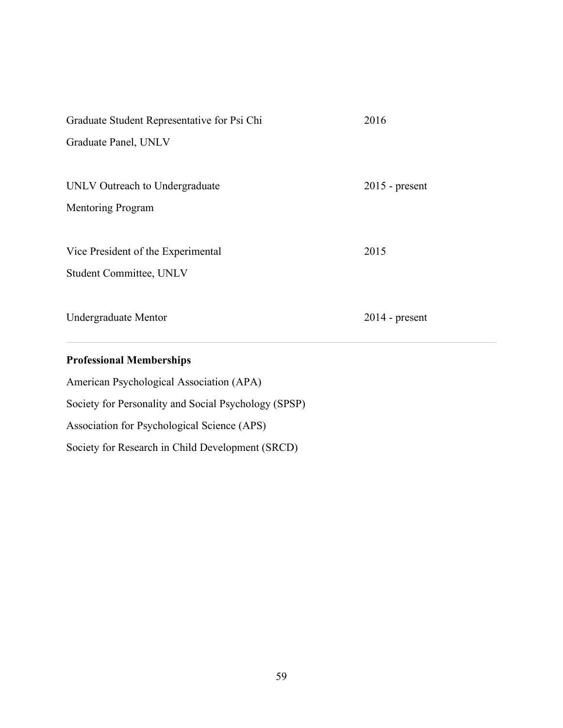| | |
|---|---|
| Graduate Student Representative for Psi Chi Graduate Panel, UNLV | 2016 |
| UNLV Outreach to Undergraduate Mentoring Program | 2015 - present |
| Vice President of the Experimental Student Committee, UNLV | 2015 |
| Undergraduate Mentor | 2014 - present |

---

**Professional Memberships**

American Psychological Association (APA)

Society for Personality and Social Psychology (SPSP)

Association for Psychological Science (APS)

Society for Research in Child Development (SRCD)